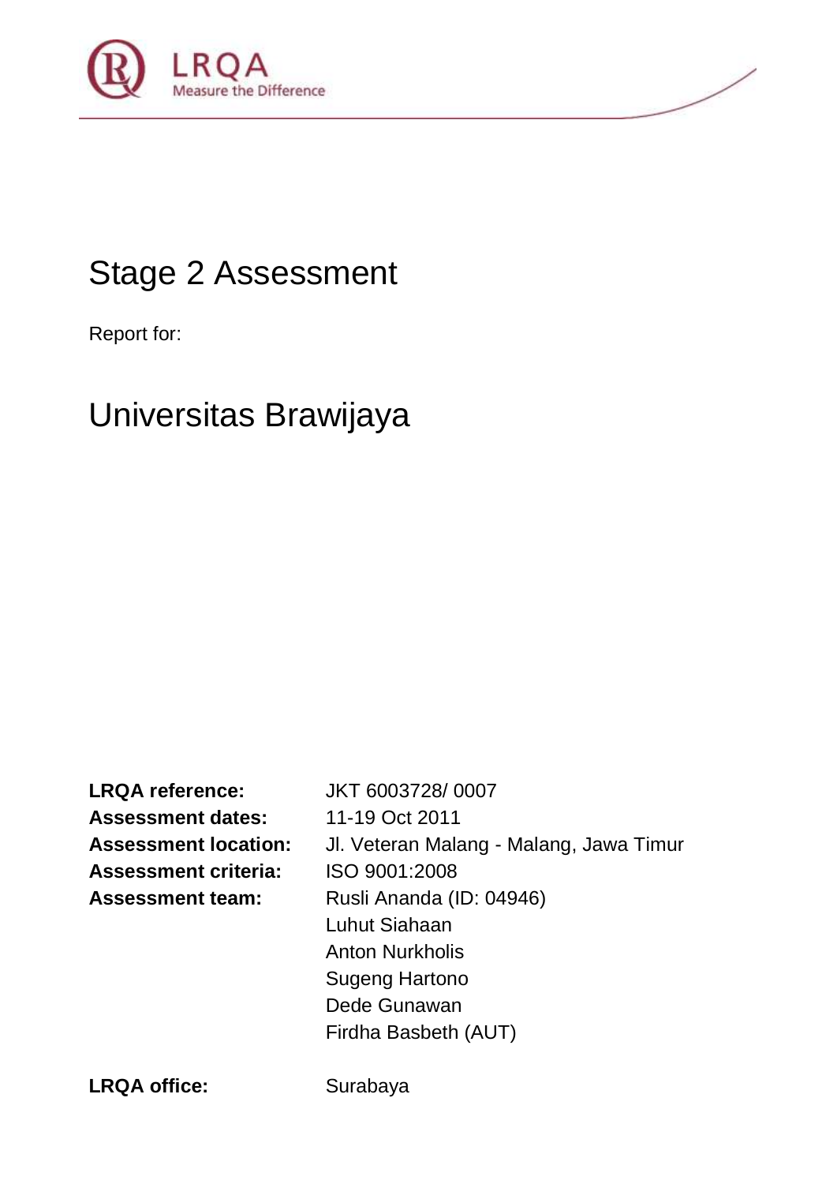LRQA
Measure the Difference

# Stage 2 Assessment

Report for:

## Universitas Brawijaya

| | |
|---|---|
| **LRQA reference:** | JKT 6003728/ 0007 |
| **Assessment dates:** | 11-19 Oct 2011 |
| **Assessment location:** | Jl. Veteran Malang - Malang, Jawa Timur |
| **Assessment criteria:** | ISO 9001:2008 |
| **Assessment team:** | Rusli Ananda (ID: 04946)<br>Luhut Siahaan<br>Anton Nurkholis<br>Sugeng Hartono<br>Dede Gunawan<br>Firdha Basbeth (AUT) |
| **LRQA office:** | Surabaya |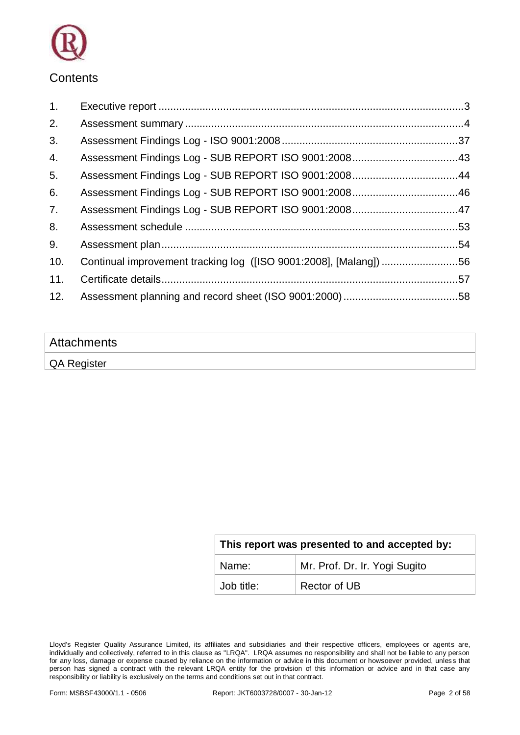## Contents

1. Executive report ....................................................................................................3
2. Assessment summary ..........................................................................................4
3. Assessment Findings Log - ISO 9001:2008 .........................................................37
4. Assessment Findings Log - SUB REPORT ISO 9001:2008 ....................................43
5. Assessment Findings Log - SUB REPORT ISO 9001:2008 ....................................44
6. Assessment Findings Log - SUB REPORT ISO 9001:2008 ....................................46
7. Assessment Findings Log - SUB REPORT ISO 9001:2008 ....................................47
8. Assessment schedule ..........................................................................................53
9. Assessment plan ..................................................................................................54
10. Continual improvement tracking log ([ISO 9001:2008], [Malang]) ..........................56
11. Certificate details ..................................................................................................57
12. Assessment planning and record sheet (ISO 9001:2000) .......................................58

| Attachments |
|---|
| QA Register |

| This report was presented to and accepted by: | |
|---|---|
| Name: | Mr. Prof. Dr. Ir. Yogi Sugito |
| Job title: | Rector of UB |

Lloyd's Register Quality Assurance Limited, its affiliates and subsidiaries and their respective officers, employees or agents are, individually and collectively, referred to in this clause as "LRQA". LRQA assumes no responsibility and shall not be liable to any person for any loss, damage or expense caused by reliance on the information or advice in this document or howsoever provided, unless that person has signed a contract with the relevant LRQA entity for the provision of this information or advice and in that case any responsibility or liability is exclusively on the terms and conditions set out in that contract.

Form: MSBSF43000/1.1 - 0506 Report: JKT6003728/0007 - 30-Jan-12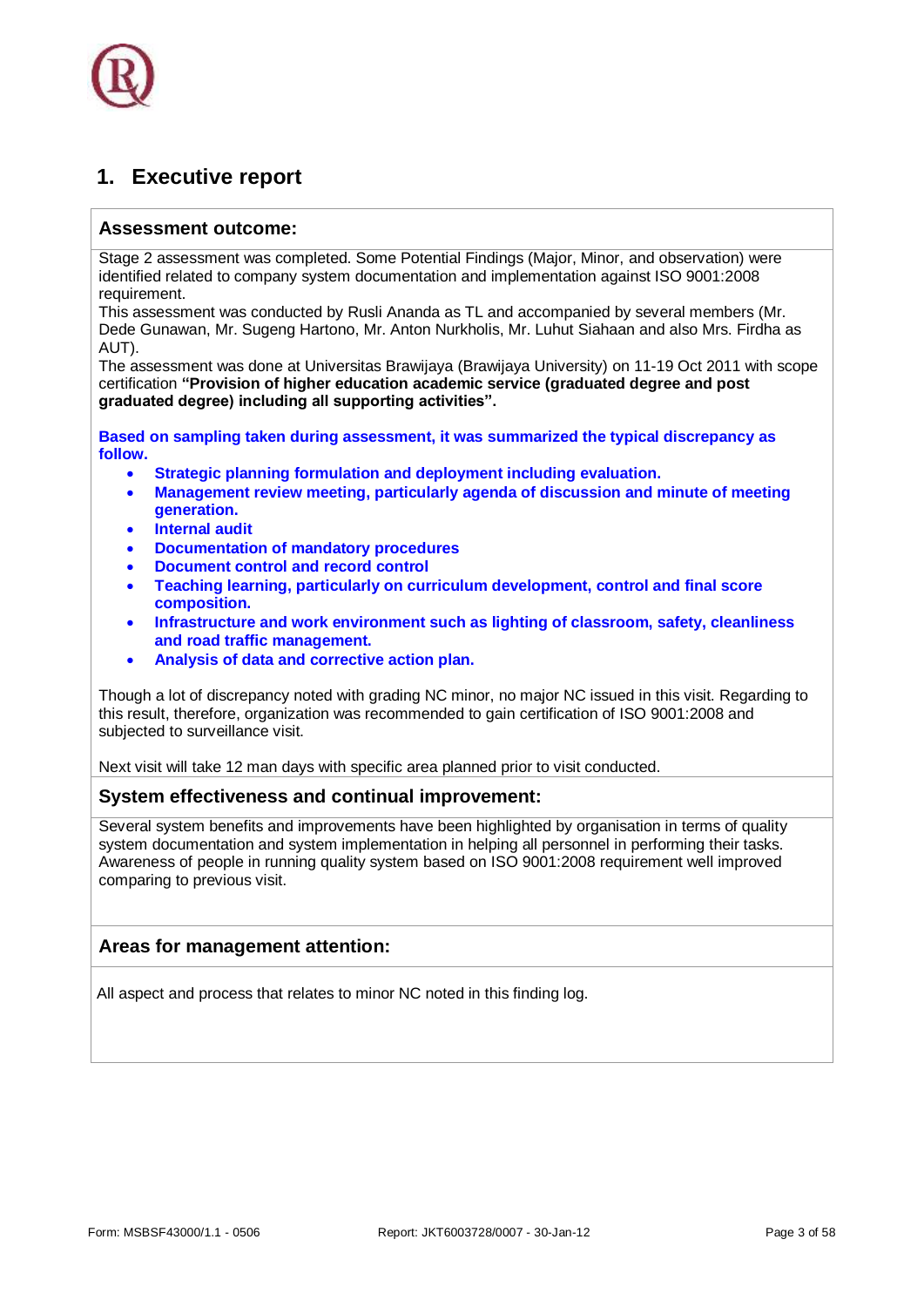# 1. Executive report

## Assessment outcome:

Stage 2 assessment was completed. Some Potential Findings (Major, Minor, and observation) were identified related to company system documentation and implementation against ISO 9001:2008 requirement.
This assessment was conducted by Rusli Ananda as TL and accompanied by several members (Mr. Dede Gunawan, Mr. Sugeng Hartono, Mr. Anton Nurkholis, Mr. Luhut Siahaan and also Mrs. Firdha as AUT).
The assessment was done at Universitas Brawijaya (Brawijaya University) on 11-19 Oct 2011 with scope certification **"Provision of higher education academic service (graduated degree and post graduated degree) including all supporting activities".**

**Based on sampling taken during assessment, it was summarized the typical discrepancy as follow.**

- **Strategic planning formulation and deployment including evaluation.**
- **Management review meeting, particularly agenda of discussion and minute of meeting generation.**
- **Internal audit**
- **Documentation of mandatory procedures**
- **Document control and record control**
- **Teaching learning, particularly on curriculum development, control and final score composition.**
- **Infrastructure and work environment such as lighting of classroom, safety, cleanliness and road traffic management.**
- **Analysis of data and corrective action plan.**

Though a lot of discrepancy noted with grading NC minor, no major NC issued in this visit. Regarding to this result, therefore, organization was recommended to gain certification of ISO 9001:2008 and subjected to surveillance visit.

Next visit will take 12 man days with specific area planned prior to visit conducted.

## System effectiveness and continual improvement:

Several system benefits and improvements have been highlighted by organisation in terms of quality system documentation and system implementation in helping all personnel in performing their tasks. Awareness of people in running quality system based on ISO 9001:2008 requirement well improved comparing to previous visit.

## Areas for management attention:

All aspect and process that relates to minor NC noted in this finding log.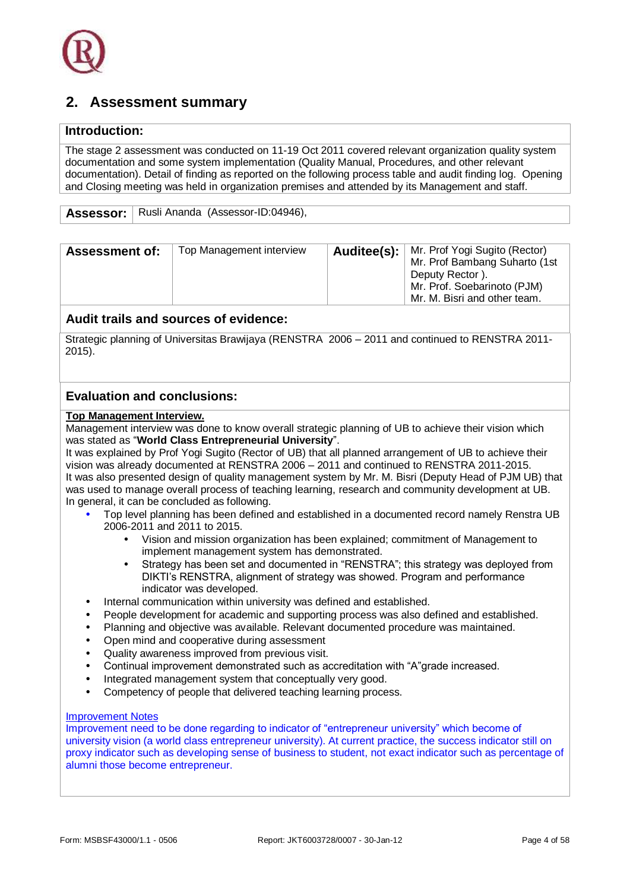## 2. Assessment summary

| **Introduction:** |
|---|
| The stage 2 assessment was conducted on 11-19 Oct 2011 covered relevant organization quality system documentation and some system implementation (Quality Manual, Procedures, and other relevant documentation). Detail of finding as reported on the following process table and audit finding log. Opening and Closing meeting was held in organization premises and attended by its Management and staff. |

| **Assessor:** | Rusli Ananda (Assessor-ID:04946), |
|---|---|

| **Assessment of:** | Top Management interview | **Auditee(s):** | Mr. Prof Yogi Sugito (Rector)<br>Mr. Prof Bambang Suharto (1st Deputy Rector ).<br>Mr. Prof. Soebarinoto (PJM)<br>Mr. M. Bisri and other team. |
|---|---|---|---|

### Audit trails and sources of evidence:

Strategic planning of Universitas Brawijaya (RENSTRA 2006 – 2011 and continued to RENSTRA 2011-2015).

### Evaluation and conclusions:

**Top Management Interview.**

Management interview was done to know overall strategic planning of UB to achieve their vision which was stated as "**World Class Entrepreneurial University**".

It was explained by Prof Yogi Sugito (Rector of UB) that all planned arrangement of UB to achieve their vision was already documented at RENSTRA 2006 – 2011 and continued to RENSTRA 2011-2015.

It was also presented design of quality management system by Mr. M. Bisri (Deputy Head of PJM UB) that was used to manage overall process of teaching learning, research and community development at UB.

In general, it can be concluded as following.

- Top level planning has been defined and established in a documented record namely Renstra UB 2006-2011 and 2011 to 2015.
  - Vision and mission organization has been explained; commitment of Management to implement management system has demonstrated.
  - Strategy has been set and documented in "RENSTRA"; this strategy was deployed from DIKTI's RENSTRA, alignment of strategy was showed. Program and performance indicator was developed.
- Internal communication within university was defined and established.
- People development for academic and supporting process was also defined and established.
- Planning and objective was available. Relevant documented procedure was maintained.
- Open mind and cooperative during assessment
- Quality awareness improved from previous visit.
- Continual improvement demonstrated such as accreditation with "A"grade increased.
- Integrated management system that conceptually very good.
- Competency of people that delivered teaching learning process.

Improvement Notes

Improvement need to be done regarding to indicator of "entrepreneur university" which become of university vision (a world class entrepreneur university). At current practice, the success indicator still on proxy indicator such as developing sense of business to student, not exact indicator such as percentage of alumni those become entrepreneur.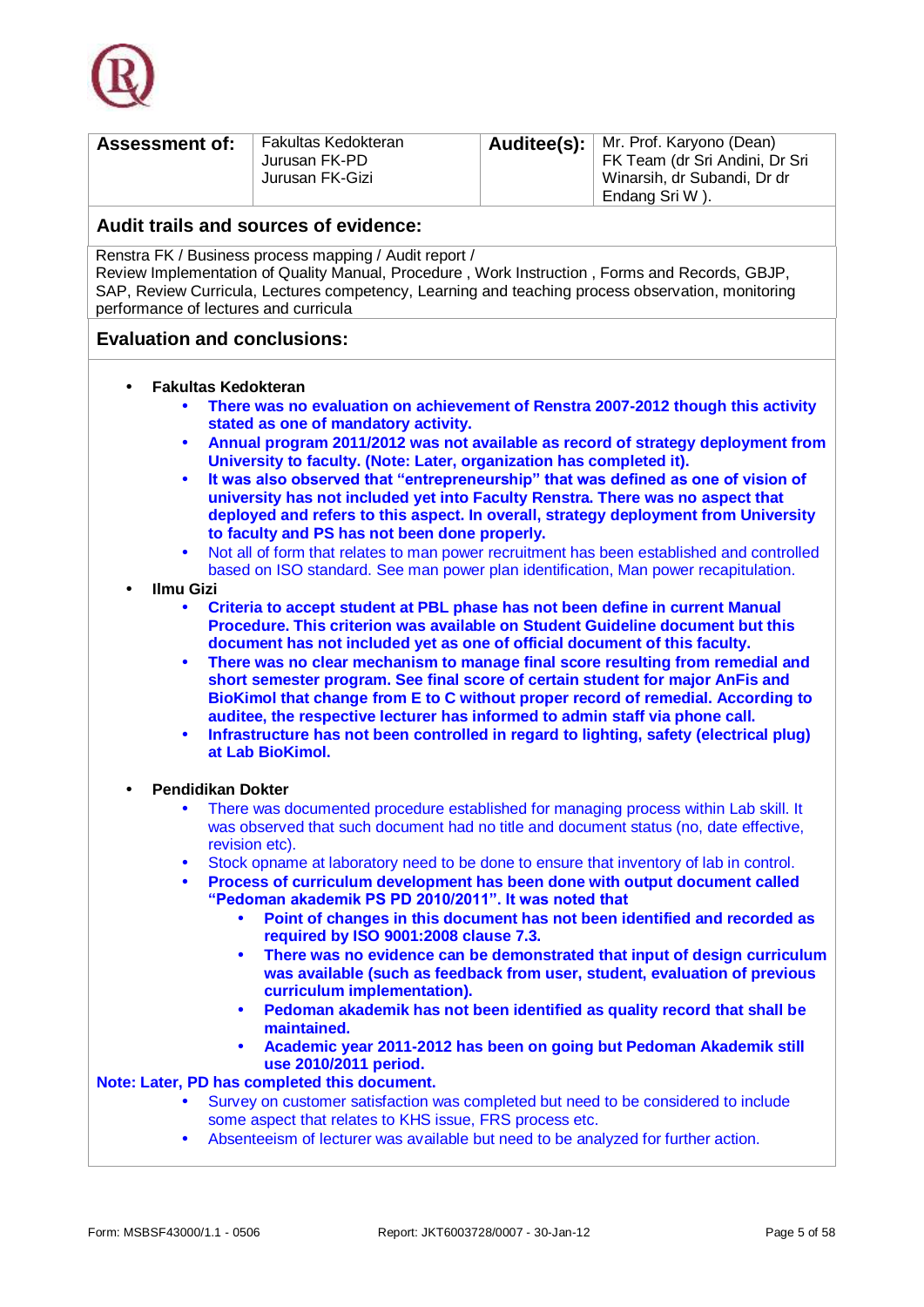| **Assessment of:** | Fakultas Kedokteran<br>Jurusan FK-PD<br>Jurusan FK-Gizi | **Auditee(s):** | Mr. Prof. Karyono (Dean)<br>FK Team (dr Sri Andini, Dr Sri Winarsih, dr Subandi, Dr dr Endang Sri W ). |
|---|---|---|---|

**Audit trails and sources of evidence:**

Renstra FK / Business process mapping / Audit report /
Review Implementation of Quality Manual, Procedure , Work Instruction , Forms and Records, GBJP, SAP, Review Curricula, Lectures competency, Learning and teaching process observation, monitoring performance of lectures and curricula

**Evaluation and conclusions:**

- **Fakultas Kedokteran**
  - **There was no evaluation on achievement of Renstra 2007-2012 though this activity stated as one of mandatory activity.**
  - **Annual program 2011/2012 was not available as record of strategy deployment from University to faculty. (Note: Later, organization has completed it).**
  - **It was also observed that "entrepreneurship" that was defined as one of vision of university has not included yet into Faculty Renstra. There was no aspect that deployed and refers to this aspect. In overall, strategy deployment from University to faculty and PS has not been done properly.**
  - Not all of form that relates to man power recruitment has been established and controlled based on ISO standard. See man power plan identification, Man power recapitulation.
- **Ilmu Gizi**
  - **Criteria to accept student at PBL phase has not been define in current Manual Procedure. This criterion was available on Student Guideline document but this document has not included yet as one of official document of this faculty.**
  - **There was no clear mechanism to manage final score resulting from remedial and short semester program. See final score of certain student for major AnFis and BioKimol that change from E to C without proper record of remedial. According to auditee, the respective lecturer has informed to admin staff via phone call.**
  - **Infrastructure has not been controlled in regard to lighting, safety (electrical plug) at Lab BioKimol.**

- **Pendidikan Dokter**
  - There was documented procedure established for managing process within Lab skill. It was observed that such document had no title and document status (no, date effective, revision etc).
  - Stock opname at laboratory need to be done to ensure that inventory of lab in control.
  - **Process of curriculum development has been done with output document called "Pedoman akademik PS PD 2010/2011". It was noted that**
    - **Point of changes in this document has not been identified and recorded as required by ISO 9001:2008 clause 7.3.**
    - **There was no evidence can be demonstrated that input of design curriculum was available (such as feedback from user, student, evaluation of previous curriculum implementation).**
    - **Pedoman akademik has not been identified as quality record that shall be maintained.**
    - **Academic year 2011-2012 has been on going but Pedoman Akademik still use 2010/2011 period.**

**Note: Later, PD has completed this document.**

  - Survey on customer satisfaction was completed but need to be considered to include some aspect that relates to KHS issue, FRS process etc.
  - Absenteeism of lecturer was available but need to be analyzed for further action.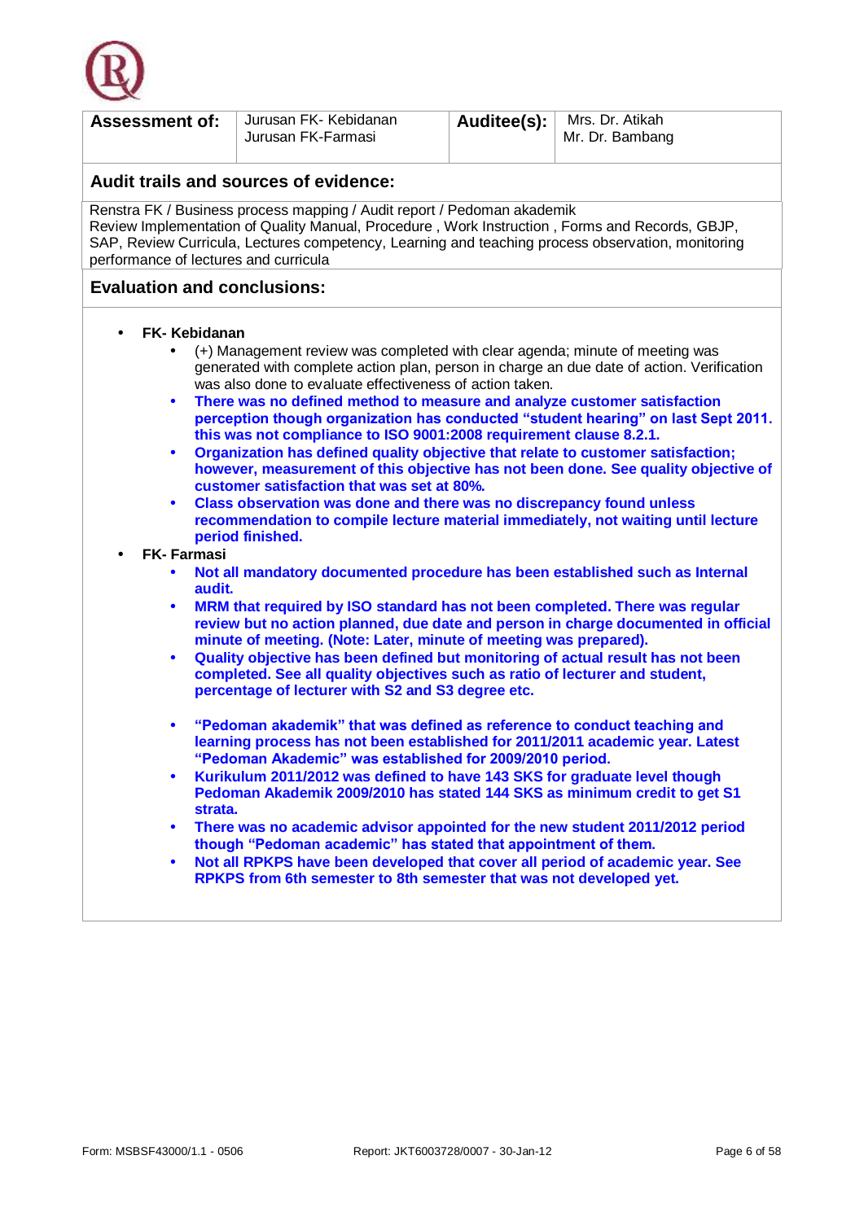| **Assessment of:** | Jurusan FK- Kebidanan<br>Jurusan FK-Farmasi | **Auditee(s):** | Mrs. Dr. Atikah<br>Mr. Dr. Bambang |
|---|---|---|---|

## Audit trails and sources of evidence:

Renstra FK / Business process mapping / Audit report / Pedoman akademik
Review Implementation of Quality Manual, Procedure , Work Instruction , Forms and Records, GBJP, SAP, Review Curricula, Lectures competency, Learning and teaching process observation, monitoring performance of lectures and curricula

## Evaluation and conclusions:

- **FK- Kebidanan**
  - (+) Management review was completed with clear agenda; minute of meeting was generated with complete action plan, person in charge an due date of action. Verification was also done to evaluate effectiveness of action taken.
  - **There was no defined method to measure and analyze customer satisfaction perception though organization has conducted "student hearing" on last Sept 2011. this was not compliance to ISO 9001:2008 requirement clause 8.2.1.**
  - **Organization has defined quality objective that relate to customer satisfaction; however, measurement of this objective has not been done. See quality objective of customer satisfaction that was set at 80%.**
  - **Class observation was done and there was no discrepancy found unless recommendation to compile lecture material immediately, not waiting until lecture period finished.**
- **FK- Farmasi**
  - **Not all mandatory documented procedure has been established such as Internal audit.**
  - **MRM that required by ISO standard has not been completed. There was regular review but no action planned, due date and person in charge documented in official minute of meeting. (Note: Later, minute of meeting was prepared).**
  - **Quality objective has been defined but monitoring of actual result has not been completed. See all quality objectives such as ratio of lecturer and student, percentage of lecturer with S2 and S3 degree etc.**
  - **"Pedoman akademik" that was defined as reference to conduct teaching and learning process has not been established for 2011/2011 academic year. Latest "Pedoman Akademic" was established for 2009/2010 period.**
  - **Kurikulum 2011/2012 was defined to have 143 SKS for graduate level though Pedoman Akademik 2009/2010 has stated 144 SKS as minimum credit to get S1 strata.**
  - **There was no academic advisor appointed for the new student 2011/2012 period though "Pedoman academic" has stated that appointment of them.**
  - **Not all RPKPS have been developed that cover all period of academic year. See RPKPS from 6th semester to 8th semester that was not developed yet.**

Form: MSBSF43000/1.1 - 0506 | Report: JKT6003728/0007 - 30-Jan-12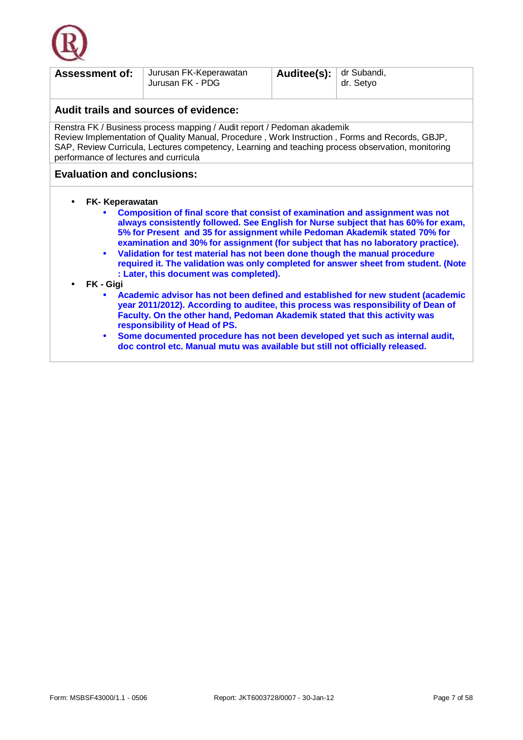| **Assessment of:** | Jurusan FK-Keperawatan<br>Jurusan FK - PDG | **Auditee(s):** | dr Subandi,<br>dr. Setyo |
|---|---|---|---|

## Audit trails and sources of evidence:

Renstra FK / Business process mapping / Audit report / Pedoman akademik
Review Implementation of Quality Manual, Procedure , Work Instruction , Forms and Records, GBJP, SAP, Review Curricula, Lectures competency, Learning and teaching process observation, monitoring performance of lectures and curricula

## Evaluation and conclusions:

- **FK- Keperawatan**
  - **Composition of final score that consist of examination and assignment was not always consistently followed. See English for Nurse subject that has 60% for exam, 5% for Present and 35 for assignment while Pedoman Akademik stated 70% for examination and 30% for assignment (for subject that has no laboratory practice).**
  - **Validation for test material has not been done though the manual procedure required it. The validation was only completed for answer sheet from student. (Note : Later, this document was completed).**
- **FK - Gigi**
  - **Academic advisor has not been defined and established for new student (academic year 2011/2012). According to auditee, this process was responsibility of Dean of Faculty. On the other hand, Pedoman Akademik stated that this activity was responsibility of Head of PS.**
  - **Some documented procedure has not been developed yet such as internal audit, doc control etc. Manual mutu was available but still not officially released.**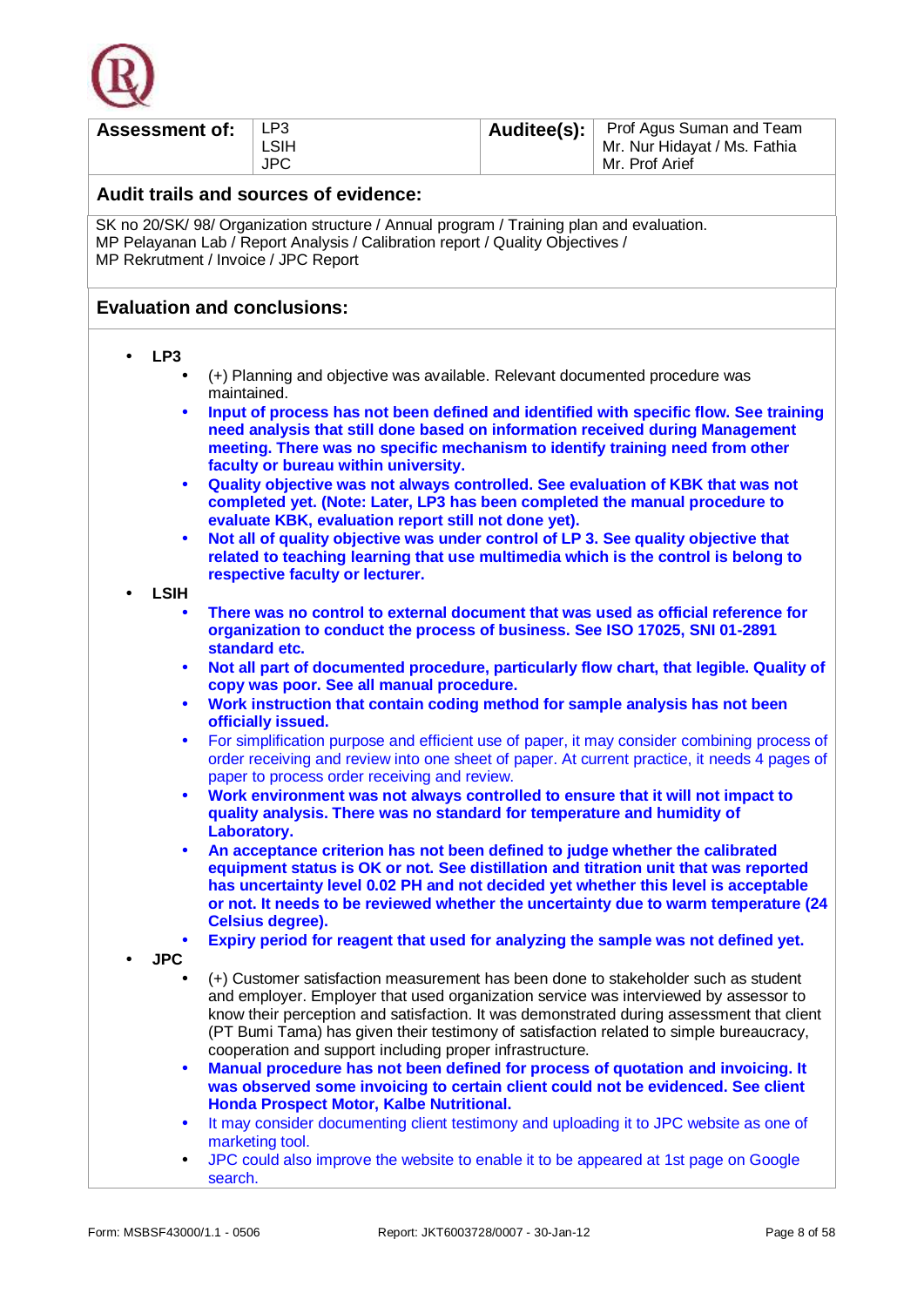| **Assessment of:** | LP3<br>LSIH<br>JPC | **Auditee(s):** | Prof Agus Suman and Team<br>Mr. Nur Hidayat / Ms. Fathia<br>Mr. Prof Arief |
|---|---|---|---|

## Audit trails and sources of evidence:

SK no 20/SK/ 98/ Organization structure / Annual program / Training plan and evaluation.
MP Pelayanan Lab / Report Analysis / Calibration report / Quality Objectives /
MP Rekrutment / Invoice / JPC Report

## Evaluation and conclusions:

- **LP3**
  - (+) Planning and objective was available. Relevant documented procedure was maintained.
  - **Input of process has not been defined and identified with specific flow. See training need analysis that still done based on information received during Management meeting. There was no specific mechanism to identify training need from other faculty or bureau within university.**
  - **Quality objective was not always controlled. See evaluation of KBK that was not completed yet. (Note: Later, LP3 has been completed the manual procedure to evaluate KBK, evaluation report still not done yet).**
  - **Not all of quality objective was under control of LP 3. See quality objective that related to teaching learning that use multimedia which is the control is belong to respective faculty or lecturer.**
- **LSIH**
  - **There was no control to external document that was used as official reference for organization to conduct the process of business. See ISO 17025, SNI 01-2891 standard etc.**
  - **Not all part of documented procedure, particularly flow chart, that legible. Quality of copy was poor. See all manual procedure.**
  - **Work instruction that contain coding method for sample analysis has not been officially issued.**
  - For simplification purpose and efficient use of paper, it may consider combining process of order receiving and review into one sheet of paper. At current practice, it needs 4 pages of paper to process order receiving and review.
  - **Work environment was not always controlled to ensure that it will not impact to quality analysis. There was no standard for temperature and humidity of Laboratory.**
  - **An acceptance criterion has not been defined to judge whether the calibrated equipment status is OK or not. See distillation and titration unit that was reported has uncertainty level 0.02 PH and not decided yet whether this level is acceptable or not. It needs to be reviewed whether the uncertainty due to warm temperature (24 Celsius degree).**
  - **Expiry period for reagent that used for analyzing the sample was not defined yet.**
- **JPC**
  - (+) Customer satisfaction measurement has been done to stakeholder such as student and employer. Employer that used organization service was interviewed by assessor to know their perception and satisfaction. It was demonstrated during assessment that client (PT Bumi Tama) has given their testimony of satisfaction related to simple bureaucracy, cooperation and support including proper infrastructure.
  - **Manual procedure has not been defined for process of quotation and invoicing. It was observed some invoicing to certain client could not be evidenced. See client Honda Prospect Motor, Kalbe Nutritional.**
  - It may consider documenting client testimony and uploading it to JPC website as one of marketing tool.
  - JPC could also improve the website to enable it to be appeared at 1st page on Google search.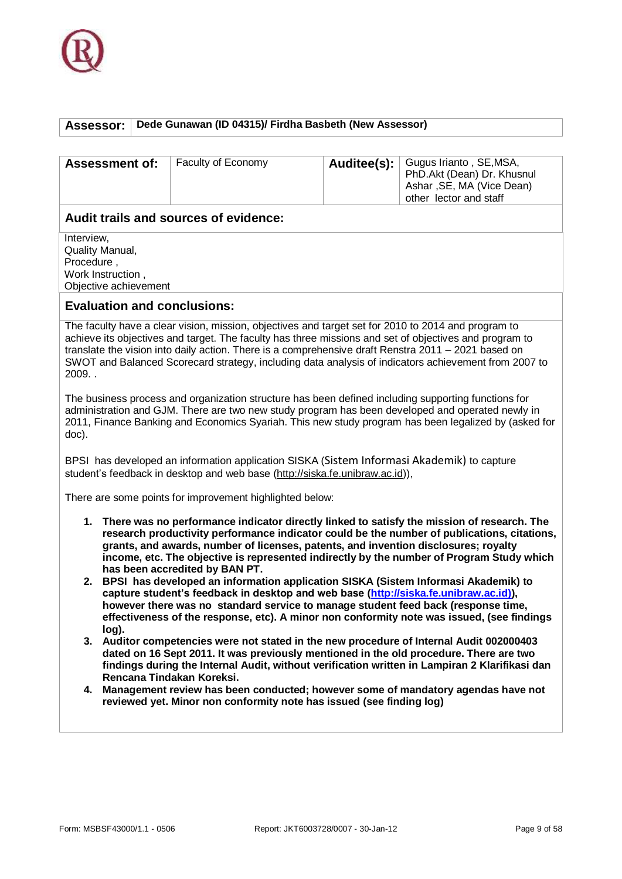| Assessor: | Dede Gunawan (ID 04315)/ Firdha Basbeth (New Assessor) |
|---|---|

| Assessment of: | Faculty of Economy | Auditee(s): | Gugus Irianto , SE,MSA, PhD.Akt (Dean) Dr. Khusnul Ashar ,SE, MA (Vice Dean) other lector and staff |
|---|---|---|---|

## Audit trails and sources of evidence:

Interview,
Quality Manual,
Procedure ,
Work Instruction ,
Objective achievement

## Evaluation and conclusions:

The faculty have a clear vision, mission, objectives and target set for 2010 to 2014 and program to achieve its objectives and target. The faculty has three missions and set of objectives and program to translate the vision into daily action. There is a comprehensive draft Renstra 2011 – 2021 based on SWOT and Balanced Scorecard strategy, including data analysis of indicators achievement from 2007 to 2009. .

The business process and organization structure has been defined including supporting functions for administration and GJM. There are two new study program has been developed and operated newly in 2011, Finance Banking and Economics Syariah. This new study program has been legalized by (asked for doc).

BPSI has developed an information application SISKA (Sistem Informasi Akademik) to capture student's feedback in desktop and web base (http://siska.fe.unibraw.ac.id)),

There are some points for improvement highlighted below:

1. **There was no performance indicator directly linked to satisfy the mission of research. The research productivity performance indicator could be the number of publications, citations, grants, and awards, number of licenses, patents, and invention disclosures; royalty income, etc. The objective is represented indirectly by the number of Program Study which has been accredited by BAN PT.**
2. **BPSI has developed an information application SISKA (Sistem Informasi Akademik) to capture student's feedback in desktop and web base (http://siska.fe.unibraw.ac.id)), however there was no standard service to manage student feed back (response time, effectiveness of the response, etc). A minor non conformity note was issued, (see findings log).**
3. **Auditor competencies were not stated in the new procedure of Internal Audit 002000403 dated on 16 Sept 2011. It was previously mentioned in the old procedure. There are two findings during the Internal Audit, without verification written in Lampiran 2 Klarifikasi dan Rencana Tindakan Koreksi.**
4. **Management review has been conducted; however some of mandatory agendas have not reviewed yet. Minor non conformity note has issued (see finding log)**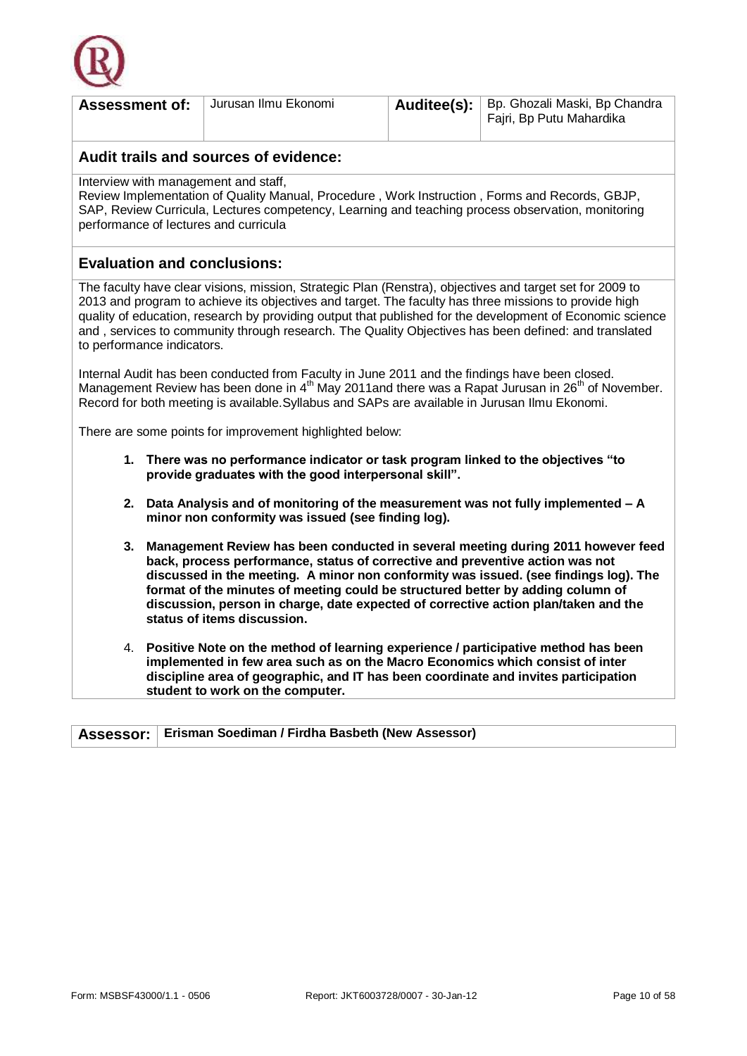| Assessment of: | Jurusan Ilmu Ekonomi | Auditee(s): | Bp. Ghozali Maski, Bp Chandra Fajri, Bp Putu Mahardika |
|---|---|---|---|

## Audit trails and sources of evidence:

Interview with management and staff,
Review Implementation of Quality Manual, Procedure , Work Instruction , Forms and Records, GBJP, SAP, Review Curricula, Lectures competency, Learning and teaching process observation, monitoring performance of lectures and curricula

## Evaluation and conclusions:

The faculty have clear visions, mission, Strategic Plan (Renstra), objectives and target set for 2009 to 2013 and program to achieve its objectives and target. The faculty has three missions to provide high quality of education, research by providing output that published for the development of Economic science and , services to community through research. The Quality Objectives has been defined: and translated to performance indicators.

Internal Audit has been conducted from Faculty in June 2011 and the findings have been closed. Management Review has been done in 4th May 2011and there was a Rapat Jurusan in 26th of November. Record for both meeting is available.Syllabus and SAPs are available in Jurusan Ilmu Ekonomi.

There are some points for improvement highlighted below:

1. **There was no performance indicator or task program linked to the objectives "to provide graduates with the good interpersonal skill".**
2. **Data Analysis and of monitoring of the measurement was not fully implemented – A minor non conformity was issued (see finding log).**
3. **Management Review has been conducted in several meeting during 2011 however feed back, process performance, status of corrective and preventive action was not discussed in the meeting. A minor non conformity was issued. (see findings log). The format of the minutes of meeting could be structured better by adding column of discussion, person in charge, date expected of corrective action plan/taken and the status of items discussion.**
4. **Positive Note on the method of learning experience / participative method has been implemented in few area such as on the Macro Economics which consist of inter discipline area of geographic, and IT has been coordinate and invites participation student to work on the computer.**

| Assessor: | Erisman Soediman / Firdha Basbeth (New Assessor) |
|---|---|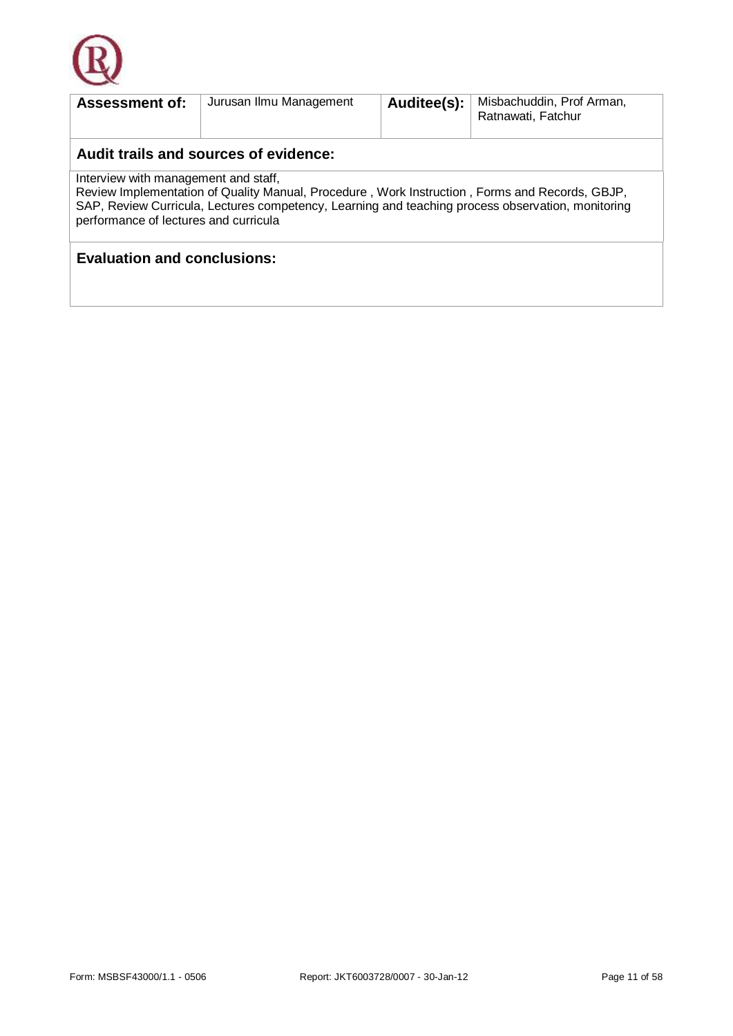| **Assessment of:** | Jurusan Ilmu Management | **Auditee(s):** | Misbachuddin, Prof Arman, Ratnawati, Fatchur |
|---|---|---|---|

### Audit trails and sources of evidence:

Interview with management and staff,
Review Implementation of Quality Manual, Procedure , Work Instruction , Forms and Records, GBJP, SAP, Review Curricula, Lectures competency, Learning and teaching process observation, monitoring performance of lectures and curricula

### Evaluation and conclusions:

Form: MSBSF43000/1.1 - 0506 Report: JKT6003728/0007 - 30-Jan-12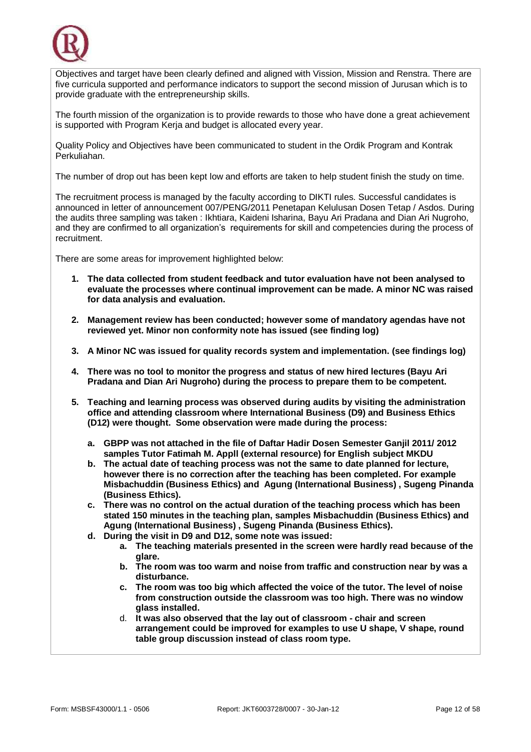Objectives and target have been clearly defined and aligned with Vission, Mission and Renstra. There are five curricula supported and performance indicators to support the second mission of Jurusan which is to provide graduate with the entrepreneurship skills.

The fourth mission of the organization is to provide rewards to those who have done a great achievement is supported with Program Kerja and budget is allocated every year.

Quality Policy and Objectives have been communicated to student in the Ordik Program and Kontrak Perkuliahan.

The number of drop out has been kept low and efforts are taken to help student finish the study on time.

The recruitment process is managed by the faculty according to DIKTI rules. Successful candidates is announced in letter of announcement 007/PENG/2011 Penetapan Kelulusan Dosen Tetap / Asdos. During the audits three sampling was taken : Ikhtiara, Kaideni Isharina, Bayu Ari Pradana and Dian Ari Nugroho, and they are confirmed to all organization's requirements for skill and competencies during the process of recruitment.

There are some areas for improvement highlighted below:

1. **The data collected from student feedback and tutor evaluation have not been analysed to evaluate the processes where continual improvement can be made. A minor NC was raised for data analysis and evaluation.**

2. **Management review has been conducted; however some of mandatory agendas have not reviewed yet. Minor non conformity note has issued (see finding log)**

3. **A Minor NC was issued for quality records system and implementation. (see findings log)**

4. **There was no tool to monitor the progress and status of new hired lectures (Bayu Ari Pradana and Dian Ari Nugroho) during the process to prepare them to be competent.**

5. **Teaching and learning process was observed during audits by visiting the administration office and attending classroom where International Business (D9) and Business Ethics (D12) were thought. Some observation were made during the process:**

   a. **GBPP was not attached in the file of Daftar Hadir Dosen Semester Ganjil 2011/ 2012 samples Tutor Fatimah M. Appll (external resource) for English subject MKDU**
   b. **The actual date of teaching process was not the same to date planned for lecture, however there is no correction after the teaching has been completed. For example Misbachuddin (Business Ethics) and Agung (International Business) , Sugeng Pinanda (Business Ethics).**
   c. **There was no control on the actual duration of the teaching process which has been stated 150 minutes in the teaching plan, samples Misbachuddin (Business Ethics) and Agung (International Business) , Sugeng Pinanda (Business Ethics).**
   d. **During the visit in D9 and D12, some note was issued:**
      a. **The teaching materials presented in the screen were hardly read because of the glare.**
      b. **The room was too warm and noise from traffic and construction near by was a disturbance.**
      c. **The room was too big which affected the voice of the tutor. The level of noise from construction outside the classroom was too high. There was no window glass installed.**
      d. **It was also observed that the lay out of classroom - chair and screen arrangement could be improved for examples to use U shape, V shape, round table group discussion instead of class room type.**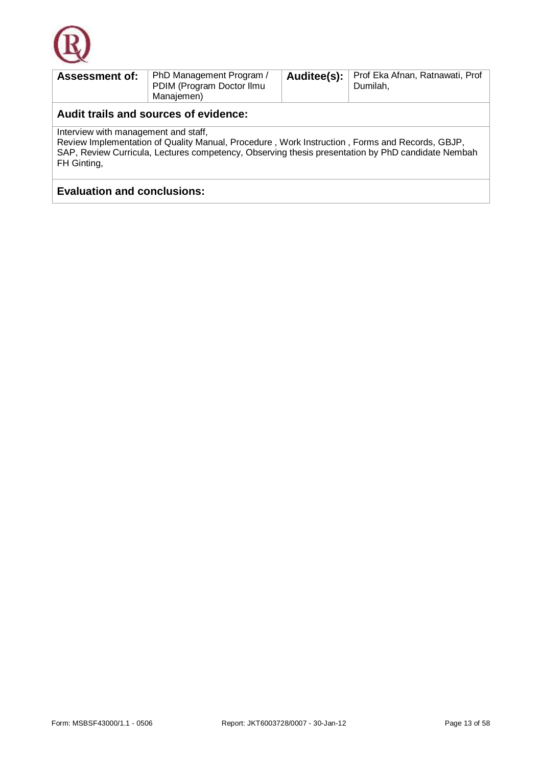| Assessment of: | PhD Management Program / PDIM (Program Doctor Ilmu Manajemen) | Auditee(s): | Prof Eka Afnan, Ratnawati, Prof Dumilah, |
|---|---|---|---|

## Audit trails and sources of evidence:

Interview with management and staff,
Review Implementation of Quality Manual, Procedure , Work Instruction , Forms and Records, GBJP, SAP, Review Curricula, Lectures competency, Observing thesis presentation by PhD candidate Nembah FH Ginting,

## Evaluation and conclusions: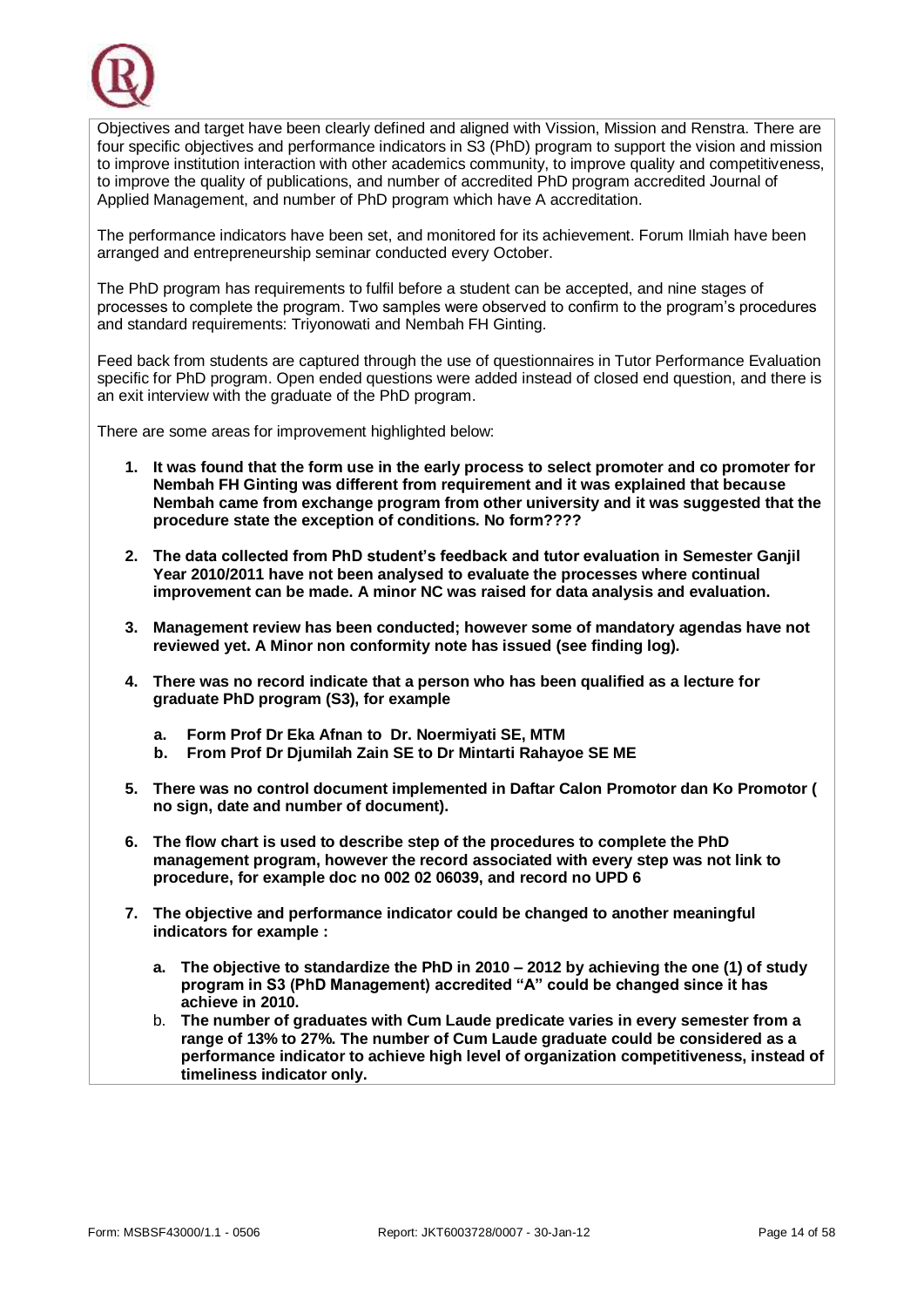Objectives and target have been clearly defined and aligned with Vission, Mission and Renstra. There are four specific objectives and performance indicators in S3 (PhD) program to support the vision and mission to improve institution interaction with other academics community, to improve quality and competitiveness, to improve the quality of publications, and number of accredited PhD program accredited Journal of Applied Management, and number of PhD program which have A accreditation.

The performance indicators have been set, and monitored for its achievement. Forum Ilmiah have been arranged and entrepreneurship seminar conducted every October.

The PhD program has requirements to fulfil before a student can be accepted, and nine stages of processes to complete the program. Two samples were observed to confirm to the program's procedures and standard requirements: Triyonowati and Nembah FH Ginting.

Feed back from students are captured through the use of questionnaires in Tutor Performance Evaluation specific for PhD program. Open ended questions were added instead of closed end question, and there is an exit interview with the graduate of the PhD program.

There are some areas for improvement highlighted below:

1. **It was found that the form use in the early process to select promoter and co promoter for Nembah FH Ginting was different from requirement and it was explained that because Nembah came from exchange program from other university and it was suggested that the procedure state the exception of conditions. No form????**

2. **The data collected from PhD student's feedback and tutor evaluation in Semester Ganjil Year 2010/2011 have not been analysed to evaluate the processes where continual improvement can be made. A minor NC was raised for data analysis and evaluation.**

3. **Management review has been conducted; however some of mandatory agendas have not reviewed yet. A Minor non conformity note has issued (see finding log).**

4. **There was no record indicate that a person who has been qualified as a lecture for graduate PhD program (S3), for example**

   a. **Form Prof Dr Eka Afnan to Dr. Noermiyati SE, MTM**
   b. **From Prof Dr Djumilah Zain SE to Dr Mintarti Rahayoe SE ME**

5. **There was no control document implemented in Daftar Calon Promotor dan Ko Promotor ( no sign, date and number of document).**

6. **The flow chart is used to describe step of the procedures to complete the PhD management program, however the record associated with every step was not link to procedure, for example doc no 002 02 06039, and record no UPD 6**

7. **The objective and performance indicator could be changed to another meaningful indicators for example :**

   a. **The objective to standardize the PhD in 2010 – 2012 by achieving the one (1) of study program in S3 (PhD Management) accredited "A" could be changed since it has achieve in 2010.**
   b. **The number of graduates with Cum Laude predicate varies in every semester from a range of 13% to 27%. The number of Cum Laude graduate could be considered as a performance indicator to achieve high level of organization competitiveness, instead of timeliness indicator only.**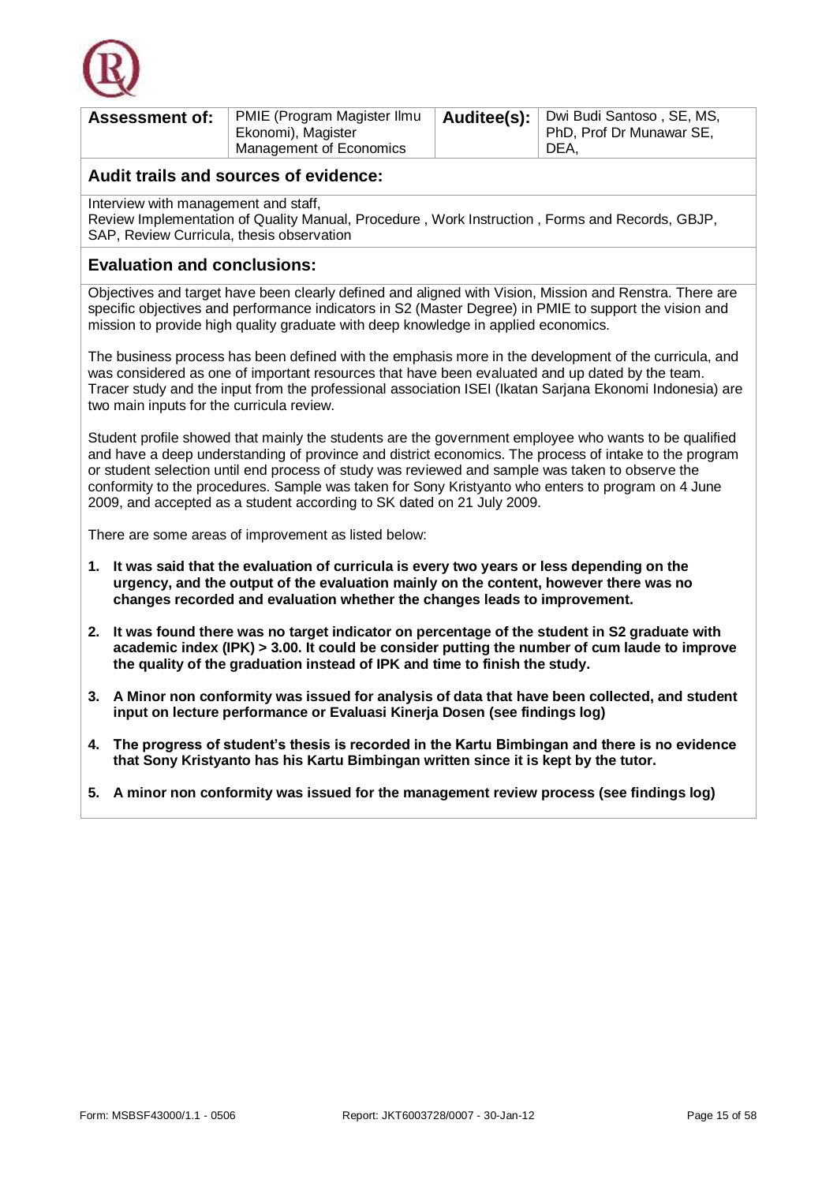| Assessment of: | PMIE (Program Magister Ilmu Ekonomi), Magister Management of Economics | Auditee(s): | Dwi Budi Santoso , SE, MS, PhD, Prof Dr Munawar SE, DEA, |
|---|---|---|---|

## Audit trails and sources of evidence:

Interview with management and staff,
Review Implementation of Quality Manual, Procedure , Work Instruction , Forms and Records, GBJP, SAP, Review Curricula, thesis observation

## Evaluation and conclusions:

Objectives and target have been clearly defined and aligned with Vision, Mission and Renstra. There are specific objectives and performance indicators in S2 (Master Degree) in PMIE to support the vision and mission to provide high quality graduate with deep knowledge in applied economics.

The business process has been defined with the emphasis more in the development of the curricula, and was considered as one of important resources that have been evaluated and up dated by the team. Tracer study and the input from the professional association ISEI (Ikatan Sarjana Ekonomi Indonesia) are two main inputs for the curricula review.

Student profile showed that mainly the students are the government employee who wants to be qualified and have a deep understanding of province and district economics. The process of intake to the program or student selection until end process of study was reviewed and sample was taken to observe the conformity to the procedures. Sample was taken for Sony Kristyanto who enters to program on 4 June 2009, and accepted as a student according to SK dated on 21 July 2009.

There are some areas of improvement as listed below:

1. **It was said that the evaluation of curricula is every two years or less depending on the urgency, and the output of the evaluation mainly on the content, however there was no changes recorded and evaluation whether the changes leads to improvement.**
2. **It was found there was no target indicator on percentage of the student in S2 graduate with academic index (IPK) > 3.00. It could be consider putting the number of cum laude to improve the quality of the graduation instead of IPK and time to finish the study.**
3. **A Minor non conformity was issued for analysis of data that have been collected, and student input on lecture performance or Evaluasi Kinerja Dosen (see findings log)**
4. **The progress of student's thesis is recorded in the Kartu Bimbingan and there is no evidence that Sony Kristyanto has his Kartu Bimbingan written since it is kept by the tutor.**
5. **A minor non conformity was issued for the management review process (see findings log)**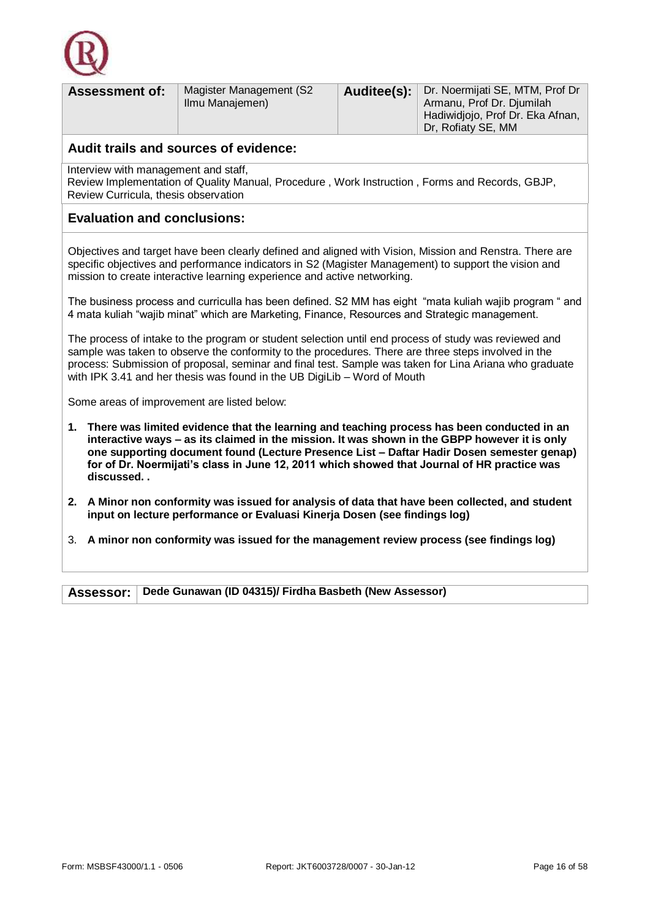| Assessment of: | Magister Management (S2 Ilmu Manajemen) | Auditee(s): | Dr. Noermijati SE, MTM, Prof Dr Armanu, Prof Dr. Djumilah Hadiwidjojo, Prof Dr. Eka Afnan, Dr, Rofiaty SE, MM |
|---|---|---|---|

## Audit trails and sources of evidence:

Interview with management and staff,
Review Implementation of Quality Manual, Procedure , Work Instruction , Forms and Records, GBJP, Review Curricula, thesis observation

## Evaluation and conclusions:

Objectives and target have been clearly defined and aligned with Vision, Mission and Renstra. There are specific objectives and performance indicators in S2 (Magister Management) to support the vision and mission to create interactive learning experience and active networking.

The business process and curriculla has been defined. S2 MM has eight "mata kuliah wajib program " and 4 mata kuliah "wajib minat" which are Marketing, Finance, Resources and Strategic management.

The process of intake to the program or student selection until end process of study was reviewed and sample was taken to observe the conformity to the procedures. There are three steps involved in the process: Submission of proposal, seminar and final test. Sample was taken for Lina Ariana who graduate with IPK 3.41 and her thesis was found in the UB DigiLib – Word of Mouth

Some areas of improvement are listed below:

1. **There was limited evidence that the learning and teaching process has been conducted in an interactive ways – as its claimed in the mission. It was shown in the GBPP however it is only one supporting document found (Lecture Presence List – Daftar Hadir Dosen semester genap) for of Dr. Noermijati's class in June 12, 2011 which showed that Journal of HR practice was discussed. .**
2. **A Minor non conformity was issued for analysis of data that have been collected, and student input on lecture performance or Evaluasi Kinerja Dosen (see findings log)**
3. **A minor non conformity was issued for the management review process (see findings log)**

| Assessor: | Dede Gunawan (ID 04315)/ Firdha Basbeth (New Assessor) |
|---|---|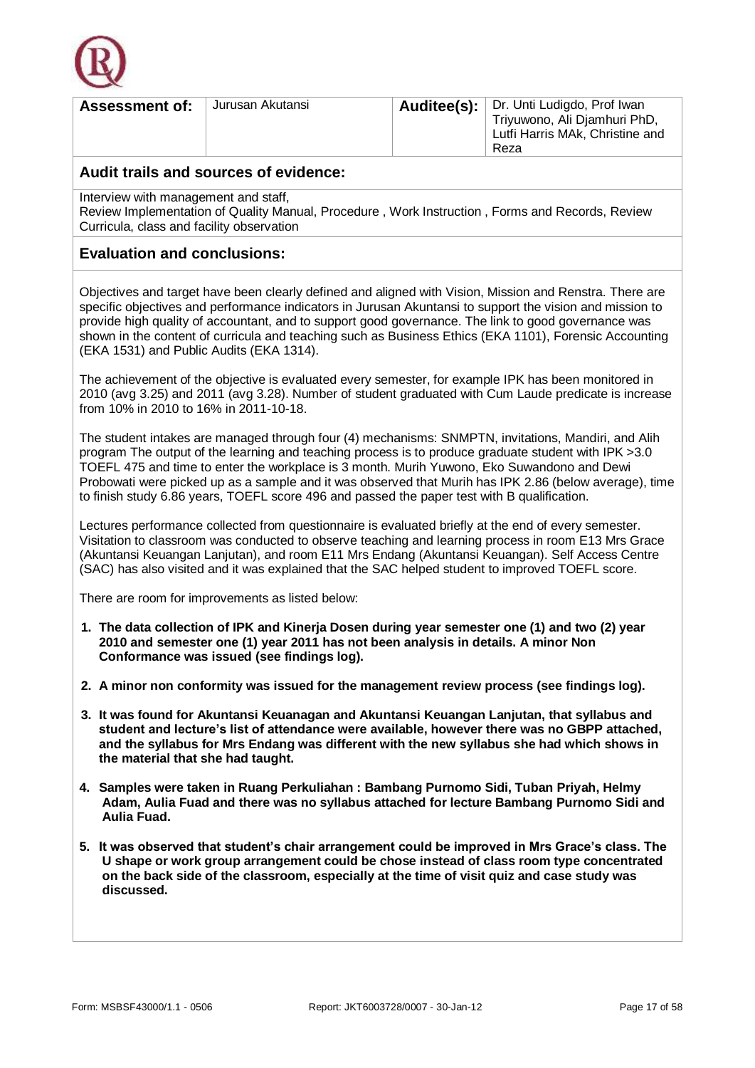| Assessment of: | Jurusan Akutansi | Auditee(s): | Dr. Unti Ludigdo, Prof Iwan Triyuwono, Ali Djamhuri PhD, Lutfi Harris MAk, Christine and Reza |
|---|---|---|---|

## Audit trails and sources of evidence:

Interview with management and staff,
Review Implementation of Quality Manual, Procedure , Work Instruction , Forms and Records, Review Curricula, class and facility observation

## Evaluation and conclusions:

Objectives and target have been clearly defined and aligned with Vision, Mission and Renstra. There are specific objectives and performance indicators in Jurusan Akuntansi to support the vision and mission to provide high quality of accountant, and to support good governance. The link to good governance was shown in the content of curricula and teaching such as Business Ethics (EKA 1101), Forensic Accounting (EKA 1531) and Public Audits (EKA 1314).

The achievement of the objective is evaluated every semester, for example IPK has been monitored in 2010 (avg 3.25) and 2011 (avg 3.28). Number of student graduated with Cum Laude predicate is increase from 10% in 2010 to 16% in 2011-10-18.

The student intakes are managed through four (4) mechanisms: SNMPTN, invitations, Mandiri, and Alih program The output of the learning and teaching process is to produce graduate student with IPK >3.0 TOEFL 475 and time to enter the workplace is 3 month. Murih Yuwono, Eko Suwandono and Dewi Probowati were picked up as a sample and it was observed that Murih has IPK 2.86 (below average), time to finish study 6.86 years, TOEFL score 496 and passed the paper test with B qualification.

Lectures performance collected from questionnaire is evaluated briefly at the end of every semester. Visitation to classroom was conducted to observe teaching and learning process in room E13 Mrs Grace (Akuntansi Keuangan Lanjutan), and room E11 Mrs Endang (Akuntansi Keuangan). Self Access Centre (SAC) has also visited and it was explained that the SAC helped student to improved TOEFL score.

There are room for improvements as listed below:

1. **The data collection of IPK and Kinerja Dosen during year semester one (1) and two (2) year 2010 and semester one (1) year 2011 has not been analysis in details. A minor Non Conformance was issued (see findings log).**
2. **A minor non conformity was issued for the management review process (see findings log).**
3. **It was found for Akuntansi Keuanagan and Akuntansi Keuangan Lanjutan, that syllabus and student and lecture's list of attendance were available, however there was no GBPP attached, and the syllabus for Mrs Endang was different with the new syllabus she had which shows in the material that she had taught.**
4. **Samples were taken in Ruang Perkuliahan : Bambang Purnomo Sidi, Tuban Priyah, Helmy Adam, Aulia Fuad and there was no syllabus attached for lecture Bambang Purnomo Sidi and Aulia Fuad.**
5. **It was observed that student's chair arrangement could be improved in Mrs Grace's class. The U shape or work group arrangement could be chose instead of class room type concentrated on the back side of the classroom, especially at the time of visit quiz and case study was discussed.**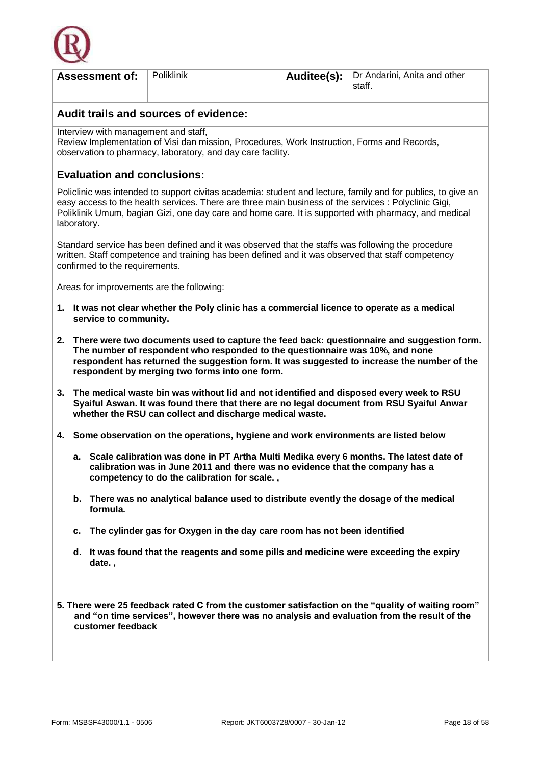| **Assessment of:** | Poliklinik | **Auditee(s):** | Dr Andarini, Anita and other staff. |
|---|---|---|---|

## Audit trails and sources of evidence:

Interview with management and staff,
Review Implementation of Visi dan mission, Procedures, Work Instruction, Forms and Records, observation to pharmacy, laboratory, and day care facility.

## Evaluation and conclusions:

Policlinic was intended to support civitas academia: student and lecture, family and for publics, to give an easy access to the health services. There are three main business of the services : Polyclinic Gigi, Poliklinik Umum, bagian Gizi, one day care and home care. It is supported with pharmacy, and medical laboratory.

Standard service has been defined and it was observed that the staffs was following the procedure written. Staff competence and training has been defined and it was observed that staff competency confirmed to the requirements.

Areas for improvements are the following:

1. **It was not clear whether the Poly clinic has a commercial licence to operate as a medical service to community.**
2. **There were two documents used to capture the feed back: questionnaire and suggestion form. The number of respondent who responded to the questionnaire was 10%, and none respondent has returned the suggestion form. It was suggested to increase the number of the respondent by merging two forms into one form.**
3. **The medical waste bin was without lid and not identified and disposed every week to RSU Syaiful Aswan. It was found there that there are no legal document from RSU Syaiful Anwar whether the RSU can collect and discharge medical waste.**
4. **Some observation on the operations, hygiene and work environments are listed below**
   a. **Scale calibration was done in PT Artha Multi Medika every 6 months. The latest date of calibration was in June 2011 and there was no evidence that the company has a competency to do the calibration for scale. ,**
   b. **There was no analytical balance used to distribute evently the dosage of the medical formula.**
   c. **The cylinder gas for Oxygen in the day care room has not been identified**
   d. **It was found that the reagents and some pills and medicine were exceeding the expiry date. ,**
5. **There were 25 feedback rated C from the customer satisfaction on the "quality of waiting room" and "on time services", however there was no analysis and evaluation from the result of the customer feedback**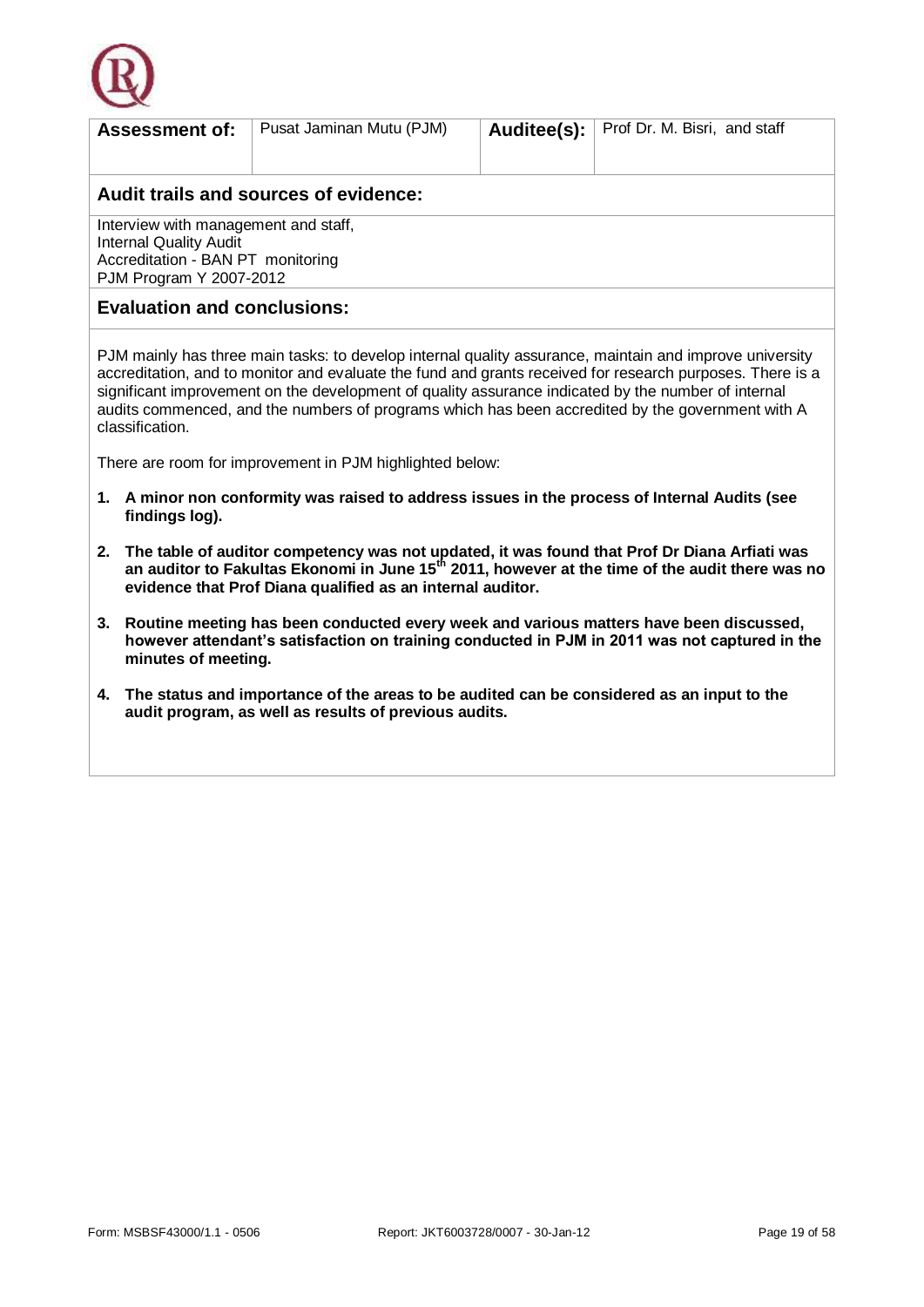| **Assessment of:** | Pusat Jaminan Mutu (PJM) | **Auditee(s):** | Prof Dr. M. Bisri, and staff |
|---|---|---|---|

## Audit trails and sources of evidence:

Interview with management and staff,
Internal Quality Audit
Accreditation - BAN PT monitoring
PJM Program Y 2007-2012

## Evaluation and conclusions:

PJM mainly has three main tasks: to develop internal quality assurance, maintain and improve university accreditation, and to monitor and evaluate the fund and grants received for research purposes. There is a significant improvement on the development of quality assurance indicated by the number of internal audits commenced, and the numbers of programs which has been accredited by the government with A classification.

There are room for improvement in PJM highlighted below:

1. **A minor non conformity was raised to address issues in the process of Internal Audits (see findings log).**
2. **The table of auditor competency was not updated, it was found that Prof Dr Diana Arfiati was an auditor to Fakultas Ekonomi in June 15th 2011, however at the time of the audit there was no evidence that Prof Diana qualified as an internal auditor.**
3. **Routine meeting has been conducted every week and various matters have been discussed, however attendant's satisfaction on training conducted in PJM in 2011 was not captured in the minutes of meeting.**
4. **The status and importance of the areas to be audited can be considered as an input to the audit program, as well as results of previous audits.**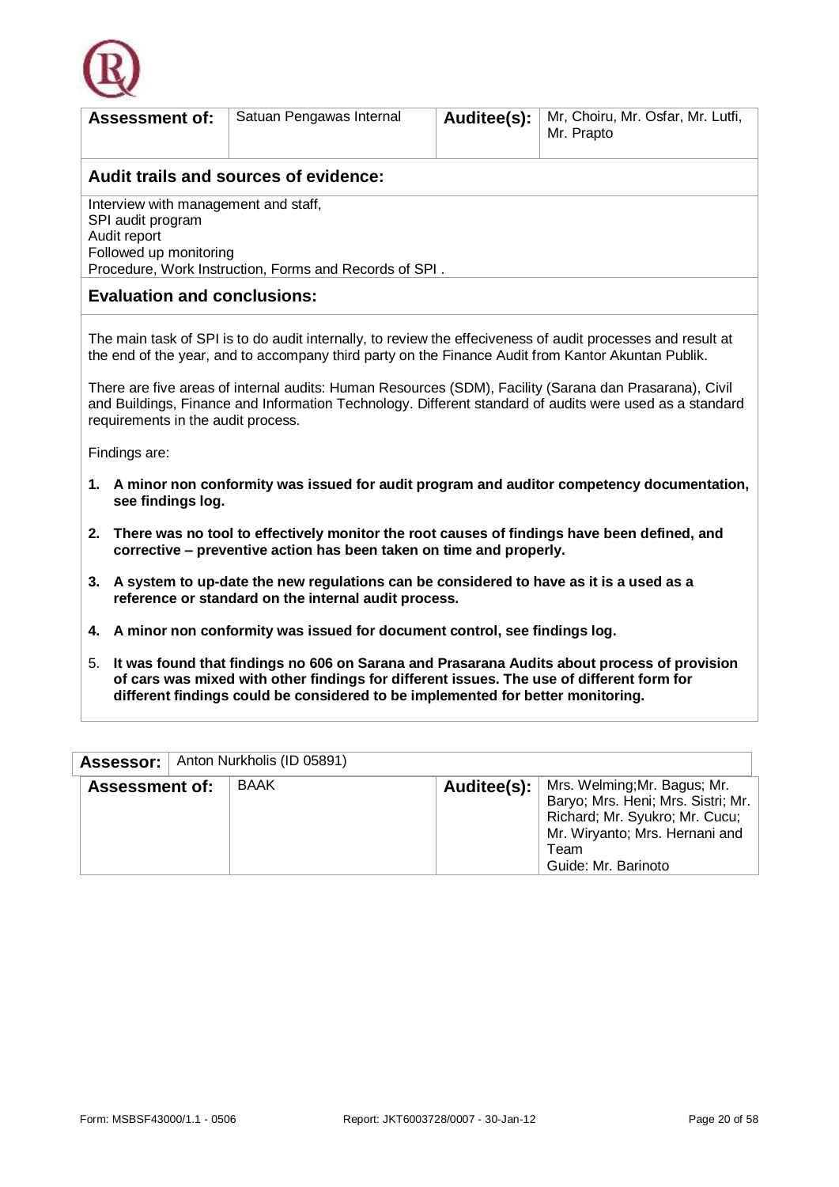| **Assessment of:** | Satuan Pengawas Internal | **Auditee(s):** | Mr, Choiru, Mr. Osfar, Mr. Lutfi, Mr. Prapto |
|---|---|---|---|

## Audit trails and sources of evidence:

Interview with management and staff,
SPI audit program
Audit report
Followed up monitoring
Procedure, Work Instruction, Forms and Records of SPI .

## Evaluation and conclusions:

The main task of SPI is to do audit internally, to review the effeciveness of audit processes and result at the end of the year, and to accompany third party on the Finance Audit from Kantor Akuntan Publik.

There are five areas of internal audits: Human Resources (SDM), Facility (Sarana dan Prasarana), Civil and Buildings, Finance and Information Technology. Different standard of audits were used as a standard requirements in the audit process.

Findings are:

1. **A minor non conformity was issued for audit program and auditor competency documentation, see findings log.**
2. **There was no tool to effectively monitor the root causes of findings have been defined, and corrective – preventive action has been taken on time and properly.**
3. **A system to up-date the new regulations can be considered to have as it is a used as a reference or standard on the internal audit process.**
4. **A minor non conformity was issued for document control, see findings log.**
5. **It was found that findings no 606 on Sarana and Prasarana Audits about process of provision of cars was mixed with other findings for different issues. The use of different form for different findings could be considered to be implemented for better monitoring.**

| **Assessor:** | Anton Nurkholis (ID 05891) | | |
|---|---|---|---|
| **Assessment of:** | BAAK | **Auditee(s):** | Mrs. Welming;Mr. Bagus; Mr. Baryo; Mrs. Heni; Mrs. Sistri; Mr. Richard; Mr. Syukro; Mr. Cucu; Mr. Wiryanto; Mrs. Hernani and Team<br>Guide: Mr. Barinoto |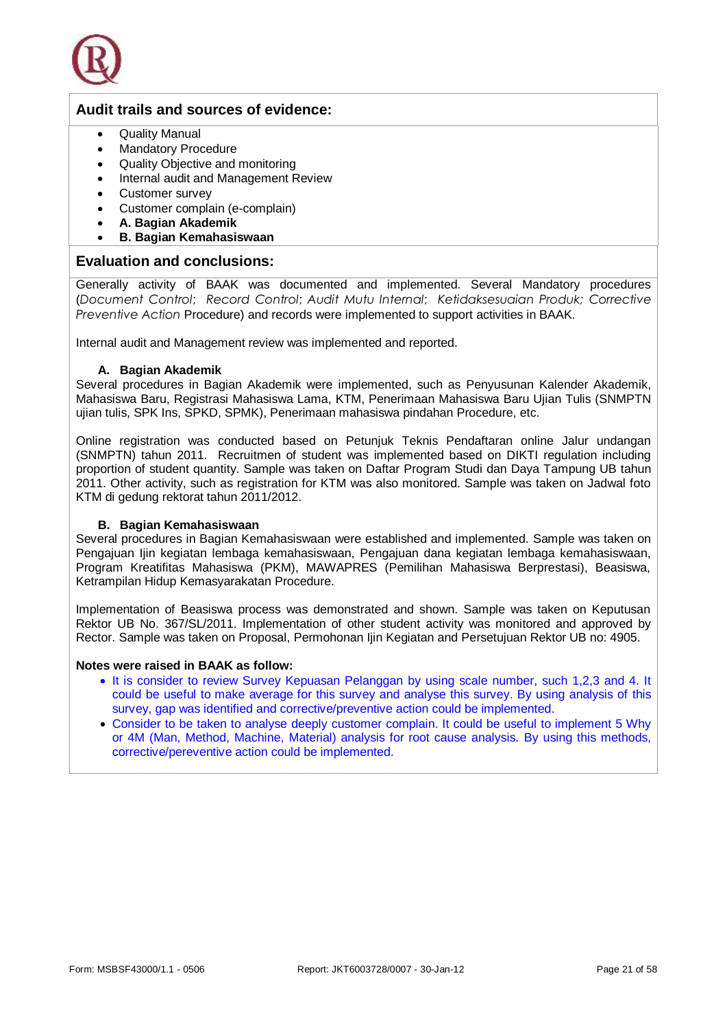## Audit trails and sources of evidence:

- Quality Manual
- Mandatory Procedure
- Quality Objective and monitoring
- Internal audit and Management Review
- Customer survey
- Customer complain (e-complain)
- **A. Bagian Akademik**
- **B. Bagian Kemahasiswaan**

## Evaluation and conclusions:

Generally activity of BAAK was documented and implemented. Several Mandatory procedures (*Document Control*; *Record Control*; *Audit Mutu Internal*; *Ketidaksesuaian Produk; Corrective Preventive Action* Procedure) and records were implemented to support activities in BAAK.

Internal audit and Management review was implemented and reported.

**A. Bagian Akademik**

Several procedures in Bagian Akademik were implemented, such as Penyusunan Kalender Akademik, Mahasiswa Baru, Registrasi Mahasiswa Lama, KTM, Penerimaan Mahasiswa Baru Ujian Tulis (SNMPTN ujian tulis, SPK Ins, SPKD, SPMK), Penerimaan mahasiswa pindahan Procedure, etc.

Online registration was conducted based on Petunjuk Teknis Pendaftaran online Jalur undangan (SNMPTN) tahun 2011. Recruitmen of student was implemented based on DIKTI regulation including proportion of student quantity. Sample was taken on Daftar Program Studi dan Daya Tampung UB tahun 2011. Other activity, such as registration for KTM was also monitored. Sample was taken on Jadwal foto KTM di gedung rektorat tahun 2011/2012.

**B. Bagian Kemahasiswaan**

Several procedures in Bagian Kemahasiswaan were established and implemented. Sample was taken on Pengajuan Ijin kegiatan lembaga kemahasiswaan, Pengajuan dana kegiatan lembaga kemahasiswaan, Program Kreatifitas Mahasiswa (PKM), MAWAPRES (Pemilihan Mahasiswa Berprestasi), Beasiswa, Ketrampilan Hidup Kemasyarakatan Procedure.

Implementation of Beasiswa process was demonstrated and shown. Sample was taken on Keputusan Rektor UB No. 367/SL/2011. Implementation of other student activity was monitored and approved by Rector. Sample was taken on Proposal, Permohonan Ijin Kegiatan and Persetujuan Rektor UB no: 4905.

**Notes were raised in BAAK as follow:**

- It is consider to review Survey Kepuasan Pelanggan by using scale number, such 1,2,3 and 4. It could be useful to make average for this survey and analyse this survey. By using analysis of this survey, gap was identified and corrective/preventive action could be implemented.
- Consider to be taken to analyse deeply customer complain. It could be useful to implement 5 Why or 4M (Man, Method, Machine, Material) analysis for root cause analysis. By using this methods, corrective/pereventive action could be implemented.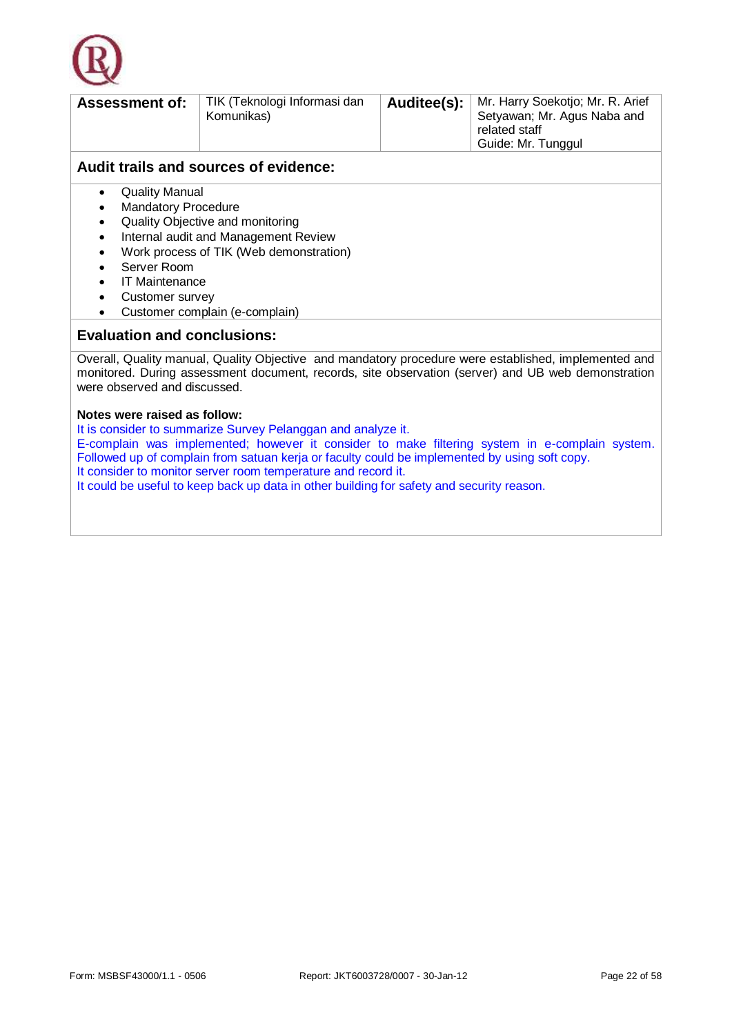| **Assessment of:** | TIK (Teknologi Informasi dan Komunikas) | **Auditee(s):** | Mr. Harry Soekotjo; Mr. R. Arief Setyawan; Mr. Agus Naba and related staff<br>Guide: Mr. Tunggul |
|---|---|---|---|

## Audit trails and sources of evidence:

- Quality Manual
- Mandatory Procedure
- Quality Objective and monitoring
- Internal audit and Management Review
- Work process of TIK (Web demonstration)
- Server Room
- IT Maintenance
- Customer survey
- Customer complain (e-complain)

## Evaluation and conclusions:

Overall, Quality manual, Quality Objective and mandatory procedure were established, implemented and monitored. During assessment document, records, site observation (server) and UB web demonstration were observed and discussed.

**Notes were raised as follow:**

It is consider to summarize Survey Pelanggan and analyze it.
E-complain was implemented; however it consider to make filtering system in e-complain system. Followed up of complain from satuan kerja or faculty could be implemented by using soft copy.
It consider to monitor server room temperature and record it.
It could be useful to keep back up data in other building for safety and security reason.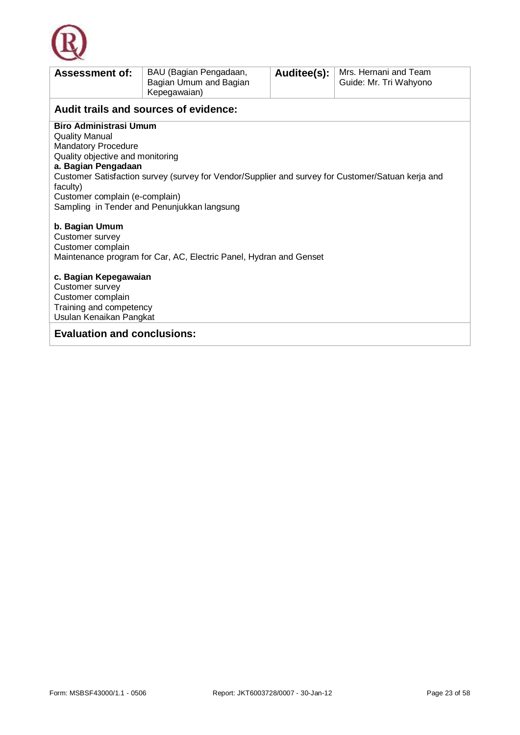| **Assessment of:** | BAU (Bagian Pengadaan, Bagian Umum and Bagian Kepegawaian) | **Auditee(s):** | Mrs. Hernani and Team<br>Guide: Mr. Tri Wahyono |
|---|---|---|---|

## Audit trails and sources of evidence:

**Biro Administrasi Umum**
Quality Manual
Mandatory Procedure
Quality objective and monitoring

**a. Bagian Pengadaan**
Customer Satisfaction survey (survey for Vendor/Supplier and survey for Customer/Satuan kerja and faculty)
Customer complain (e-complain)
Sampling in Tender and Penunjukkan langsung

**b. Bagian Umum**
Customer survey
Customer complain
Maintenance program for Car, AC, Electric Panel, Hydran and Genset

**c. Bagian Kepegawaian**
Customer survey
Customer complain
Training and competency
Usulan Kenaikan Pangkat

## Evaluation and conclusions: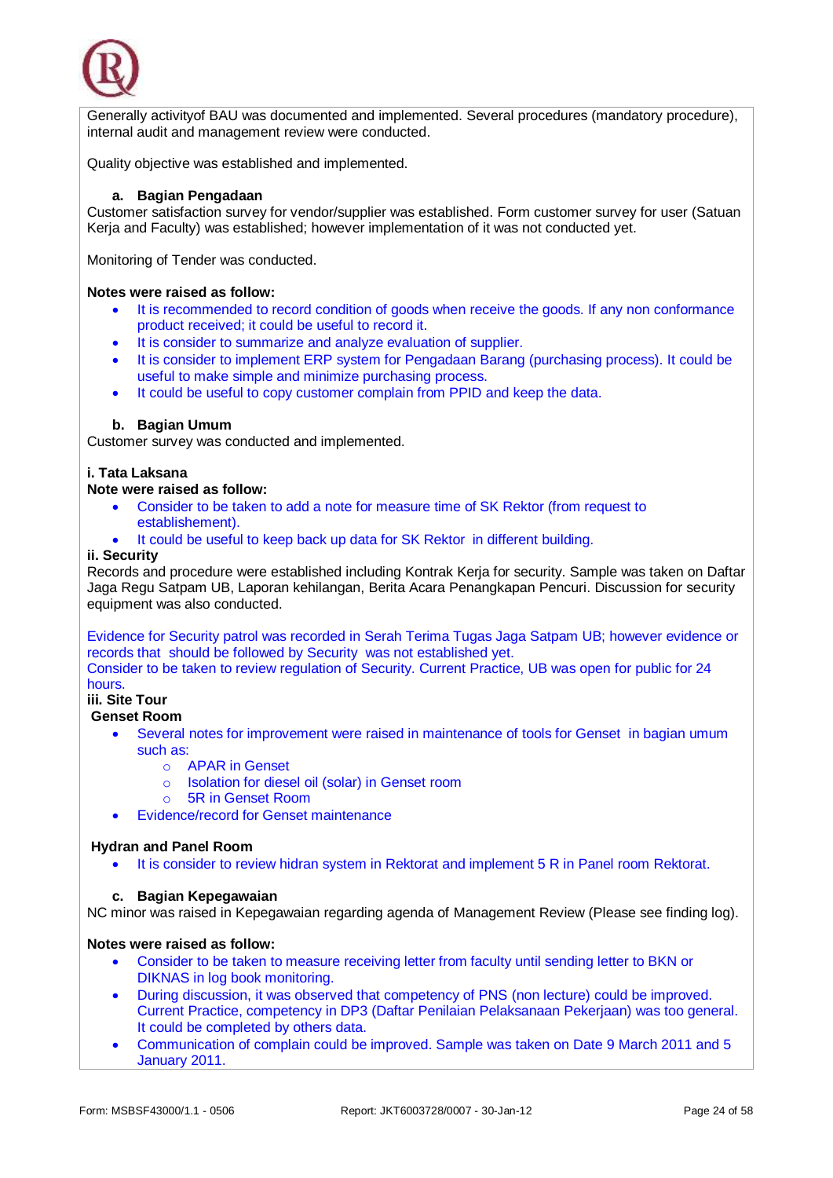Generally activityof BAU was documented and implemented. Several procedures (mandatory procedure), internal audit and management review were conducted.

Quality objective was established and implemented.

**a. Bagian Pengadaan**

Customer satisfaction survey for vendor/supplier was established. Form customer survey for user (Satuan Kerja and Faculty) was established; however implementation of it was not conducted yet.

Monitoring of Tender was conducted.

**Notes were raised as follow:**

- It is recommended to record condition of goods when receive the goods. If any non conformance product received; it could be useful to record it.
- It is consider to summarize and analyze evaluation of supplier.
- It is consider to implement ERP system for Pengadaan Barang (purchasing process). It could be useful to make simple and minimize purchasing process.
- It could be useful to copy customer complain from PPID and keep the data.

**b. Bagian Umum**

Customer survey was conducted and implemented.

**i. Tata Laksana**

**Note were raised as follow:**

- Consider to be taken to add a note for measure time of SK Rektor (from request to establishement).
- It could be useful to keep back up data for SK Rektor in different building.

**ii. Security**

Records and procedure were established including Kontrak Kerja for security. Sample was taken on Daftar Jaga Regu Satpam UB, Laporan kehilangan, Berita Acara Penangkapan Pencuri. Discussion for security equipment was also conducted.

Evidence for Security patrol was recorded in Serah Terima Tugas Jaga Satpam UB; however evidence or records that should be followed by Security was not established yet.
Consider to be taken to review regulation of Security. Current Practice, UB was open for public for 24 hours.

**iii. Site Tour**

**Genset Room**

- Several notes for improvement were raised in maintenance of tools for Genset in bagian umum such as:
  - APAR in Genset
  - Isolation for diesel oil (solar) in Genset room
  - 5R in Genset Room
- Evidence/record for Genset maintenance

**Hydran and Panel Room**

- It is consider to review hidran system in Rektorat and implement 5 R in Panel room Rektorat.

**c. Bagian Kepegawaian**

NC minor was raised in Kepegawaian regarding agenda of Management Review (Please see finding log).

**Notes were raised as follow:**

- Consider to be taken to measure receiving letter from faculty until sending letter to BKN or DIKNAS in log book monitoring.
- During discussion, it was observed that competency of PNS (non lecture) could be improved. Current Practice, competency in DP3 (Daftar Penilaian Pelaksanaan Pekerjaan) was too general. It could be completed by others data.
- Communication of complain could be improved. Sample was taken on Date 9 March 2011 and 5 January 2011.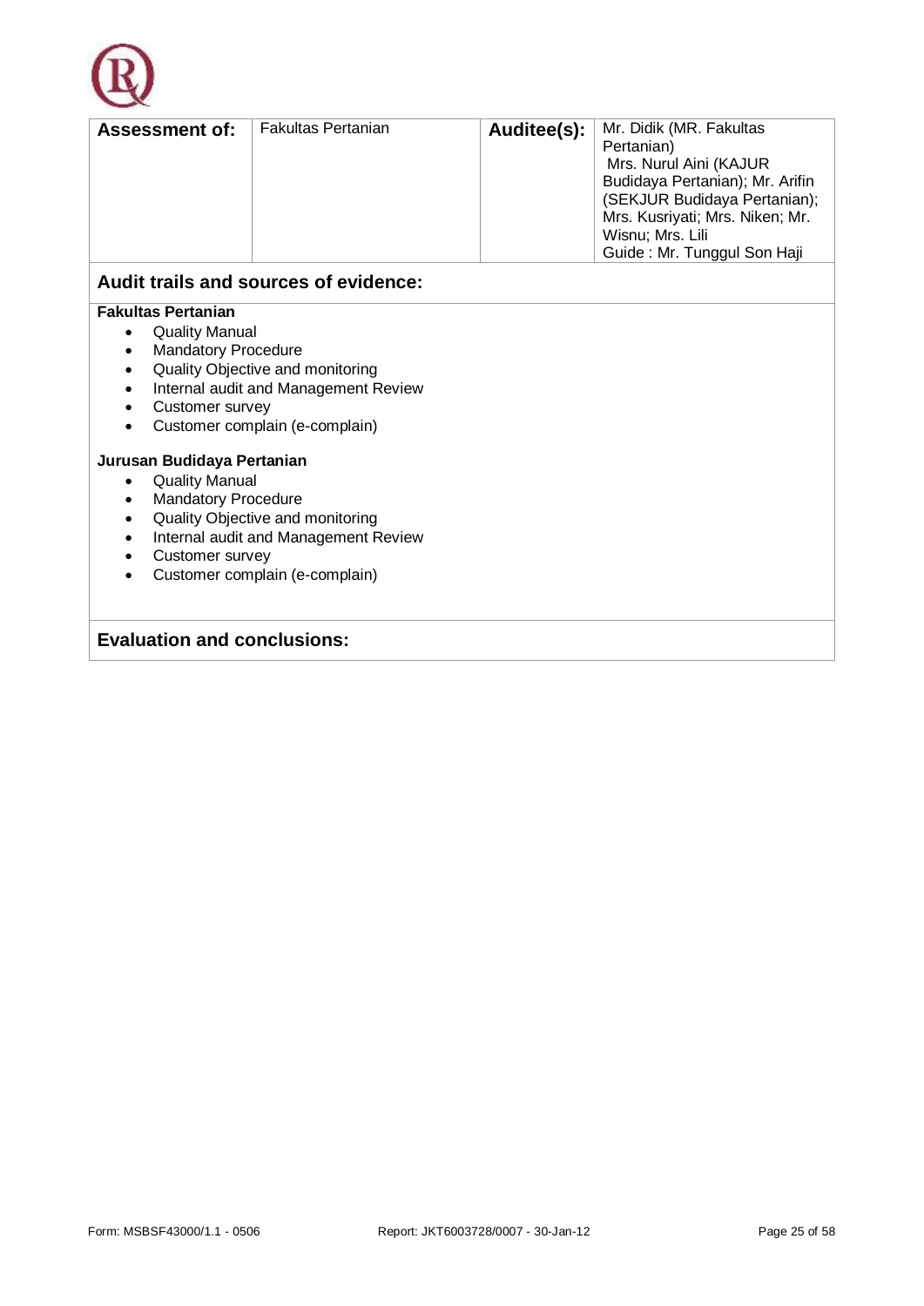| **Assessment of:** | Fakultas Pertanian | **Auditee(s):** | Mr. Didik (MR. Fakultas Pertanian)<br>Mrs. Nurul Aini (KAJUR Budidaya Pertanian); Mr. Arifin (SEKJUR Budidaya Pertanian); Mrs. Kusriyati; Mrs. Niken; Mr. Wisnu; Mrs. Lili<br>Guide : Mr. Tunggul Son Haji |
|---|---|---|---|

## Audit trails and sources of evidence:

**Fakultas Pertanian**

- Quality Manual
- Mandatory Procedure
- Quality Objective and monitoring
- Internal audit and Management Review
- Customer survey
- Customer complain (e-complain)

**Jurusan Budidaya Pertanian**

- Quality Manual
- Mandatory Procedure
- Quality Objective and monitoring
- Internal audit and Management Review
- Customer survey
- Customer complain (e-complain)

## Evaluation and conclusions: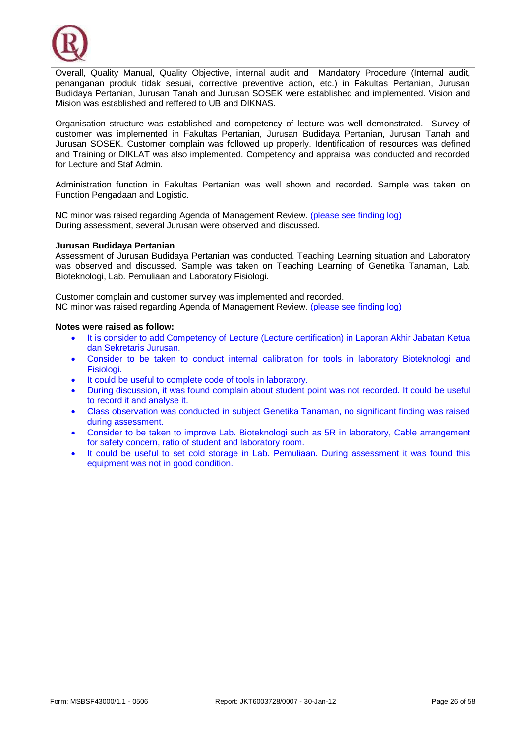Overall, Quality Manual, Quality Objective, internal audit and Mandatory Procedure (Internal audit, penanganan produk tidak sesuai, corrective preventive action, etc.) in Fakultas Pertanian, Jurusan Budidaya Pertanian, Jurusan Tanah and Jurusan SOSEK were established and implemented. Vision and Mision was established and reffered to UB and DIKNAS.

Organisation structure was established and competency of lecture was well demonstrated. Survey of customer was implemented in Fakultas Pertanian, Jurusan Budidaya Pertanian, Jurusan Tanah and Jurusan SOSEK. Customer complain was followed up properly. Identification of resources was defined and Training or DIKLAT was also implemented. Competency and appraisal was conducted and recorded for Lecture and Staf Admin.

Administration function in Fakultas Pertanian was well shown and recorded. Sample was taken on Function Pengadaan and Logistic.

NC minor was raised regarding Agenda of Management Review. (please see finding log)
During assessment, several Jurusan were observed and discussed.

**Jurusan Budidaya Pertanian**
Assessment of Jurusan Budidaya Pertanian was conducted. Teaching Learning situation and Laboratory was observed and discussed. Sample was taken on Teaching Learning of Genetika Tanaman, Lab. Bioteknologi, Lab. Pemuliaan and Laboratory Fisiologi.

Customer complain and customer survey was implemented and recorded.
NC minor was raised regarding Agenda of Management Review. (please see finding log)

**Notes were raised as follow:**

- It is consider to add Competency of Lecture (Lecture certification) in Laporan Akhir Jabatan Ketua dan Sekretaris Jurusan.
- Consider to be taken to conduct internal calibration for tools in laboratory Bioteknologi and Fisiologi.
- It could be useful to complete code of tools in laboratory.
- During discussion, it was found complain about student point was not recorded. It could be useful to record it and analyse it.
- Class observation was conducted in subject Genetika Tanaman, no significant finding was raised during assessment.
- Consider to be taken to improve Lab. Bioteknologi such as 5R in laboratory, Cable arrangement for safety concern, ratio of student and laboratory room.
- It could be useful to set cold storage in Lab. Pemuliaan. During assessment it was found this equipment was not in good condition.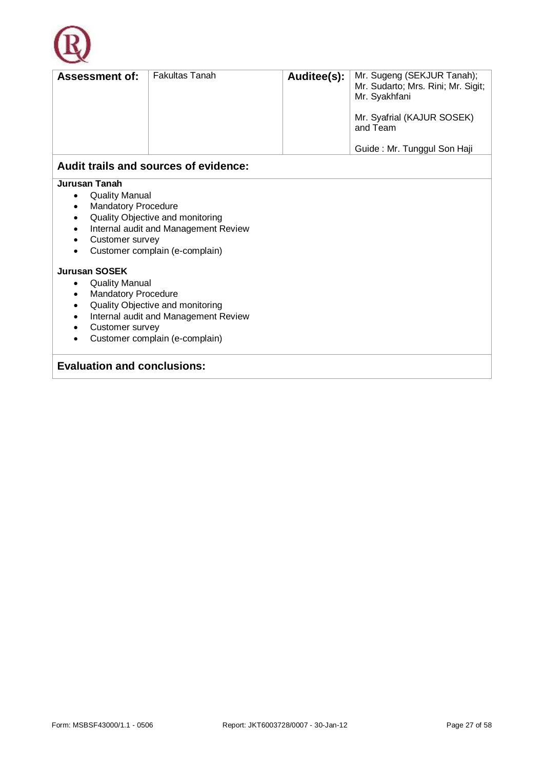| **Assessment of:** | Fakultas Tanah | **Auditee(s):** | Mr. Sugeng (SEKJUR Tanah); Mr. Sudarto; Mrs. Rini; Mr. Sigit; Mr. Syakhfani<br><br>Mr. Syafrial (KAJUR SOSEK) and Team<br><br>Guide : Mr. Tunggul Son Haji |
|---|---|---|---|

## Audit trails and sources of evidence:

**Jurusan Tanah**

- Quality Manual
- Mandatory Procedure
- Quality Objective and monitoring
- Internal audit and Management Review
- Customer survey
- Customer complain (e-complain)

**Jurusan SOSEK**

- Quality Manual
- Mandatory Procedure
- Quality Objective and monitoring
- Internal audit and Management Review
- Customer survey
- Customer complain (e-complain)

## Evaluation and conclusions: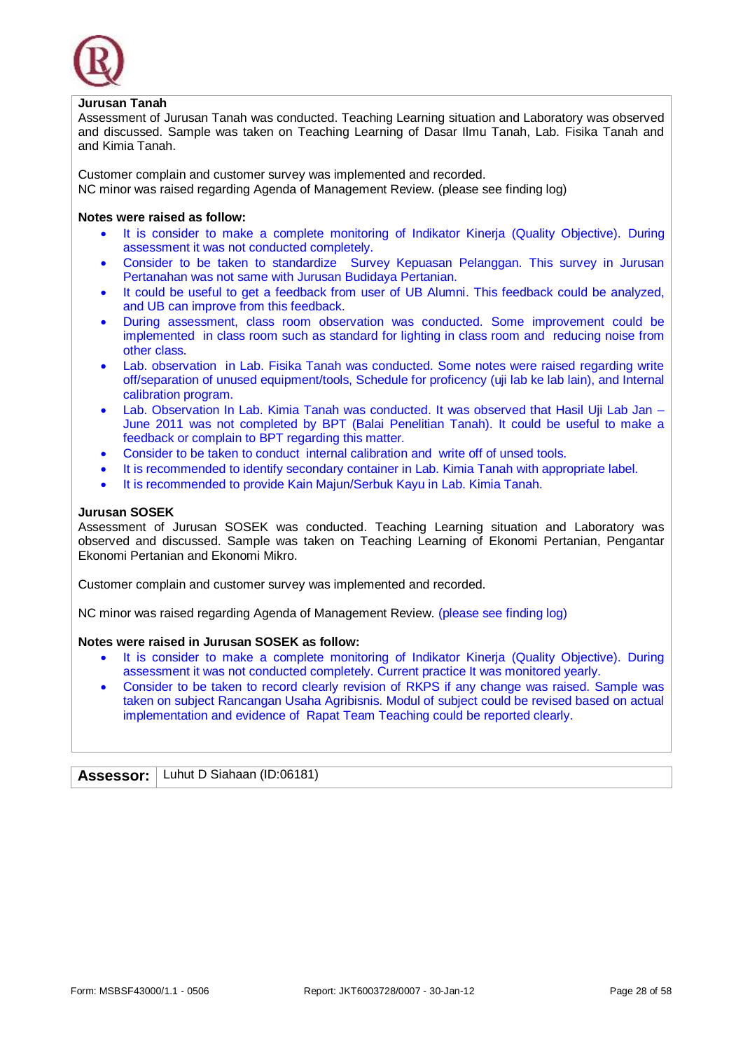**Jurusan Tanah**

Assessment of Jurusan Tanah was conducted. Teaching Learning situation and Laboratory was observed and discussed. Sample was taken on Teaching Learning of Dasar Ilmu Tanah, Lab. Fisika Tanah and and Kimia Tanah.

Customer complain and customer survey was implemented and recorded.
NC minor was raised regarding Agenda of Management Review. (please see finding log)

**Notes were raised as follow:**

- It is consider to make a complete monitoring of Indikator Kinerja (Quality Objective). During assessment it was not conducted completely.
- Consider to be taken to standardize Survey Kepuasan Pelanggan. This survey in Jurusan Pertanahan was not same with Jurusan Budidaya Pertanian.
- It could be useful to get a feedback from user of UB Alumni. This feedback could be analyzed, and UB can improve from this feedback.
- During assessment, class room observation was conducted. Some improvement could be implemented in class room such as standard for lighting in class room and reducing noise from other class.
- Lab. observation in Lab. Fisika Tanah was conducted. Some notes were raised regarding write off/separation of unused equipment/tools, Schedule for proficency (uji lab ke lab lain), and Internal calibration program.
- Lab. Observation In Lab. Kimia Tanah was conducted. It was observed that Hasil Uji Lab Jan – June 2011 was not completed by BPT (Balai Penelitian Tanah). It could be useful to make a feedback or complain to BPT regarding this matter.
- Consider to be taken to conduct internal calibration and write off of unsed tools.
- It is recommended to identify secondary container in Lab. Kimia Tanah with appropriate label.
- It is recommended to provide Kain Majun/Serbuk Kayu in Lab. Kimia Tanah.

**Jurusan SOSEK**

Assessment of Jurusan SOSEK was conducted. Teaching Learning situation and Laboratory was observed and discussed. Sample was taken on Teaching Learning of Ekonomi Pertanian, Pengantar Ekonomi Pertanian and Ekonomi Mikro.

Customer complain and customer survey was implemented and recorded.

NC minor was raised regarding Agenda of Management Review. (please see finding log)

**Notes were raised in Jurusan SOSEK as follow:**

- It is consider to make a complete monitoring of Indikator Kinerja (Quality Objective). During assessment it was not conducted completely. Current practice It was monitored yearly.
- Consider to be taken to record clearly revision of RKPS if any change was raised. Sample was taken on subject Rancangan Usaha Agribisnis. Modul of subject could be revised based on actual implementation and evidence of Rapat Team Teaching could be reported clearly.

| **Assessor:** | Luhut D Siahaan (ID:06181) |
|---|---|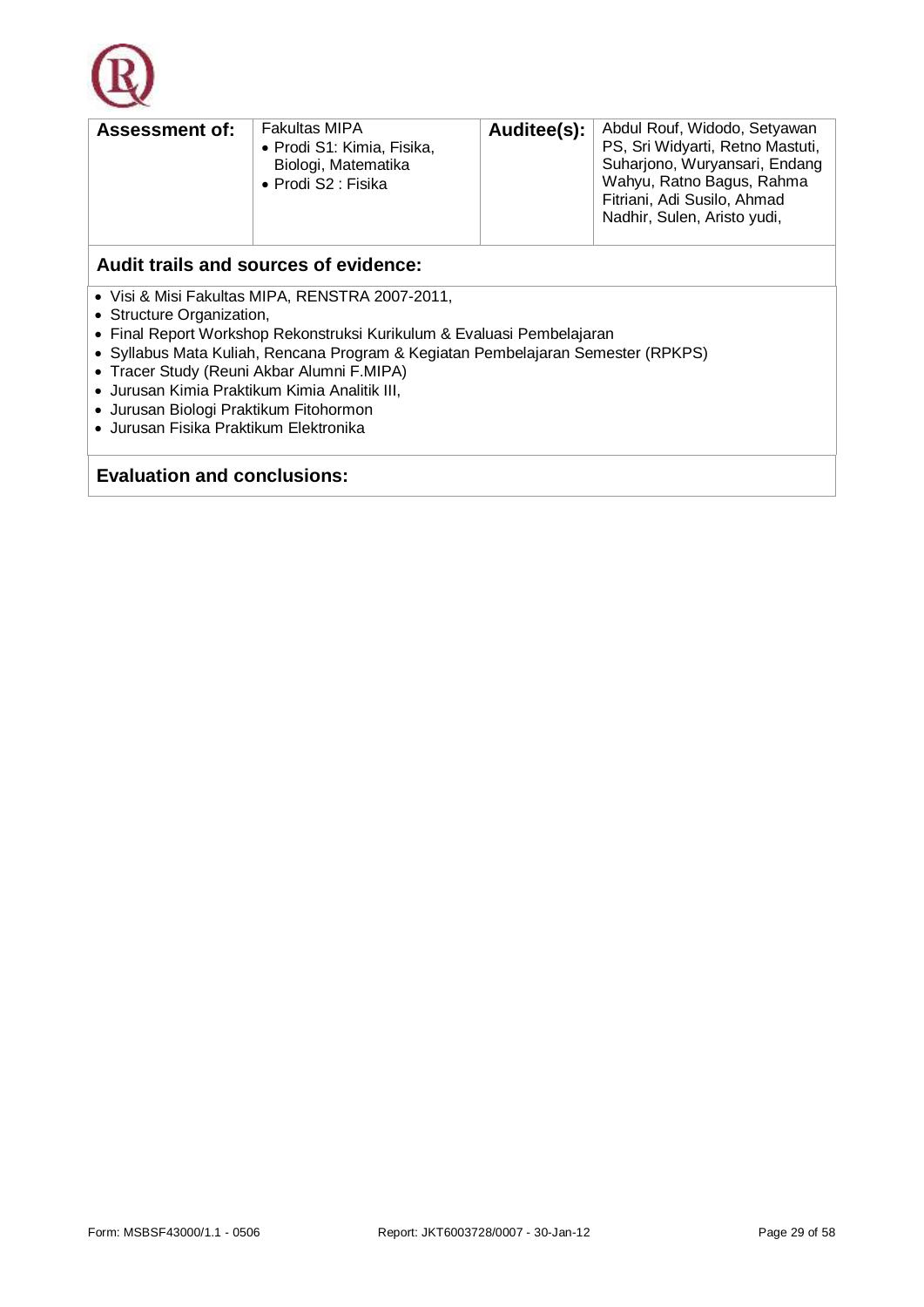| **Assessment of:** | Fakultas MIPA<br>• Prodi S1: Kimia, Fisika, Biologi, Matematika<br>• Prodi S2 : Fisika | **Auditee(s):** | Abdul Rouf, Widodo, Setyawan PS, Sri Widyarti, Retno Mastuti, Suharjono, Wuryansari, Endang Wahyu, Ratno Bagus, Rahma Fitriani, Adi Susilo, Ahmad Nadhir, Sulen, Aristo yudi, |
|---|---|---|---|

**Audit trails and sources of evidence:**

- Visi & Misi Fakultas MIPA, RENSTRA 2007-2011,
- Structure Organization,
- Final Report Workshop Rekonstruksi Kurikulum & Evaluasi Pembelajaran
- Syllabus Mata Kuliah, Rencana Program & Kegiatan Pembelajaran Semester (RPKPS)
- Tracer Study (Reuni Akbar Alumni F.MIPA)
- Jurusan Kimia Praktikum Kimia Analitik III,
- Jurusan Biologi Praktikum Fitohormon
- Jurusan Fisika Praktikum Elektronika

**Evaluation and conclusions:**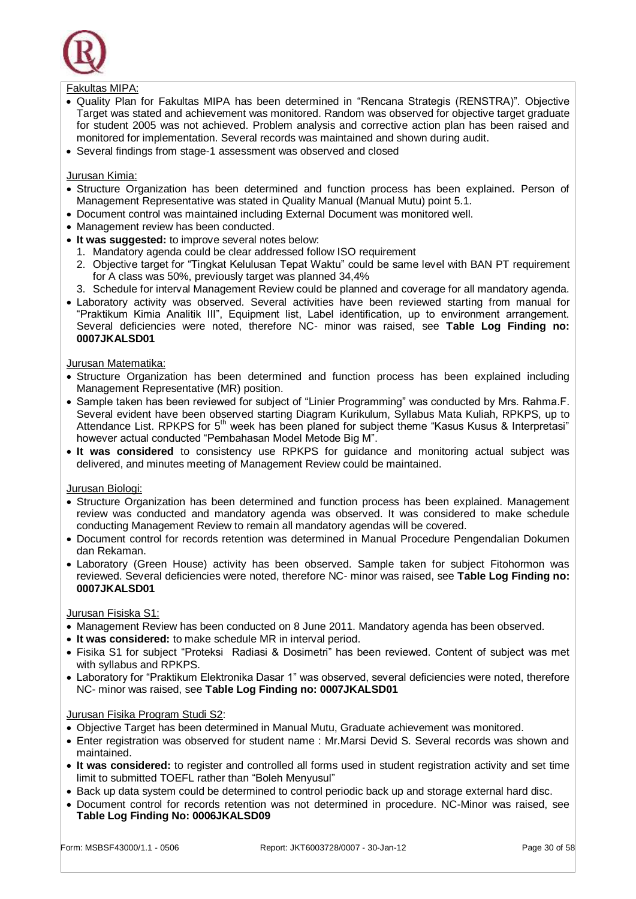Fakultas MIPA:

- Quality Plan for Fakultas MIPA has been determined in "Rencana Strategis (RENSTRA)". Objective Target was stated and achievement was monitored. Random was observed for objective target graduate for student 2005 was not achieved. Problem analysis and corrective action plan has been raised and monitored for implementation. Several records was maintained and shown during audit.
- Several findings from stage-1 assessment was observed and closed

Jurusan Kimia:

- Structure Organization has been determined and function process has been explained. Person of Management Representative was stated in Quality Manual (Manual Mutu) point 5.1.
- Document control was maintained including External Document was monitored well.
- Management review has been conducted.
- **It was suggested:** to improve several notes below:
  1. Mandatory agenda could be clear addressed follow ISO requirement
  2. Objective target for "Tingkat Kelulusan Tepat Waktu" could be same level with BAN PT requirement for A class was 50%, previously target was planned 34,4%
  3. Schedule for interval Management Review could be planned and coverage for all mandatory agenda.
- Laboratory activity was observed. Several activities have been reviewed starting from manual for "Praktikum Kimia Analitik III", Equipment list, Label identification, up to environment arrangement. Several deficiencies were noted, therefore NC- minor was raised, see **Table Log Finding no: 0007JKALSD01**

Jurusan Matematika:

- Structure Organization has been determined and function process has been explained including Management Representative (MR) position.
- Sample taken has been reviewed for subject of "Linier Programming" was conducted by Mrs. Rahma.F. Several evident have been observed starting Diagram Kurikulum, Syllabus Mata Kuliah, RPKPS, up to Attendance List. RPKPS for 5th week has been planed for subject theme "Kasus Kusus & Interpretasi" however actual conducted "Pembahasan Model Metode Big M".
- **It was considered** to consistency use RPKPS for guidance and monitoring actual subject was delivered, and minutes meeting of Management Review could be maintained.

Jurusan Biologi:

- Structure Organization has been determined and function process has been explained. Management review was conducted and mandatory agenda was observed. It was considered to make schedule conducting Management Review to remain all mandatory agendas will be covered.
- Document control for records retention was determined in Manual Procedure Pengendalian Dokumen dan Rekaman.
- Laboratory (Green House) activity has been observed. Sample taken for subject Fitohormon was reviewed. Several deficiencies were noted, therefore NC- minor was raised, see **Table Log Finding no: 0007JKALSD01**

Jurusan Fisiska S1:

- Management Review has been conducted on 8 June 2011. Mandatory agenda has been observed.
- **It was considered:** to make schedule MR in interval period.
- Fisika S1 for subject "Proteksi Radiasi & Dosimetri" has been reviewed. Content of subject was met with syllabus and RPKPS.
- Laboratory for "Praktikum Elektronika Dasar 1" was observed, several deficiencies were noted, therefore NC- minor was raised, see **Table Log Finding no: 0007JKALSD01**

Jurusan Fisika Program Studi S2:

- Objective Target has been determined in Manual Mutu, Graduate achievement was monitored.
- Enter registration was observed for student name : Mr.Marsi Devid S. Several records was shown and maintained.
- **It was considered:** to register and controlled all forms used in student registration activity and set time limit to submitted TOEFL rather than "Boleh Menyusul"
- Back up data system could be determined to control periodic back up and storage external hard disc.
- Document control for records retention was not determined in procedure. NC-Minor was raised, see **Table Log Finding No: 0006JKALSD09**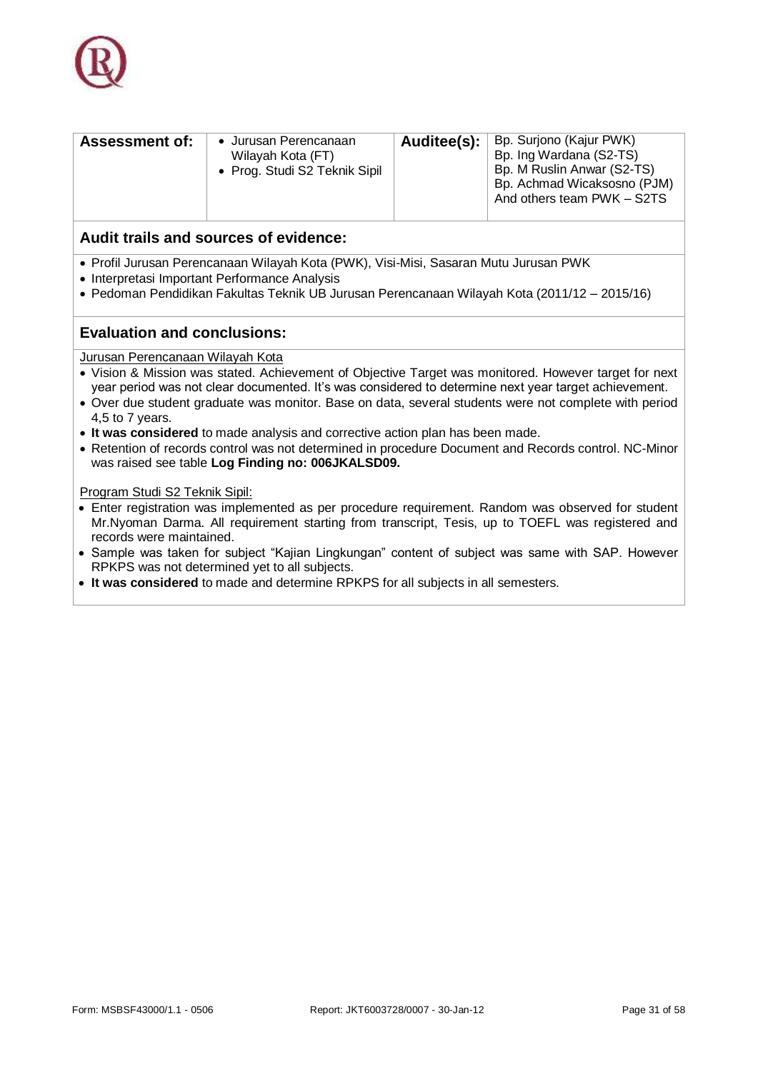| **Assessment of:** | • Jurusan Perencanaan Wilayah Kota (FT)<br>• Prog. Studi S2 Teknik Sipil | **Auditee(s):** | Bp. Surjono (Kajur PWK)<br>Bp. Ing Wardana (S2-TS)<br>Bp. M Ruslin Anwar (S2-TS)<br>Bp. Achmad Wicaksosno (PJM)<br>And others team PWK – S2TS |
|---|---|---|---|

## Audit trails and sources of evidence:

- Profil Jurusan Perencanaan Wilayah Kota (PWK), Visi-Misi, Sasaran Mutu Jurusan PWK
- Interpretasi Important Performance Analysis
- Pedoman Pendidikan Fakultas Teknik UB Jurusan Perencanaan Wilayah Kota (2011/12 – 2015/16)

## Evaluation and conclusions:

Jurusan Perencanaan Wilayah Kota

- Vision & Mission was stated. Achievement of Objective Target was monitored. However target for next year period was not clear documented. It's was considered to determine next year target achievement.
- Over due student graduate was monitor. Base on data, several students were not complete with period 4,5 to 7 years.
- **It was considered** to made analysis and corrective action plan has been made.
- Retention of records control was not determined in procedure Document and Records control. NC-Minor was raised see table **Log Finding no: 006JKALSD09.**

Program Studi S2 Teknik Sipil:

- Enter registration was implemented as per procedure requirement. Random was observed for student Mr.Nyoman Darma. All requirement starting from transcript, Tesis, up to TOEFL was registered and records were maintained.
- Sample was taken for subject "Kajian Lingkungan" content of subject was same with SAP. However RPKPS was not determined yet to all subjects.
- **It was considered** to made and determine RPKPS for all subjects in all semesters.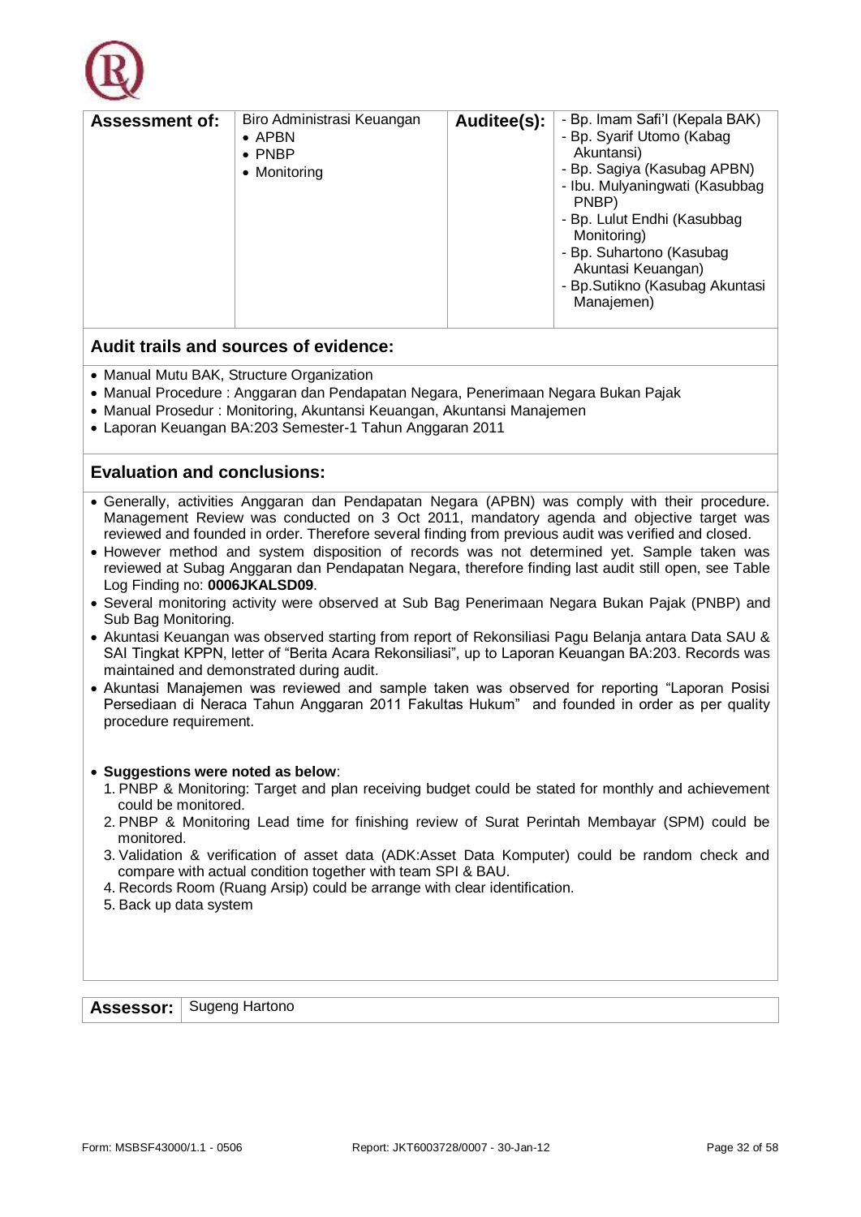| Assessment of: | Biro Administrasi Keuangan<br>• APBN<br>• PNBP<br>• Monitoring | Auditee(s): | - Bp. Imam Safi'I (Kepala BAK)<br>- Bp. Syarif Utomo (Kabag Akuntansi)<br>- Bp. Sagiya (Kasubag APBN)<br>- Ibu. Mulyaningwati (Kasubbag PNBP)<br>- Bp. Lulut Endhi (Kasubbag Monitoring)<br>- Bp. Suhartono (Kasubag Akuntasi Keuangan)<br>- Bp.Sutikno (Kasubag Akuntasi Manajemen) |
|---|---|---|---|

## Audit trails and sources of evidence:

- Manual Mutu BAK, Structure Organization
- Manual Procedure : Anggaran dan Pendapatan Negara, Penerimaan Negara Bukan Pajak
- Manual Prosedur : Monitoring, Akuntansi Keuangan, Akuntansi Manajemen
- Laporan Keuangan BA:203 Semester-1 Tahun Anggaran 2011

## Evaluation and conclusions:

- Generally, activities Anggaran dan Pendapatan Negara (APBN) was comply with their procedure. Management Review was conducted on 3 Oct 2011, mandatory agenda and objective target was reviewed and founded in order. Therefore several finding from previous audit was verified and closed.
- However method and system disposition of records was not determined yet. Sample taken was reviewed at Subag Anggaran dan Pendapatan Negara, therefore finding last audit still open, see Table Log Finding no: **0006JKALSD09**.
- Several monitoring activity were observed at Sub Bag Penerimaan Negara Bukan Pajak (PNBP) and Sub Bag Monitoring.
- Akuntasi Keuangan was observed starting from report of Rekonsiliasi Pagu Belanja antara Data SAU & SAI Tingkat KPPN, letter of "Berita Acara Rekonsiliasi", up to Laporan Keuangan BA:203. Records was maintained and demonstrated during audit.
- Akuntasi Manajemen was reviewed and sample taken was observed for reporting "Laporan Posisi Persediaan di Neraca Tahun Anggaran 2011 Fakultas Hukum" and founded in order as per quality procedure requirement.

- **Suggestions were noted as below**:
  1. PNBP & Monitoring: Target and plan receiving budget could be stated for monthly and achievement could be monitored.
  2. PNBP & Monitoring Lead time for finishing review of Surat Perintah Membayar (SPM) could be monitored.
  3. Validation & verification of asset data (ADK:Asset Data Komputer) could be random check and compare with actual condition together with team SPI & BAU.
  4. Records Room (Ruang Arsip) could be arrange with clear identification.
  5. Back up data system

| Assessor: | Sugeng Hartono |
|---|---|

Form: MSBSF43000/1.1 - 0506 Report: JKT6003728/0007 - 30-Jan-12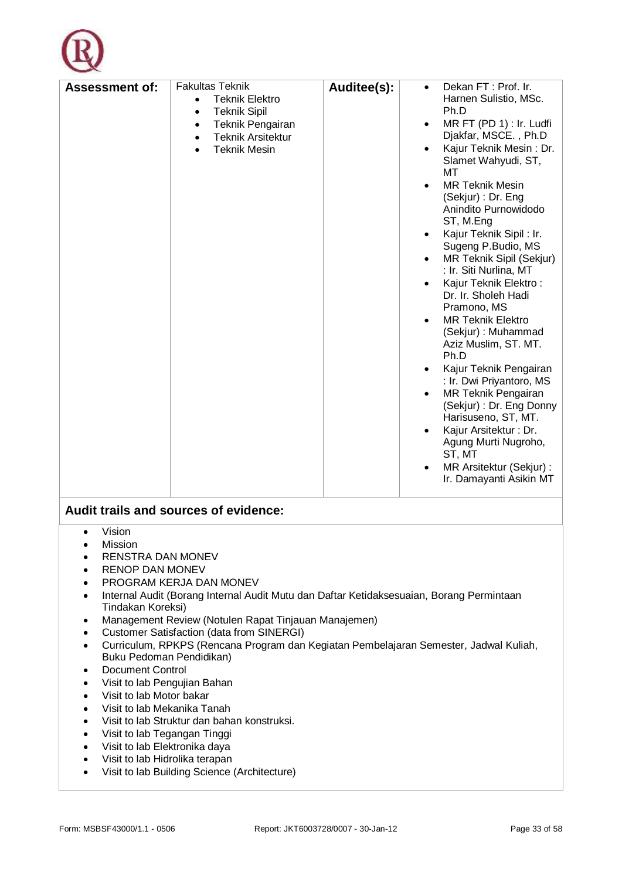| **Assessment of:** | Fakultas Teknik<br>• Teknik Elektro<br>• Teknik Sipil<br>• Teknik Pengairan<br>• Teknik Arsitektur<br>• Teknik Mesin | **Auditee(s):** | • Dekan FT : Prof. Ir. Harnen Sulistio, MSc. Ph.D<br>• MR FT (PD 1) : Ir. Ludfi Djakfar, MSCE. , Ph.D<br>• Kajur Teknik Mesin : Dr. Slamet Wahyudi, ST, MT<br>• MR Teknik Mesin (Sekjur) : Dr. Eng Anindito Purnowidodo ST, M.Eng<br>• Kajur Teknik Sipil : Ir. Sugeng P.Budio, MS<br>• MR Teknik Sipil (Sekjur) : Ir. Siti Nurlina, MT<br>• Kajur Teknik Elektro : Dr. Ir. Sholeh Hadi Pramono, MS<br>• MR Teknik Elektro (Sekjur) : Muhammad Aziz Muslim, ST. MT. Ph.D<br>• Kajur Teknik Pengairan : Ir. Dwi Priyantoro, MS<br>• MR Teknik Pengairan (Sekjur) : Dr. Eng Donny Harisuseno, ST, MT.<br>• Kajur Arsitektur : Dr. Agung Murti Nugroho, ST, MT<br>• MR Arsitektur (Sekjur) : Ir. Damayanti Asikin MT |
|---|---|---|---|

**Audit trails and sources of evidence:**

- Vision
- Mission
- RENSTRA DAN MONEV
- RENOP DAN MONEV
- PROGRAM KERJA DAN MONEV
- Internal Audit (Borang Internal Audit Mutu dan Daftar Ketidaksesuaian, Borang Permintaan Tindakan Koreksi)
- Management Review (Notulen Rapat Tinjauan Manajemen)
- Customer Satisfaction (data from SINERGI)
- Curriculum, RPKPS (Rencana Program dan Kegiatan Pembelajaran Semester, Jadwal Kuliah, Buku Pedoman Pendidikan)
- Document Control
- Visit to lab Pengujian Bahan
- Visit to lab Motor bakar
- Visit to lab Mekanika Tanah
- Visit to lab Struktur dan bahan konstruksi.
- Visit to lab Tegangan Tinggi
- Visit to lab Elektronika daya
- Visit to lab Hidrolika terapan
- Visit to lab Building Science (Architecture)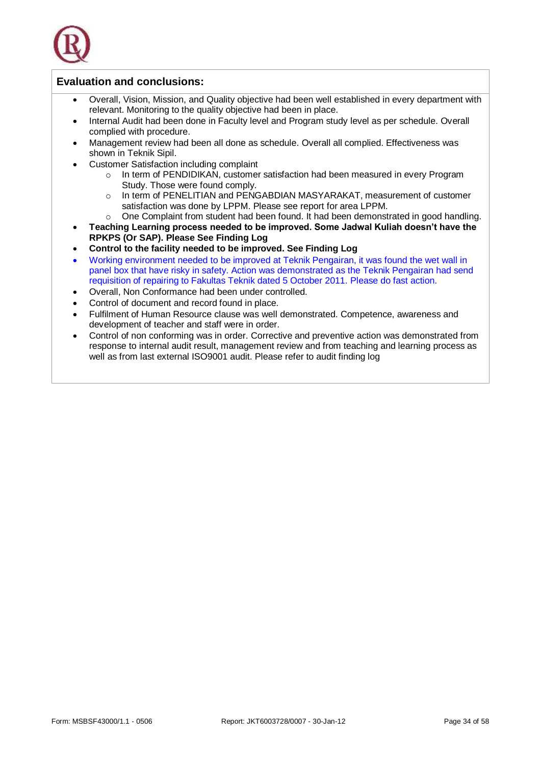## Evaluation and conclusions:

- Overall, Vision, Mission, and Quality objective had been well established in every department with relevant. Monitoring to the quality objective had been in place.
- Internal Audit had been done in Faculty level and Program study level as per schedule. Overall complied with procedure.
- Management review had been all done as schedule. Overall all complied. Effectiveness was shown in Teknik Sipil.
- Customer Satisfaction including complaint
    - In term of PENDIDIKAN, customer satisfaction had been measured in every Program Study. Those were found comply.
    - In term of PENELITIAN and PENGABDIAN MASYARAKAT, measurement of customer satisfaction was done by LPPM. Please see report for area LPPM.
    - One Complaint from student had been found. It had been demonstrated in good handling.
- **Teaching Learning process needed to be improved. Some Jadwal Kuliah doesn't have the RPKPS (Or SAP). Please See Finding Log**
- **Control to the facility needed to be improved. See Finding Log**
- Working environment needed to be improved at Teknik Pengairan, it was found the wet wall in panel box that have risky in safety. Action was demonstrated as the Teknik Pengairan had send requisition of repairing to Fakultas Teknik dated 5 October 2011. Please do fast action.
- Overall, Non Conformance had been under controlled.
- Control of document and record found in place.
- Fulfilment of Human Resource clause was well demonstrated. Competence, awareness and development of teacher and staff were in order.
- Control of non conforming was in order. Corrective and preventive action was demonstrated from response to internal audit result, management review and from teaching and learning process as well as from last external ISO9001 audit. Please refer to audit finding log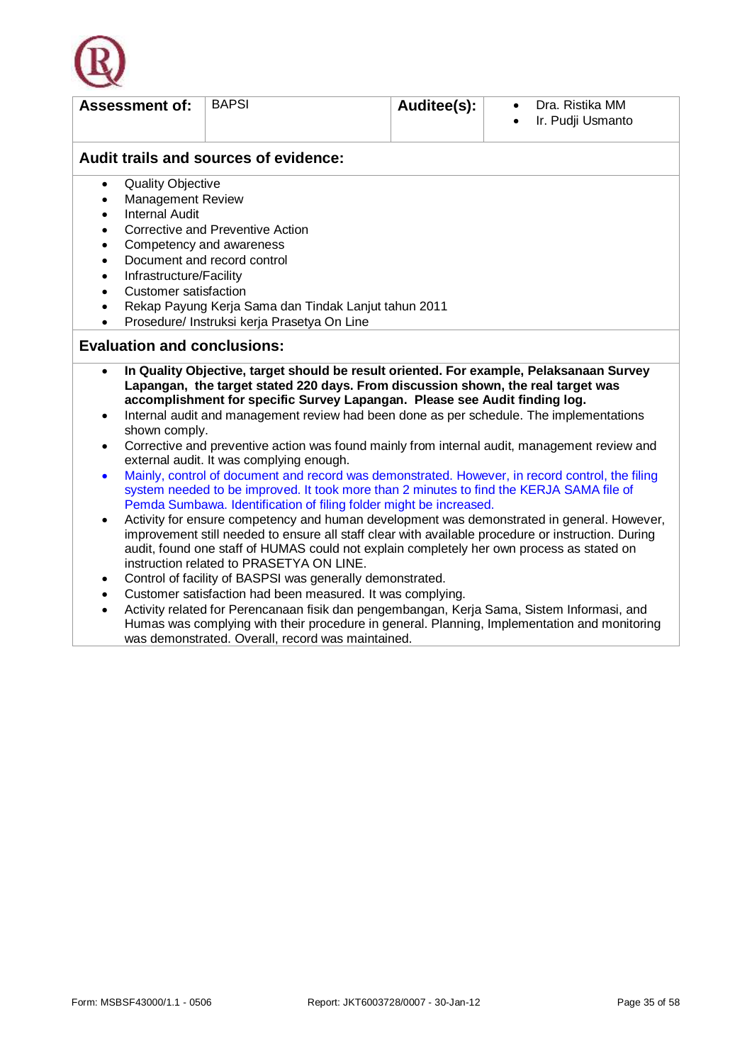| **Assessment of:** | BAPSI | **Auditee(s):** | • Dra. Ristika MM<br>• Ir. Pudji Usmanto |
|---|---|---|---|

## Audit trails and sources of evidence:

- Quality Objective
- Management Review
- Internal Audit
- Corrective and Preventive Action
- Competency and awareness
- Document and record control
- Infrastructure/Facility
- Customer satisfaction
- Rekap Payung Kerja Sama dan Tindak Lanjut tahun 2011
- Prosedure/ Instruksi kerja Prasetya On Line

## Evaluation and conclusions:

- **In Quality Objective, target should be result oriented. For example, Pelaksanaan Survey Lapangan, the target stated 220 days. From discussion shown, the real target was accomplishment for specific Survey Lapangan. Please see Audit finding log.**
- Internal audit and management review had been done as per schedule. The implementations shown comply.
- Corrective and preventive action was found mainly from internal audit, management review and external audit. It was complying enough.
- Mainly, control of document and record was demonstrated. However, in record control, the filing system needed to be improved. It took more than 2 minutes to find the KERJA SAMA file of Pemda Sumbawa. Identification of filing folder might be increased.
- Activity for ensure competency and human development was demonstrated in general. However, improvement still needed to ensure all staff clear with available procedure or instruction. During audit, found one staff of HUMAS could not explain completely her own process as stated on instruction related to PRASETYA ON LINE.
- Control of facility of BASPSI was generally demonstrated.
- Customer satisfaction had been measured. It was complying.
- Activity related for Perencanaan fisik dan pengembangan, Kerja Sama, Sistem Informasi, and Humas was complying with their procedure in general. Planning, Implementation and monitoring was demonstrated. Overall, record was maintained.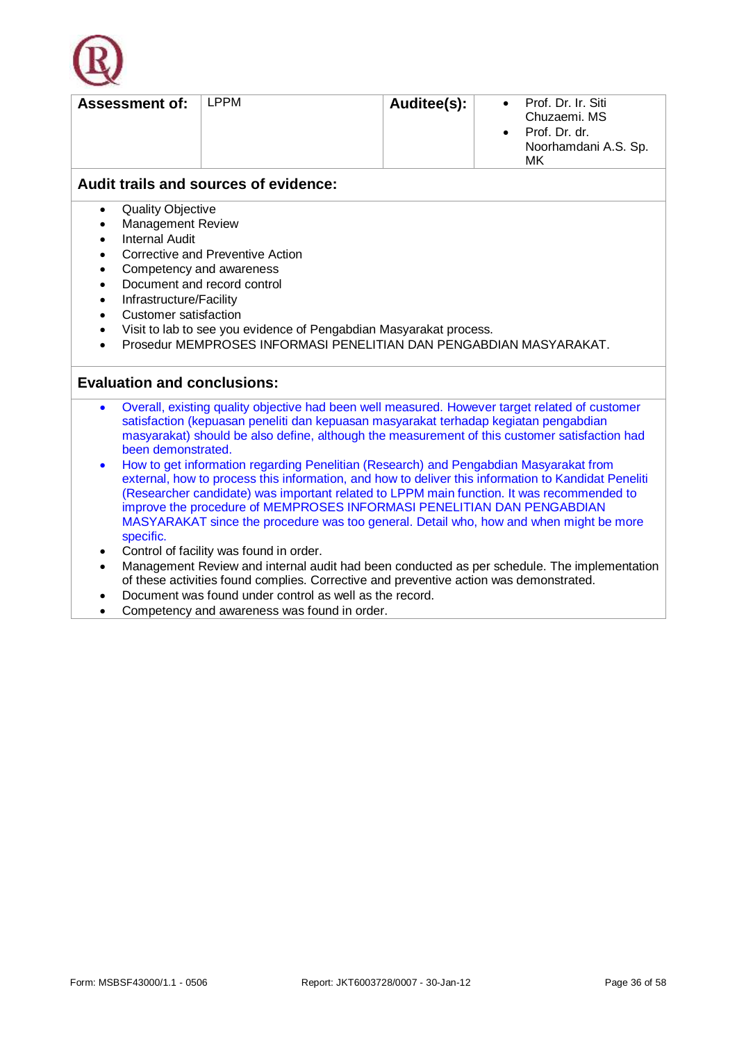| **Assessment of:** | LPPM | **Auditee(s):** | • Prof. Dr. Ir. Siti Chuzaemi. MS<br>• Prof. Dr. dr. Noorhamdani A.S. Sp. MK |
|---|---|---|---|

## Audit trails and sources of evidence:

- Quality Objective
- Management Review
- Internal Audit
- Corrective and Preventive Action
- Competency and awareness
- Document and record control
- Infrastructure/Facility
- Customer satisfaction
- Visit to lab to see you evidence of Pengabdian Masyarakat process.
- Prosedur MEMPROSES INFORMASI PENELITIAN DAN PENGABDIAN MASYARAKAT.

## Evaluation and conclusions:

- Overall, existing quality objective had been well measured. However target related of customer satisfaction (kepuasan peneliti dan kepuasan masyarakat terhadap kegiatan pengabdian masyarakat) should be also define, although the measurement of this customer satisfaction had been demonstrated.
- How to get information regarding Penelitian (Research) and Pengabdian Masyarakat from external, how to process this information, and how to deliver this information to Kandidat Peneliti (Researcher candidate) was important related to LPPM main function. It was recommended to improve the procedure of MEMPROSES INFORMASI PENELITIAN DAN PENGABDIAN MASYARAKAT since the procedure was too general. Detail who, how and when might be more specific.
- Control of facility was found in order.
- Management Review and internal audit had been conducted as per schedule. The implementation of these activities found complies. Corrective and preventive action was demonstrated.
- Document was found under control as well as the record.
- Competency and awareness was found in order.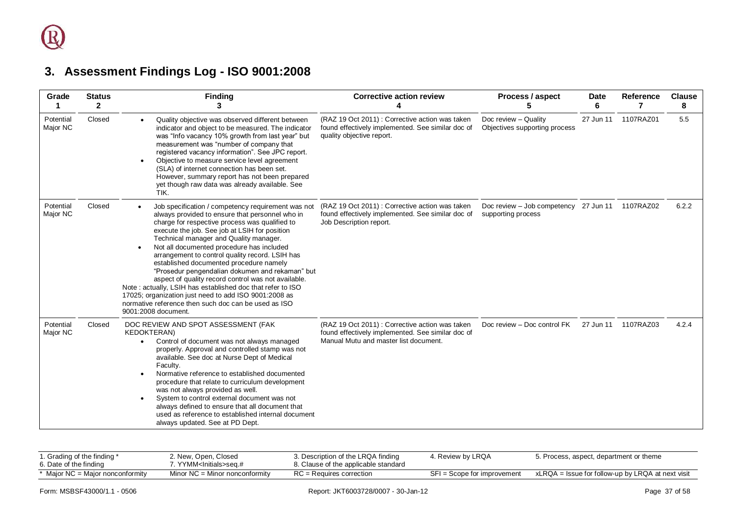## 3. Assessment Findings Log - ISO 9001:2008

| Grade 1 | Status 2 | Finding 3 | Corrective action review 4 | Process / aspect 5 | Date 6 | Reference 7 | Clause 8 |
|---|---|---|---|---|---|---|---|
| Potential Major NC | Closed | • Quality objective was observed different between indicator and object to be measured. The indicator was "Info vacancy 10% growth from last year" but measurement was "number of company that registered vacancy information". See JPC report.<br>• Objective to measure service level agreement (SLA) of internet connection has been set. However, summary report has not been prepared yet though raw data was already available. See TIK. | (RAZ 19 Oct 2011) : Corrective action was taken found effectively implemented. See similar doc of quality objective report. | Doc review – Quality Objectives supporting process | 27 Jun 11 | 1107RAZ01 | 5.5 |
| Potential Major NC | Closed | • Job specification / competency requirement was not always provided to ensure that personnel who in charge for respective process was qualified to execute the job. See job at LSIH for position Technical manager and Quality manager.<br>• Not all documented procedure has included arrangement to control quality record. LSIH has established documented procedure namely "Prosedur pengendalian dokumen and rekaman" but aspect of quality record control was not available.<br>Note : actually, LSIH has established doc that refer to ISO 17025; organization just need to add ISO 9001:2008 as normative reference then such doc can be used as ISO 9001:2008 document. | (RAZ 19 Oct 2011) : Corrective action was taken found effectively implemented. See similar doc of Job Description report. | Doc review – Job competency supporting process | 27 Jun 11 | 1107RAZ02 | 6.2.2 |
| Potential Major NC | Closed | DOC REVIEW AND SPOT ASSESSMENT (FAK KEDOKTERAN)<br>• Control of document was not always managed properly. Approval and controlled stamp was not available. See doc at Nurse Dept of Medical Faculty.<br>• Normative reference to established documented procedure that relate to curriculum development was not always provided as well.<br>• System to control external document was not always defined to ensure that all document that used as reference to established internal document always updated. See at PD Dept. | (RAZ 19 Oct 2011) : Corrective action was taken found effectively implemented. See similar doc of Manual Mutu and master list document. | Doc review – Doc control FK | 27 Jun 11 | 1107RAZ03 | 4.2.4 |

| | | | | |
|---|---|---|---|---|
| 1. Grading of the finding *<br>6. Date of the finding | 2. New, Open, Closed<br>7. YYMM<Initials>seq.# | 3. Description of the LRQA finding<br>8. Clause of the applicable standard | 4. Review by LRQA | 5. Process, aspect, department or theme |
| * Major NC = Major nonconformity | Minor NC = Minor nonconformity | RC = Requires correction | SFI = Scope for improvement | xLRQA = Issue for follow-up by LRQA at next visit |

Form: MSBSF43000/1.1 - 0506 Report: JKT6003728/0007 - 30-Jan-12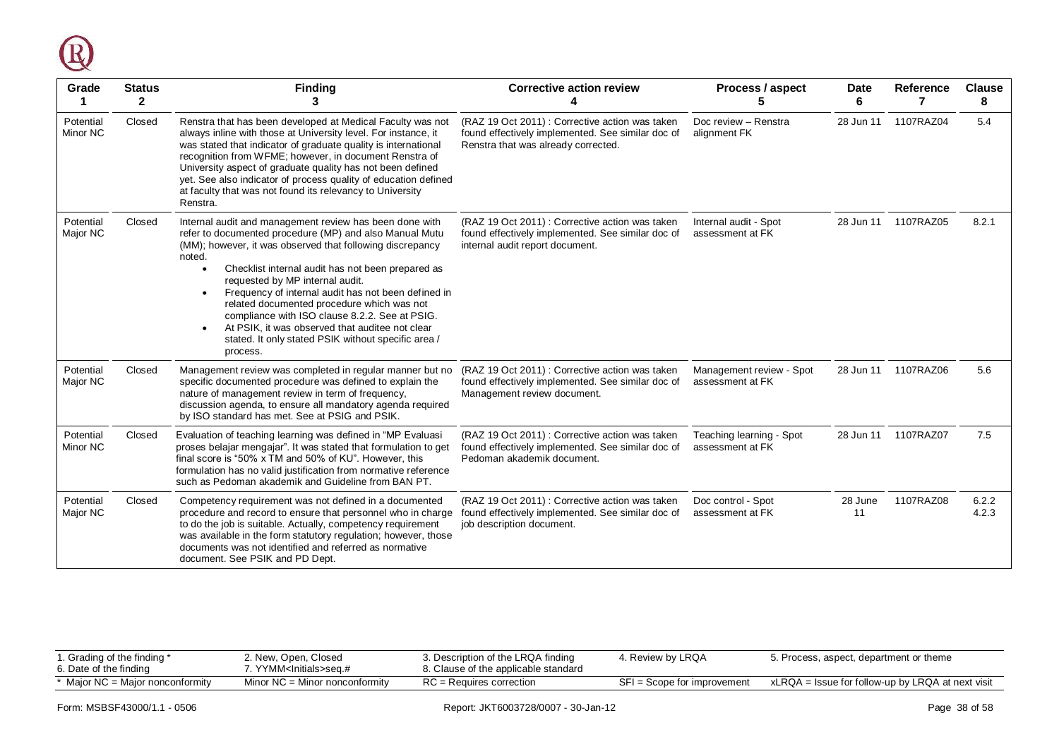| Grade 1 | Status 2 | Finding 3 | Corrective action review 4 | Process / aspect 5 | Date 6 | Reference 7 | Clause 8 |
|---|---|---|---|---|---|---|---|
| Potential Minor NC | Closed | Renstra that has been developed at Medical Faculty was not always inline with those at University level. For instance, it was stated that indicator of graduate quality is international recognition from WFME; however, in document Renstra of University aspect of graduate quality has not been defined yet. See also indicator of process quality of education defined at faculty that was not found its relevancy to University Renstra. | (RAZ 19 Oct 2011) : Corrective action was taken found effectively implemented. See similar doc of Renstra that was already corrected. | Doc review – Renstra alignment FK | 28 Jun 11 | 1107RAZ04 | 5.4 |
| Potential Major NC | Closed | Internal audit and management review has been done with refer to documented procedure (MP) and also Manual Mutu (MM); however, it was observed that following discrepancy noted.<br>• Checklist internal audit has not been prepared as requested by MP internal audit.<br>• Frequency of internal audit has not been defined in related documented procedure which was not compliance with ISO clause 8.2.2. See at PSIG.<br>• At PSIK, it was observed that auditee not clear stated. It only stated PSIK without specific area / process. | (RAZ 19 Oct 2011) : Corrective action was taken found effectively implemented. See similar doc of internal audit report document. | Internal audit - Spot assessment at FK | 28 Jun 11 | 1107RAZ05 | 8.2.1 |
| Potential Major NC | Closed | Management review was completed in regular manner but no specific documented procedure was defined to explain the nature of management review in term of frequency, discussion agenda, to ensure all mandatory agenda required by ISO standard has met. See at PSIG and PSIK. | (RAZ 19 Oct 2011) : Corrective action was taken found effectively implemented. See similar doc of Management review document. | Management review - Spot assessment at FK | 28 Jun 11 | 1107RAZ06 | 5.6 |
| Potential Minor NC | Closed | Evaluation of teaching learning was defined in "MP Evaluasi proses belajar mengajar". It was stated that formulation to get final score is "50% x TM and 50% of KU". However, this formulation has no valid justification from normative reference such as Pedoman akademik and Guideline from BAN PT. | (RAZ 19 Oct 2011) : Corrective action was taken found effectively implemented. See similar doc of Pedoman akademik document. | Teaching learning - Spot assessment at FK | 28 Jun 11 | 1107RAZ07 | 7.5 |
| Potential Major NC | Closed | Competency requirement was not defined in a documented procedure and record to ensure that personnel who in charge to do the job is suitable. Actually, competency requirement was available in the form statutory regulation; however, those documents was not identified and referred as normative document. See PSIK and PD Dept. | (RAZ 19 Oct 2011) : Corrective action was taken found effectively implemented. See similar doc of job description document. | Doc control - Spot assessment at FK | 28 June 11 | 1107RAZ08 | 6.2.2<br>4.2.3 |

| | | | | |
|---|---|---|---|---|
| 1. Grading of the finding *<br>6. Date of the finding | 2. New, Open, Closed<br>7. YYMM<Initials>seq.# | 3. Description of the LRQA finding<br>8. Clause of the applicable standard | 4. Review by LRQA | 5. Process, aspect, department or theme |
| * Major NC = Major nonconformity | Minor NC = Minor nonconformity | RC = Requires correction | SFI = Scope for improvement | xLRQA = Issue for follow-up by LRQA at next visit |

Form: MSBSF43000/1.1 - 0506 Report: JKT6003728/0007 - 30-Jan-12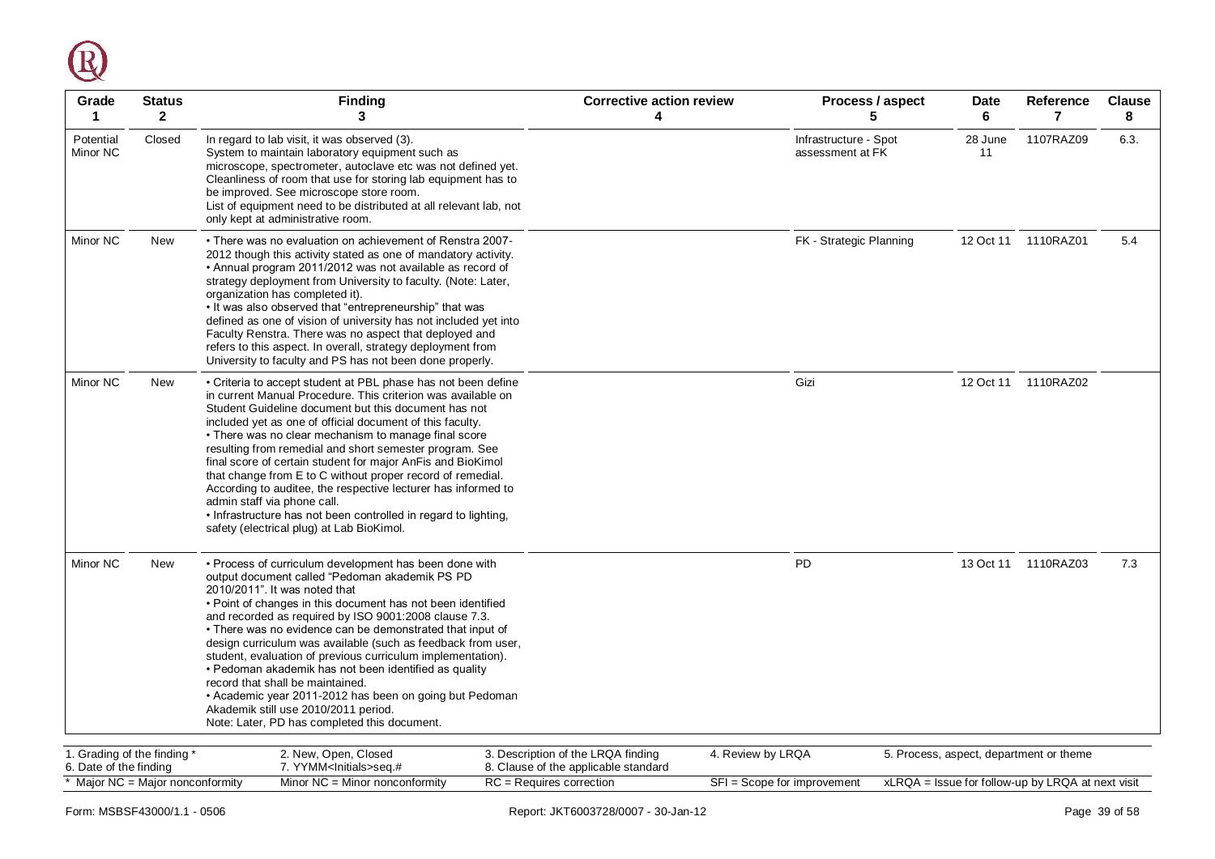| Grade 1 | Status 2 | Finding 3 | Corrective action review 4 | Process / aspect 5 | Date 6 | Reference 7 | Clause 8 |
|---|---|---|---|---|---|---|---|
| Potential Minor NC | Closed | In regard to lab visit, it was observed (3).<br>System to maintain laboratory equipment such as microscope, spectrometer, autoclave etc was not defined yet.<br>Cleanliness of room that use for storing lab equipment has to be improved. See microscope store room.<br>List of equipment need to be distributed at all relevant lab, not only kept at administrative room. | | Infrastructure - Spot assessment at FK | 28 June 11 | 1107RAZ09 | 6.3. |
| Minor NC | New | • There was no evaluation on achievement of Renstra 2007-2012 though this activity stated as one of mandatory activity.<br>• Annual program 2011/2012 was not available as record of strategy deployment from University to faculty. (Note: Later, organization has completed it).<br>• It was also observed that "entrepreneurship" that was defined as one of vision of university has not included yet into Faculty Renstra. There was no aspect that deployed and refers to this aspect. In overall, strategy deployment from University to faculty and PS has not been done properly. | | FK - Strategic Planning | 12 Oct 11 | 1110RAZ01 | 5.4 |
| Minor NC | New | • Criteria to accept student at PBL phase has not been define in current Manual Procedure. This criterion was available on Student Guideline document but this document has not included yet as one of official document of this faculty.<br>• There was no clear mechanism to manage final score resulting from remedial and short semester program. See final score of certain student for major AnFis and BioKimol that change from E to C without proper record of remedial. According to auditee, the respective lecturer has informed to admin staff via phone call.<br>• Infrastructure has not been controlled in regard to lighting, safety (electrical plug) at Lab BioKimol. | | Gizi | 12 Oct 11 | 1110RAZ02 | |
| Minor NC | New | • Process of curriculum development has been done with output document called "Pedoman akademik PS PD 2010/2011". It was noted that<br>• Point of changes in this document has not been identified and recorded as required by ISO 9001:2008 clause 7.3.<br>• There was no evidence can be demonstrated that input of design curriculum was available (such as feedback from user, student, evaluation of previous curriculum implementation).<br>• Pedoman akademik has not been identified as quality record that shall be maintained.<br>• Academic year 2011-2012 has been on going but Pedoman Akademik still use 2010/2011 period.<br>Note: Later, PD has completed this document. | | PD | 13 Oct 11 | 1110RAZ03 | 7.3 |

| | | | | |
|---|---|---|---|---|
| 1. Grading of the finding * | 2. New, Open, Closed | 3. Description of the LRQA finding | 4. Review by LRQA | 5. Process, aspect, department or theme |
| 6. Date of the finding | 7. YYMM<Initials>seq.# | 8. Clause of the applicable standard | | |
| * Major NC = Major nonconformity | Minor NC = Minor nonconformity | RC = Requires correction | SFI = Scope for improvement | xLRQA = Issue for follow-up by LRQA at next visit |

Form: MSBSF43000/1.1 - 0506 | Report: JKT6003728/0007 - 30-Jan-12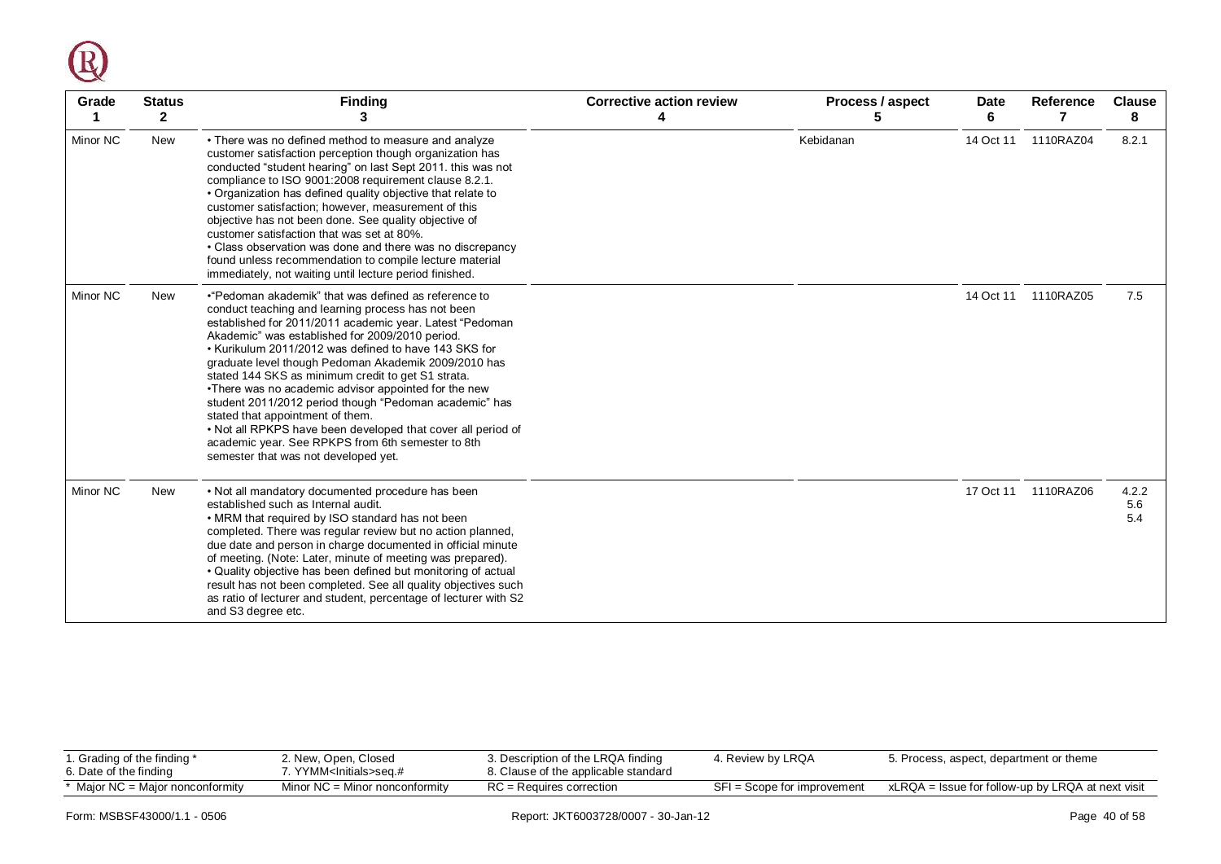| Grade 1 | Status 2 | Finding 3 | Corrective action review 4 | Process / aspect 5 | Date 6 | Reference 7 | Clause 8 |
|---|---|---|---|---|---|---|---|
| Minor NC | New | • There was no defined method to measure and analyze customer satisfaction perception though organization has conducted "student hearing" on last Sept 2011. this was not compliance to ISO 9001:2008 requirement clause 8.2.1.<br>• Organization has defined quality objective that relate to customer satisfaction; however, measurement of this objective has not been done. See quality objective of customer satisfaction that was set at 80%.<br>• Class observation was done and there was no discrepancy found unless recommendation to compile lecture material immediately, not waiting until lecture period finished. | | Kebidanan | 14 Oct 11 | 1110RAZ04 | 8.2.1 |
| Minor NC | New | •"Pedoman akademik" that was defined as reference to conduct teaching and learning process has not been established for 2011/2011 academic year. Latest "Pedoman Akademic" was established for 2009/2010 period.<br>• Kurikulum 2011/2012 was defined to have 143 SKS for graduate level though Pedoman Akademik 2009/2010 has stated 144 SKS as minimum credit to get S1 strata.<br>•There was no academic advisor appointed for the new student 2011/2012 period though "Pedoman academic" has stated that appointment of them.<br>• Not all RPKPS have been developed that cover all period of academic year. See RPKPS from 6th semester to 8th semester that was not developed yet. | | | 14 Oct 11 | 1110RAZ05 | 7.5 |
| Minor NC | New | • Not all mandatory documented procedure has been established such as Internal audit.<br>• MRM that required by ISO standard has not been completed. There was regular review but no action planned, due date and person in charge documented in official minute of meeting. (Note: Later, minute of meeting was prepared).<br>• Quality objective has been defined but monitoring of actual result has not been completed. See all quality objectives such as ratio of lecturer and student, percentage of lecturer with S2 and S3 degree etc. | | | 17 Oct 11 | 1110RAZ06 | 4.2.2<br>5.6<br>5.4 |

| | | | | |
|---|---|---|---|---|
| 1. Grading of the finding *<br>6. Date of the finding | 2. New, Open, Closed<br>7. YYMM<Initials>seq.# | 3. Description of the LRQA finding<br>8. Clause of the applicable standard | 4. Review by LRQA | 5. Process, aspect, department or theme |
| * Major NC = Major nonconformity | Minor NC = Minor nonconformity | RC = Requires correction | SFI = Scope for improvement | xLRQA = Issue for follow-up by LRQA at next visit |

Form: MSBSF43000/1.1 - 0506 | Report: JKT6003728/0007 - 30-Jan-12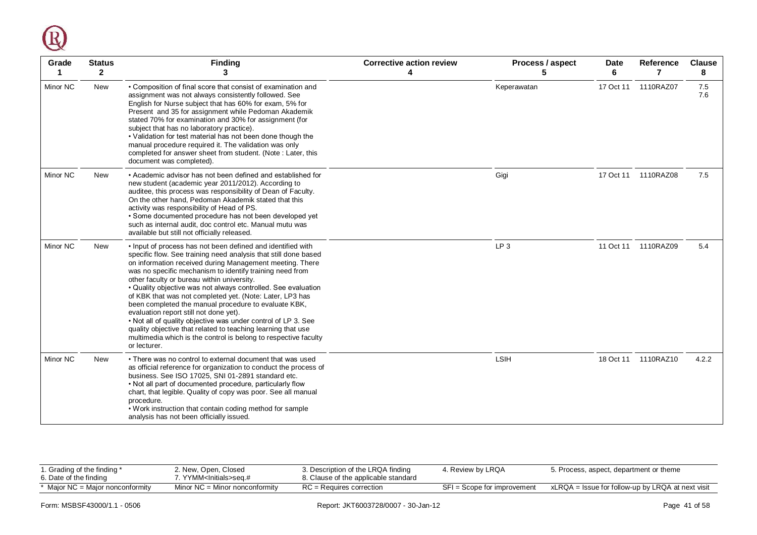| Grade<br>1 | Status<br>2 | Finding<br>3 | Corrective action review<br>4 | Process / aspect<br>5 | Date<br>6 | Reference<br>7 | Clause<br>8 |
|---|---|---|---|---|---|---|---|
| Minor NC | New | • Composition of final score that consist of examination and assignment was not always consistently followed. See English for Nurse subject that has 60% for exam, 5% for Present and 35 for assignment while Pedoman Akademik stated 70% for examination and 30% for assignment (for subject that has no laboratory practice).<br>• Validation for test material has not been done though the manual procedure required it. The validation was only completed for answer sheet from student. (Note : Later, this document was completed). | | Keperawatan | 17 Oct 11 | 1110RAZ07 | 7.5<br>7.6 |
| Minor NC | New | • Academic advisor has not been defined and established for new student (academic year 2011/2012). According to auditee, this process was responsibility of Dean of Faculty. On the other hand, Pedoman Akademik stated that this activity was responsibility of Head of PS.<br>• Some documented procedure has not been developed yet such as internal audit, doc control etc. Manual mutu was available but still not officially released. | | Gigi | 17 Oct 11 | 1110RAZ08 | 7.5 |
| Minor NC | New | • Input of process has not been defined and identified with specific flow. See training need analysis that still done based on information received during Management meeting. There was no specific mechanism to identify training need from other faculty or bureau within university.<br>• Quality objective was not always controlled. See evaluation of KBK that was not completed yet. (Note: Later, LP3 has been completed the manual procedure to evaluate KBK, evaluation report still not done yet).<br>• Not all of quality objective was under control of LP 3. See quality objective that related to teaching learning that use multimedia which is the control is belong to respective faculty or lecturer. | | LP 3 | 11 Oct 11 | 1110RAZ09 | 5.4 |
| Minor NC | New | • There was no control to external document that was used as official reference for organization to conduct the process of business. See ISO 17025, SNI 01-2891 standard etc.<br>• Not all part of documented procedure, particularly flow chart, that legible. Quality of copy was poor. See all manual procedure.<br>• Work instruction that contain coding method for sample analysis has not been officially issued. | | LSIH | 18 Oct 11 | 1110RAZ10 | 4.2.2 |

| 1. Grading of the finding *<br>6. Date of the finding | 2. New, Open, Closed<br>7. YYMM<Initials>seq.# | 3. Description of the LRQA finding<br>8. Clause of the applicable standard | 4. Review by LRQA | 5. Process, aspect, department or theme |
|---|---|---|---|---|
| * Major NC = Major nonconformity | Minor NC = Minor nonconformity | RC = Requires correction | SFI = Scope for improvement | xLRQA = Issue for follow-up by LRQA at next visit |

Form: MSBSF43000/1.1 - 0506 Report: JKT6003728/0007 - 30-Jan-12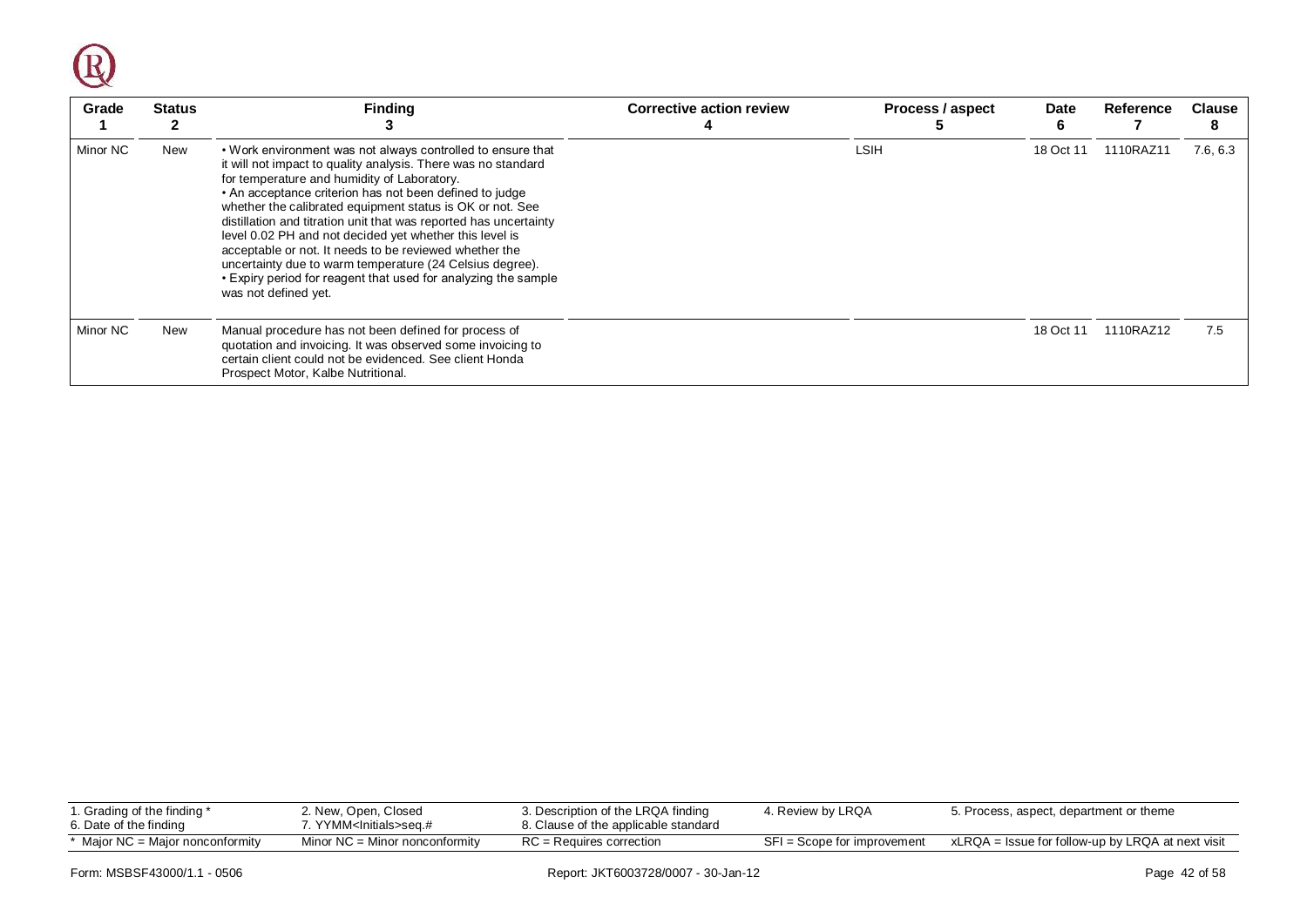| Grade 1 | Status 2 | Finding 3 | Corrective action review 4 | Process / aspect 5 | Date 6 | Reference 7 | Clause 8 |
|---|---|---|---|---|---|---|---|
| Minor NC | New | • Work environment was not always controlled to ensure that it will not impact to quality analysis. There was no standard for temperature and humidity of Laboratory.<br>• An acceptance criterion has not been defined to judge whether the calibrated equipment status is OK or not. See distillation and titration unit that was reported has uncertainty level 0.02 PH and not decided yet whether this level is acceptable or not. It needs to be reviewed whether the uncertainty due to warm temperature (24 Celsius degree).<br>• Expiry period for reagent that used for analyzing the sample was not defined yet. | | LSIH | 18 Oct 11 | 1110RAZ11 | 7.6, 6.3 |
| Minor NC | New | Manual procedure has not been defined for process of quotation and invoicing. It was observed some invoicing to certain client could not be evidenced. See client Honda Prospect Motor, Kalbe Nutritional. | | | 18 Oct 11 | 1110RAZ12 | 7.5 |

| | | | | |
|---|---|---|---|---|
| 1. Grading of the finding *<br>6. Date of the finding | 2. New, Open, Closed<br>7. YYMM<Initials>seq.# | 3. Description of the LRQA finding<br>8. Clause of the applicable standard | 4. Review by LRQA | 5. Process, aspect, department or theme |
| * Major NC = Major nonconformity | Minor NC = Minor nonconformity | RC = Requires correction | SFI = Scope for improvement | xLRQA = Issue for follow-up by LRQA at next visit |

Form: MSBSF43000/1.1 - 0506

Report: JKT6003728/0007 - 30-Jan-12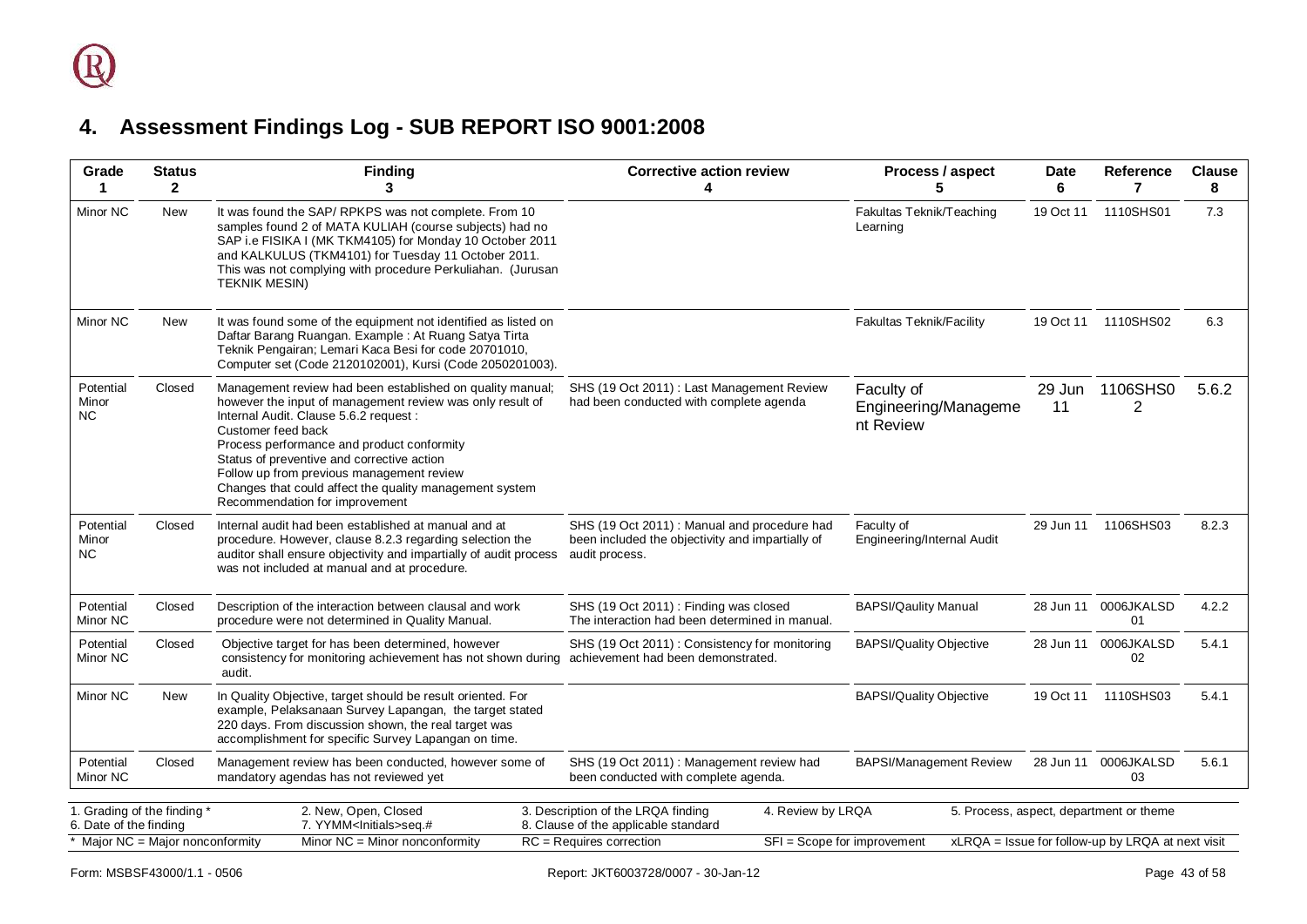## 4. Assessment Findings Log - SUB REPORT ISO 9001:2008

| Grade 1 | Status 2 | Finding 3 | Corrective action review 4 | Process / aspect 5 | Date 6 | Reference 7 | Clause 8 |
|---|---|---|---|---|---|---|---|
| Minor NC | New | It was found the SAP/ RPKPS was not complete. From 10 samples found 2 of MATA KULIAH (course subjects) had no SAP i.e FISIKA I (MK TKM4105) for Monday 10 October 2011 and KALKULUS (TKM4101) for Tuesday 11 October 2011. This was not complying with procedure Perkuliahan. (Jurusan TEKNIK MESIN) | | Fakultas Teknik/Teaching Learning | 19 Oct 11 | 1110SHS01 | 7.3 |
| Minor NC | New | It was found some of the equipment not identified as listed on Daftar Barang Ruangan. Example : At Ruang Satya Tirta Teknik Pengairan; Lemari Kaca Besi for code 20701010, Computer set (Code 2120102001), Kursi (Code 2050201003). | | Fakultas Teknik/Facility | 19 Oct 11 | 1110SHS02 | 6.3 |
| Potential Minor NC | Closed | Management review had been established on quality manual; however the input of management review was only result of Internal Audit. Clause 5.6.2 request :<br>Customer feed back<br>Process performance and product conformity<br>Status of preventive and corrective action<br>Follow up from previous management review<br>Changes that could affect the quality management system<br>Recommendation for improvement | SHS (19 Oct 2011) : Last Management Review had been conducted with complete agenda | Faculty of Engineering/Management Review | 29 Jun 11 | 1106SHS02 | 5.6.2 |
| Potential Minor NC | Closed | Internal audit had been established at manual and at procedure. However, clause 8.2.3 regarding selection the auditor shall ensure objectivity and impartially of audit process was not included at manual and at procedure. | SHS (19 Oct 2011) : Manual and procedure had been included the objectivity and impartially of audit process. | Faculty of Engineering/Internal Audit | 29 Jun 11 | 1106SHS03 | 8.2.3 |
| Potential Minor NC | Closed | Description of the interaction between clausal and work procedure were not determined in Quality Manual. | SHS (19 Oct 2011) : Finding was closed The interaction had been determined in manual. | BAPSI/Qaulity Manual | 28 Jun 11 | 0006JKALSD 01 | 4.2.2 |
| Potential Minor NC | Closed | Objective target for has been determined, however consistency for monitoring achievement has not shown during audit. | SHS (19 Oct 2011) : Consistency for monitoring achievement had been demonstrated. | BAPSI/Quality Objective | 28 Jun 11 | 0006JKALSD 02 | 5.4.1 |
| Minor NC | New | In Quality Objective, target should be result oriented. For example, Pelaksanaan Survey Lapangan, the target stated 220 days. From discussion shown, the real target was accomplishment for specific Survey Lapangan on time. | | BAPSI/Quality Objective | 19 Oct 11 | 1110SHS03 | 5.4.1 |
| Potential Minor NC | Closed | Management review has been conducted, however some of mandatory agendas has not reviewed yet | SHS (19 Oct 2011) : Management review had been conducted with complete agenda. | BAPSI/Management Review | 28 Jun 11 | 0006JKALSD 03 | 5.6.1 |

1. Grading of the finding * 2. New, Open, Closed 3. Description of the LRQA finding 4. Review by LRQA 5. Process, aspect, department or theme
6. Date of the finding 7. YYMM<Initials>seq.# 8. Clause of the applicable standard
* Major NC = Major nonconformity Minor NC = Minor nonconformity RC = Requires correction SFI = Scope for improvement xLRQA = Issue for follow-up by LRQA at next visit

Form: MSBSF43000/1.1 - 0506 Report: JKT6003728/0007 - 30-Jan-12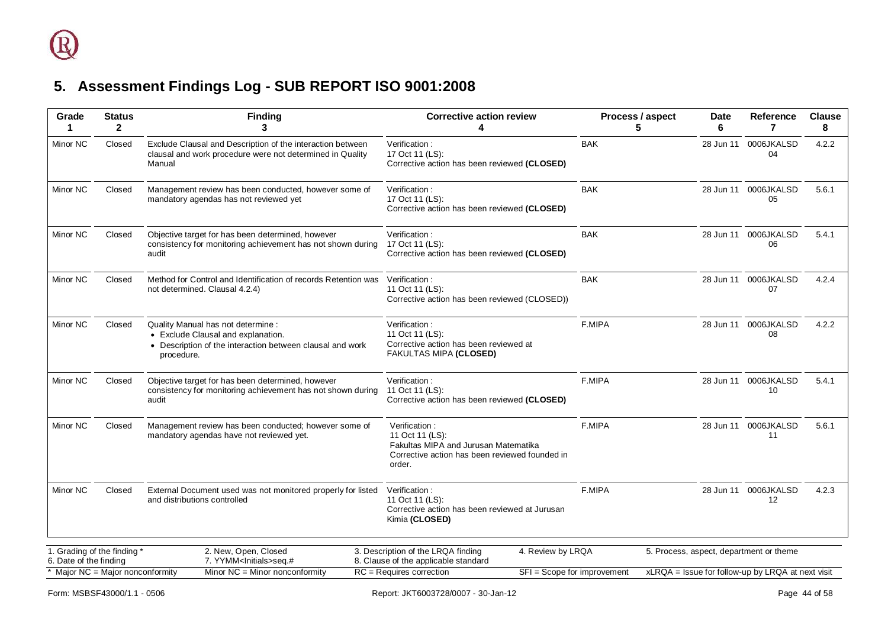# 5. Assessment Findings Log - SUB REPORT ISO 9001:2008

| Grade<br>1 | Status<br>2 | Finding<br>3 | Corrective action review<br>4 | Process / aspect<br>5 | Date<br>6 | Reference<br>7 | Clause<br>8 |
|---|---|---|---|---|---|---|---|
| Minor NC | Closed | Exclude Clausal and Description of the interaction between clausal and work procedure were not determined in Quality Manual | Verification :<br>17 Oct 11 (LS):<br>Corrective action has been reviewed **(CLOSED)** | BAK | 28 Jun 11 | 0006JKALSD 04 | 4.2.2 |
| Minor NC | Closed | Management review has been conducted, however some of mandatory agendas has not reviewed yet | Verification :<br>17 Oct 11 (LS):<br>Corrective action has been reviewed **(CLOSED)** | BAK | 28 Jun 11 | 0006JKALSD 05 | 5.6.1 |
| Minor NC | Closed | Objective target for has been determined, however consistency for monitoring achievement has not shown during audit | Verification :<br>17 Oct 11 (LS):<br>Corrective action has been reviewed **(CLOSED)** | BAK | 28 Jun 11 | 0006JKALSD 06 | 5.4.1 |
| Minor NC | Closed | Method for Control and Identification of records Retention was not determined. Clausal 4.2.4) | Verification :<br>11 Oct 11 (LS):<br>Corrective action has been reviewed (CLOSED)) | BAK | 28 Jun 11 | 0006JKALSD 07 | 4.2.4 |
| Minor NC | Closed | Quality Manual has not determine :<br>• Exclude Clausal and explanation.<br>• Description of the interaction between clausal and work procedure. | Verification :<br>11 Oct 11 (LS):<br>Corrective action has been reviewed at FAKULTAS MIPA **(CLOSED)** | F.MIPA | 28 Jun 11 | 0006JKALSD 08 | 4.2.2 |
| Minor NC | Closed | Objective target for has been determined, however consistency for monitoring achievement has not shown during audit | Verification :<br>11 Oct 11 (LS):<br>Corrective action has been reviewed **(CLOSED)** | F.MIPA | 28 Jun 11 | 0006JKALSD 10 | 5.4.1 |
| Minor NC | Closed | Management review has been conducted; however some of mandatory agendas have not reviewed yet. | Verification :<br>11 Oct 11 (LS):<br>Fakultas MIPA and Jurusan Matematika<br>Corrective action has been reviewed founded in order. | F.MIPA | 28 Jun 11 | 0006JKALSD 11 | 5.6.1 |
| Minor NC | Closed | External Document used was not monitored properly for listed and distributions controlled | Verification :<br>11 Oct 11 (LS):<br>Corrective action has been reviewed at Jurusan Kimia **(CLOSED)** | F.MIPA | 28 Jun 11 | 0006JKALSD 12 | 4.2.3 |

1. Grading of the finding * 2. New, Open, Closed 3. Description of the LRQA finding 4. Review by LRQA 5. Process, aspect, department or theme
6. Date of the finding 7. YYMM<Initials>seq.# 8. Clause of the applicable standard
* Major NC = Major nonconformity Minor NC = Minor nonconformity RC = Requires correction SFI = Scope for improvement xLRQA = Issue for follow-up by LRQA at next visit

Form: MSBSF43000/1.1 - 0506 Report: JKT6003728/0007 - 30-Jan-12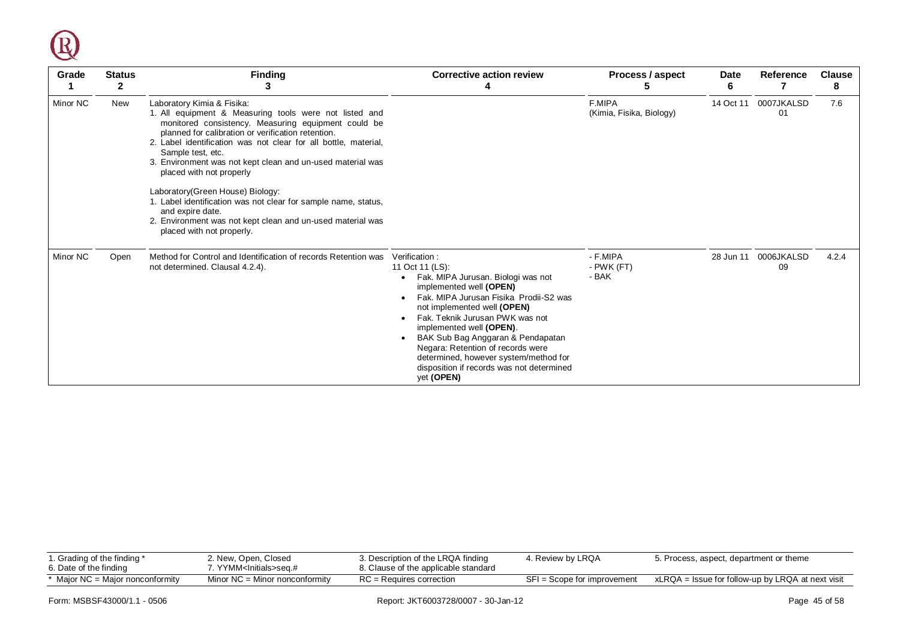| Grade 1 | Status 2 | Finding 3 | Corrective action review 4 | Process / aspect 5 | Date 6 | Reference 7 | Clause 8 |
|---|---|---|---|---|---|---|---|
| Minor NC | New | Laboratory Kimia & Fisika:<br>1. All equipment & Measuring tools were not listed and monitored consistency. Measuring equipment could be planned for calibration or verification retention.<br>2. Label identification was not clear for all bottle, material, Sample test, etc.<br>3. Environment was not kept clean and un-used material was placed with not properly<br><br>Laboratory(Green House) Biology:<br>1. Label identification was not clear for sample name, status, and expire date.<br>2. Environment was not kept clean and un-used material was placed with not properly. | | F.MIPA (Kimia, Fisika, Biology) | 14 Oct 11 | 0007JKALSD 01 | 7.6 |
| Minor NC | Open | Method for Control and Identification of records Retention was not determined. Clausal 4.2.4). | Verification :<br>11 Oct 11 (LS):<br>• Fak. MIPA Jurusan. Biologi was not implemented well **(OPEN)**<br>• Fak. MIPA Jurusan Fisika Prodii-S2 was not implemented well **(OPEN)**<br>• Fak. Teknik Jurusan PWK was not implemented well **(OPEN)**.<br>• BAK Sub Bag Anggaran & Pendapatan Negara: Retention of records were determined, however system/method for disposition if records was not determined yet **(OPEN)** | - F.MIPA<br>- PWK (FT)<br>- BAK | 28 Jun 11 | 0006JKALSD 09 | 4.2.4 |

| | | | | |
|---|---|---|---|---|
| 1. Grading of the finding *<br>6. Date of the finding | 2. New, Open, Closed<br>7. YYMM<Initials>seq.# | 3. Description of the LRQA finding<br>8. Clause of the applicable standard | 4. Review by LRQA | 5. Process, aspect, department or theme |
| * Major NC = Major nonconformity | Minor NC = Minor nonconformity | RC = Requires correction | SFI = Scope for improvement | xLRQA = Issue for follow-up by LRQA at next visit |

Form: MSBSF43000/1.1 - 0506 Report: JKT6003728/0007 - 30-Jan-12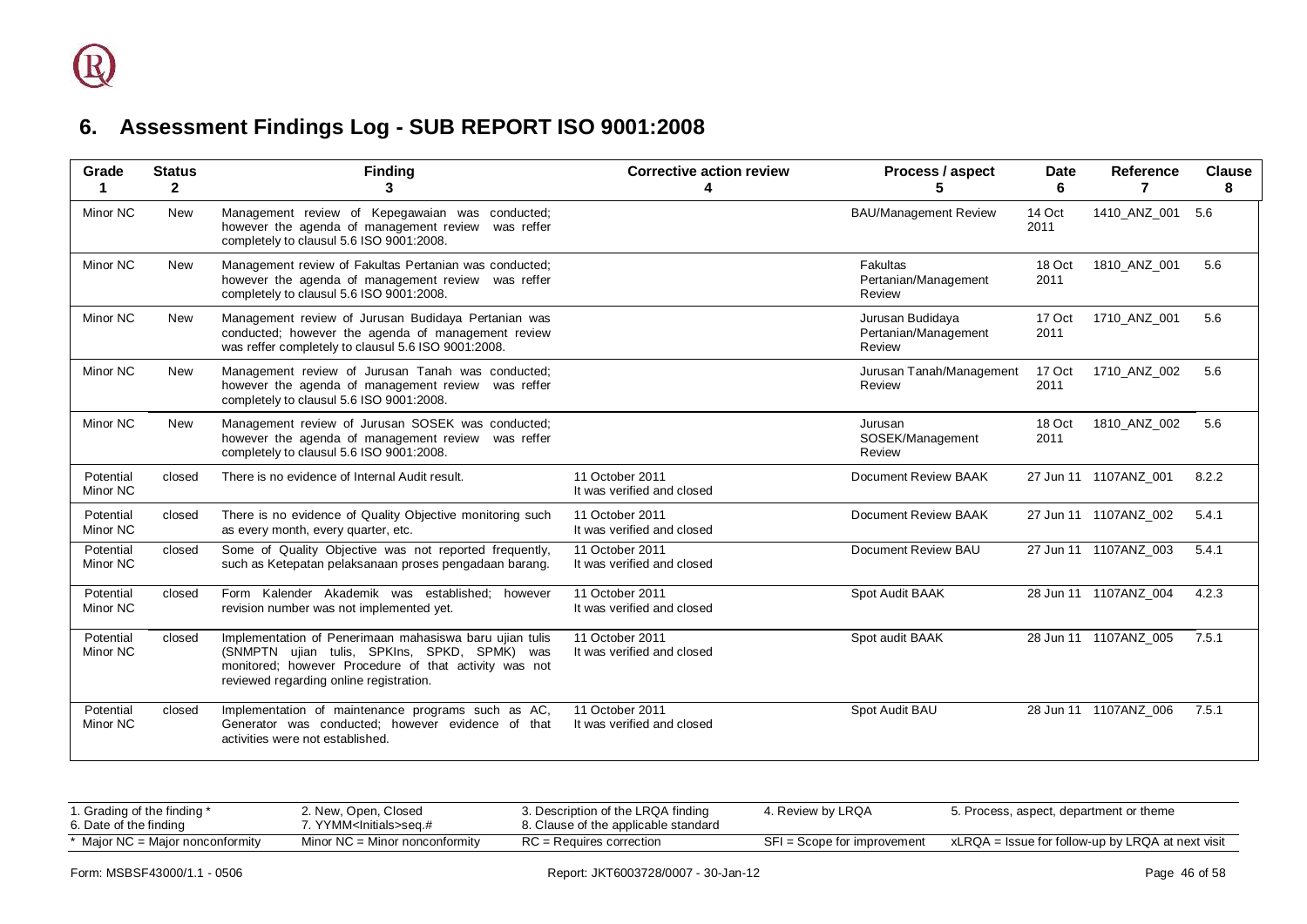## 6. Assessment Findings Log - SUB REPORT ISO 9001:2008

| Grade 1 | Status 2 | Finding 3 | Corrective action review 4 | Process / aspect 5 | Date 6 | Reference 7 | Clause 8 |
|---|---|---|---|---|---|---|---|
| Minor NC | New | Management review of Kepegawaian was conducted; however the agenda of management review was reffer completely to clausul 5.6 ISO 9001:2008. | | BAU/Management Review | 14 Oct 2011 | 1410_ANZ_001 | 5.6 |
| Minor NC | New | Management review of Fakultas Pertanian was conducted; however the agenda of management review was reffer completely to clausul 5.6 ISO 9001:2008. | | Fakultas Pertanian/Management Review | 18 Oct 2011 | 1810_ANZ_001 | 5.6 |
| Minor NC | New | Management review of Jurusan Budidaya Pertanian was conducted; however the agenda of management review was reffer completely to clausul 5.6 ISO 9001:2008. | | Jurusan Budidaya Pertanian/Management Review | 17 Oct 2011 | 1710_ANZ_001 | 5.6 |
| Minor NC | New | Management review of Jurusan Tanah was conducted; however the agenda of management review was reffer completely to clausul 5.6 ISO 9001:2008. | | Jurusan Tanah/Management Review | 17 Oct 2011 | 1710_ANZ_002 | 5.6 |
| Minor NC | New | Management review of Jurusan SOSEK was conducted; however the agenda of management review was reffer completely to clausul 5.6 ISO 9001:2008. | | Jurusan SOSEK/Management Review | 18 Oct 2011 | 1810_ANZ_002 | 5.6 |
| Potential Minor NC | closed | There is no evidence of Internal Audit result. | 11 October 2011 It was verified and closed | Document Review BAAK | 27 Jun 11 | 1107ANZ_001 | 8.2.2 |
| Potential Minor NC | closed | There is no evidence of Quality Objective monitoring such as every month, every quarter, etc. | 11 October 2011 It was verified and closed | Document Review BAAK | 27 Jun 11 | 1107ANZ_002 | 5.4.1 |
| Potential Minor NC | closed | Some of Quality Objective was not reported frequently, such as Ketepatan pelaksanaan proses pengadaan barang. | 11 October 2011 It was verified and closed | Document Review BAU | 27 Jun 11 | 1107ANZ_003 | 5.4.1 |
| Potential Minor NC | closed | Form Kalender Akademik was established; however revision number was not implemented yet. | 11 October 2011 It was verified and closed | Spot Audit BAAK | 28 Jun 11 | 1107ANZ_004 | 4.2.3 |
| Potential Minor NC | closed | Implementation of Penerimaan mahasiswa baru ujian tulis (SNMPTN ujian tulis, SPKIns, SPKD, SPMK) was monitored; however Procedure of that activity was not reviewed regarding online registration. | 11 October 2011 It was verified and closed | Spot audit BAAK | 28 Jun 11 | 1107ANZ_005 | 7.5.1 |
| Potential Minor NC | closed | Implementation of maintenance programs such as AC, Generator was conducted; however evidence of that activities were not established. | 11 October 2011 It was verified and closed | Spot Audit BAU | 28 Jun 11 | 1107ANZ_006 | 7.5.1 |

| | | | | |
|---|---|---|---|---|
| 1. Grading of the finding * 6. Date of the finding | 2. New, Open, Closed 7. YYMM<Initials>seq.# | 3. Description of the LRQA finding 8. Clause of the applicable standard | 4. Review by LRQA | 5. Process, aspect, department or theme |
| * Major NC = Major nonconformity | Minor NC = Minor nonconformity | RC = Requires correction | SFI = Scope for improvement | xLRQA = Issue for follow-up by LRQA at next visit |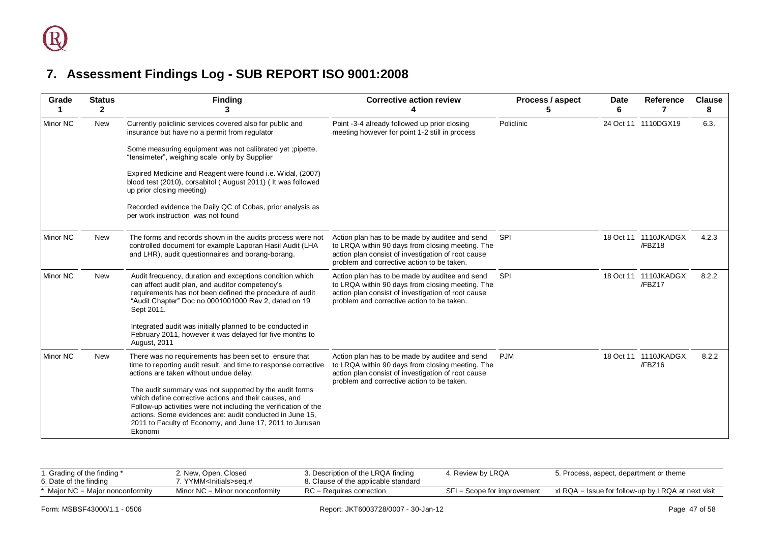## 7. Assessment Findings Log - SUB REPORT ISO 9001:2008

| Grade 1 | Status 2 | Finding 3 | Corrective action review 4 | Process / aspect 5 | Date 6 | Reference 7 | Clause 8 |
|---|---|---|---|---|---|---|---|
| Minor NC | New | Currently policlinic services covered also for public and insurance but have no a permit from regulator<br><br>Some measuring equipment was not calibrated yet ;pipette, "tensimeter", weighing scale only by Supplier<br><br>Expired Medicine and Reagent were found i.e. Widal, (2007) blood test (2010), corsabitol ( August 2011) ( It was followed up prior closing meeting)<br><br>Recorded evidence the Daily QC of Cobas, prior analysis as per work instruction was not found | Point -3-4 already followed up prior closing meeting however for point 1-2 still in process | Policlinic | 24 Oct 11 | 1110DGX19 | 6.3. |
| Minor NC | New | The forms and records shown in the audits process were not controlled document for example Laporan Hasil Audit (LHA and LHR), audit questionnaires and borang-borang. | Action plan has to be made by auditee and send to LRQA within 90 days from closing meeting. The action plan consist of investigation of root cause problem and corrective action to be taken. | SPI | 18 Oct 11 | 1110JKADGX /FBZ18 | 4.2.3 |
| Minor NC | New | Audit frequency, duration and exceptions condition which can affect audit plan, and auditor competency's requirements has not been defined the procedure of audit "Audit Chapter" Doc no 0001001000 Rev 2, dated on 19 Sept 2011.<br><br>Integrated audit was initially planned to be conducted in February 2011, however it was delayed for five months to August, 2011 | Action plan has to be made by auditee and send to LRQA within 90 days from closing meeting. The action plan consist of investigation of root cause problem and corrective action to be taken. | SPI | 18 Oct 11 | 1110JKADGX /FBZ17 | 8.2.2 |
| Minor NC | New | There was no requirements has been set to ensure that time to reporting audit result, and time to response corrective actions are taken without undue delay.<br><br>The audit summary was not supported by the audit forms which define corrective actions and their causes, and Follow-up activities were not including the verification of the actions. Some evidences are: audit conducted in June 15, 2011 to Faculty of Economy, and June 17, 2011 to Jurusan Ekonomi | Action plan has to be made by auditee and send to LRQA within 90 days from closing meeting. The action plan consist of investigation of root cause problem and corrective action to be taken. | PJM | 18 Oct 11 | 1110JKADGX /FBZ16 | 8.2.2 |

| 1. Grading of the finding *<br>6. Date of the finding | 2. New, Open, Closed<br>7. YYMM<Initials>seq.# | 3. Description of the LRQA finding<br>8. Clause of the applicable standard | 4. Review by LRQA | 5. Process, aspect, department or theme |
|---|---|---|---|---|
| * Major NC = Major nonconformity | Minor NC = Minor nonconformity | RC = Requires correction | SFI = Scope for improvement | xLRQA = Issue for follow-up by LRQA at next visit |

Form: MSBSF43000/1.1 - 0506 Report: JKT6003728/0007 - 30-Jan-12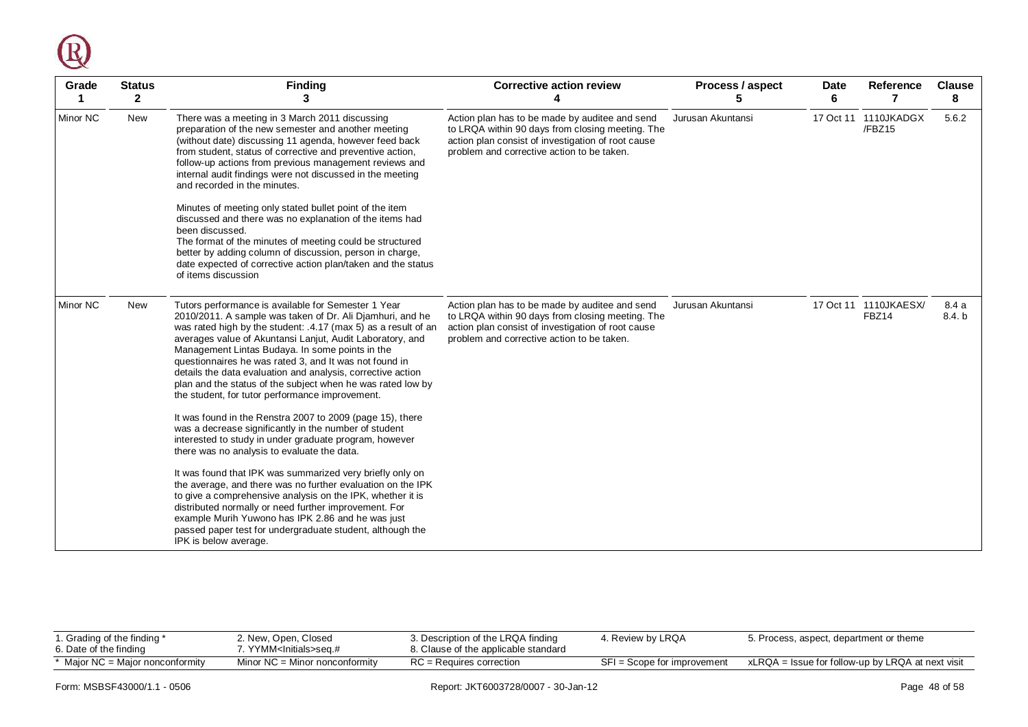| Grade<br>1 | Status<br>2 | Finding<br>3 | Corrective action review<br>4 | Process / aspect<br>5 | Date<br>6 | Reference<br>7 | Clause<br>8 |
|---|---|---|---|---|---|---|---|
| Minor NC | New | There was a meeting in 3 March 2011 discussing preparation of the new semester and another meeting (without date) discussing 11 agenda, however feed back from student, status of corrective and preventive action, follow-up actions from previous management reviews and internal audit findings were not discussed in the meeting and recorded in the minutes.<br><br>Minutes of meeting only stated bullet point of the item discussed and there was no explanation of the items had been discussed.<br>The format of the minutes of meeting could be structured better by adding column of discussion, person in charge, date expected of corrective action plan/taken and the status of items discussion | Action plan has to be made by auditee and send to LRQA within 90 days from closing meeting. The action plan consist of investigation of root cause problem and corrective action to be taken. | Jurusan Akuntansi | 17 Oct 11 | 1110JKADGX /FBZ15 | 5.6.2 |
| Minor NC | New | Tutors performance is available for Semester 1 Year 2010/2011. A sample was taken of Dr. Ali Djamhuri, and he was rated high by the student: .4.17 (max 5) as a result of an averages value of Akuntansi Lanjut, Audit Laboratory, and Management Lintas Budaya. In some points in the questionnaires he was rated 3, and It was not found in details the data evaluation and analysis, corrective action plan and the status of the subject when he was rated low by the student, for tutor performance improvement.<br><br>It was found in the Renstra 2007 to 2009 (page 15), there was a decrease significantly in the number of student interested to study in under graduate program, however there was no analysis to evaluate the data.<br><br>It was found that IPK was summarized very briefly only on the average, and there was no further evaluation on the IPK to give a comprehensive analysis on the IPK, whether it is distributed normally or need further improvement. For example Murih Yuwono has IPK 2.86 and he was just passed paper test for undergraduate student, although the IPK is below average. | Action plan has to be made by auditee and send to LRQA within 90 days from closing meeting. The action plan consist of investigation of root cause problem and corrective action to be taken. | Jurusan Akuntansi | 17 Oct 11 | 1110JKAESX/ FBZ14 | 8.4 a<br>8.4. b |

| 1. Grading of the finding *<br>6. Date of the finding | 2. New, Open, Closed<br>7. YYMM<Initials>seq.# | 3. Description of the LRQA finding<br>8. Clause of the applicable standard | 4. Review by LRQA | 5. Process, aspect, department or theme |
|---|---|---|---|---|
| * Major NC = Major nonconformity | Minor NC = Minor nonconformity | RC = Requires correction | SFI = Scope for improvement | xLRQA = Issue for follow-up by LRQA at next visit |

Form: MSBSF43000/1.1 - 0506 Report: JKT6003728/0007 - 30-Jan-12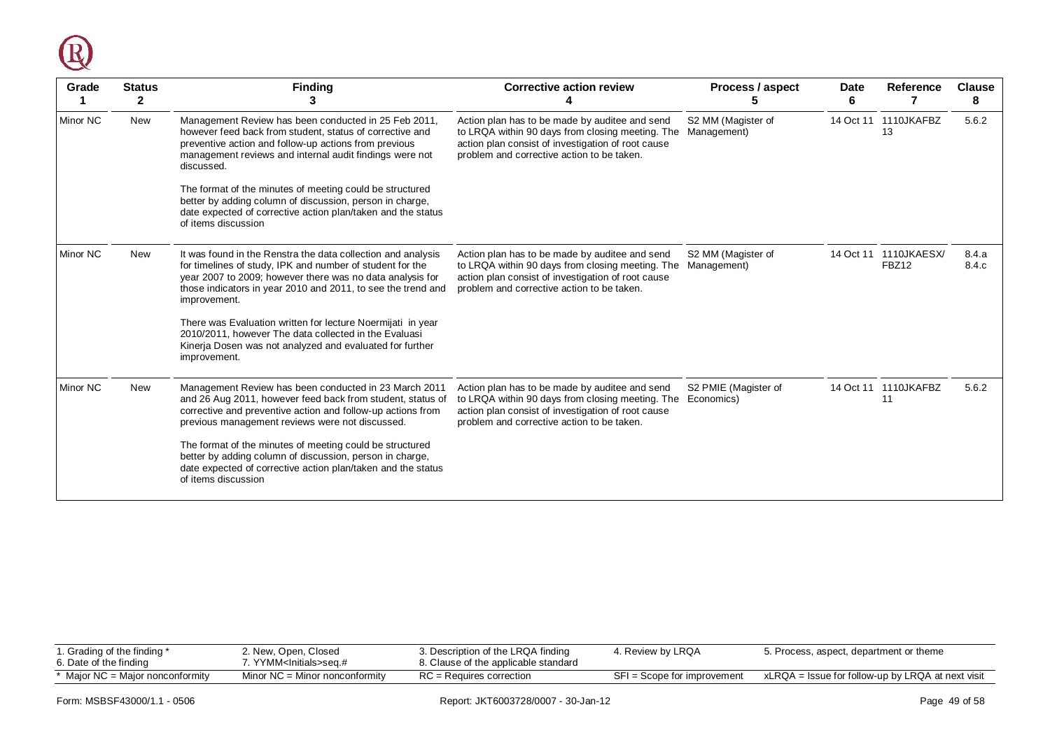| Grade 1 | Status 2 | Finding 3 | Corrective action review 4 | Process / aspect 5 | Date 6 | Reference 7 | Clause 8 |
|---|---|---|---|---|---|---|---|
| Minor NC | New | Management Review has been conducted in 25 Feb 2011, however feed back from student, status of corrective and preventive action and follow-up actions from previous management reviews and internal audit findings were not discussed.<br><br>The format of the minutes of meeting could be structured better by adding column of discussion, person in charge, date expected of corrective action plan/taken and the status of items discussion | Action plan has to be made by auditee and send to LRQA within 90 days from closing meeting. The action plan consist of investigation of root cause problem and corrective action to be taken. | S2 MM (Magister of Management) | 14 Oct 11 | 1110JKAFBZ 13 | 5.6.2 |
| Minor NC | New | It was found in the Renstra the data collection and analysis for timelines of study, IPK and number of student for the year 2007 to 2009; however there was no data analysis for those indicators in year 2010 and 2011, to see the trend and improvement.<br><br>There was Evaluation written for lecture Noermijati in year 2010/2011, however The data collected in the Evaluasi Kinerja Dosen was not analyzed and evaluated for further improvement. | Action plan has to be made by auditee and send to LRQA within 90 days from closing meeting. The action plan consist of investigation of root cause problem and corrective action to be taken. | S2 MM (Magister of Management) | 14 Oct 11 | 1110JKAESX/ FBZ12 | 8.4.a 8.4.c |
| Minor NC | New | Management Review has been conducted in 23 March 2011 and 26 Aug 2011, however feed back from student, status of corrective and preventive action and follow-up actions from previous management reviews were not discussed.<br><br>The format of the minutes of meeting could be structured better by adding column of discussion, person in charge, date expected of corrective action plan/taken and the status of items discussion | Action plan has to be made by auditee and send to LRQA within 90 days from closing meeting. The action plan consist of investigation of root cause problem and corrective action to be taken. | S2 PMIE (Magister of Economics) | 14 Oct 11 | 1110JKAFBZ 11 | 5.6.2 |

| | | | | |
|---|---|---|---|---|
| 1. Grading of the finding *<br>6. Date of the finding | 2. New, Open, Closed<br>7. YYMM<Initials>seq.# | 3. Description of the LRQA finding<br>8. Clause of the applicable standard | 4. Review by LRQA | 5. Process, aspect, department or theme |
| * Major NC = Major nonconformity | Minor NC = Minor nonconformity | RC = Requires correction | SFI = Scope for improvement | xLRQA = Issue for follow-up by LRQA at next visit |

Form: MSBSF43000/1.1 - 0506 Report: JKT6003728/0007 - 30-Jan-12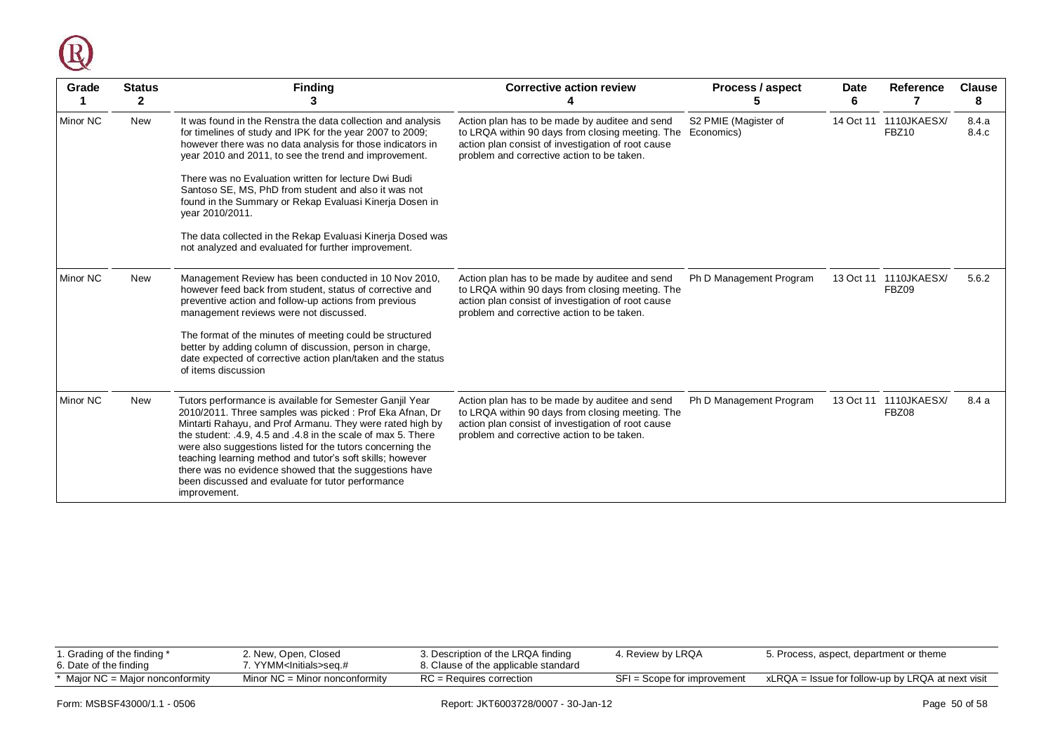| Grade 1 | Status 2 | Finding 3 | Corrective action review 4 | Process / aspect 5 | Date 6 | Reference 7 | Clause 8 |
|---|---|---|---|---|---|---|---|
| Minor NC | New | It was found in the Renstra the data collection and analysis for timelines of study and IPK for the year 2007 to 2009; however there was no data analysis for those indicators in year 2010 and 2011, to see the trend and improvement.<br><br>There was no Evaluation written for lecture Dwi Budi Santoso SE, MS, PhD from student and also it was not found in the Summary or Rekap Evaluasi Kinerja Dosen in year 2010/2011.<br><br>The data collected in the Rekap Evaluasi Kinerja Dosed was not analyzed and evaluated for further improvement. | Action plan has to be made by auditee and send to LRQA within 90 days from closing meeting. The action plan consist of investigation of root cause problem and corrective action to be taken. | S2 PMIE (Magister of Economics) | 14 Oct 11 | 1110JKAESX/ FBZ10 | 8.4.a 8.4.c |
| Minor NC | New | Management Review has been conducted in 10 Nov 2010, however feed back from student, status of corrective and preventive action and follow-up actions from previous management reviews were not discussed.<br><br>The format of the minutes of meeting could be structured better by adding column of discussion, person in charge, date expected of corrective action plan/taken and the status of items discussion | Action plan has to be made by auditee and send to LRQA within 90 days from closing meeting. The action plan consist of investigation of root cause problem and corrective action to be taken. | Ph D Management Program | 13 Oct 11 | 1110JKAESX/ FBZ09 | 5.6.2 |
| Minor NC | New | Tutors performance is available for Semester Ganjil Year 2010/2011. Three samples was picked : Prof Eka Afnan, Dr Mintarti Rahayu, and Prof Armanu. They were rated high by the student: .4.9, 4.5 and .4.8 in the scale of max 5. There were also suggestions listed for the tutors concerning the teaching learning method and tutor's soft skills; however there was no evidence showed that the suggestions have been discussed and evaluate for tutor performance improvement. | Action plan has to be made by auditee and send to LRQA within 90 days from closing meeting. The action plan consist of investigation of root cause problem and corrective action to be taken. | Ph D Management Program | 13 Oct 11 | 1110JKAESX/ FBZ08 | 8.4 a |

| 1. Grading of the finding *<br>6. Date of the finding | 2. New, Open, Closed<br>7. YYMM<Initials>seq.# | 3. Description of the LRQA finding<br>8. Clause of the applicable standard | 4. Review by LRQA | 5. Process, aspect, department or theme |
|---|---|---|---|---|
| * Major NC = Major nonconformity | Minor NC = Minor nonconformity | RC = Requires correction | SFI = Scope for improvement | xLRQA = Issue for follow-up by LRQA at next visit |

Form: MSBSF43000/1.1 - 0506 Report: JKT6003728/0007 - 30-Jan-12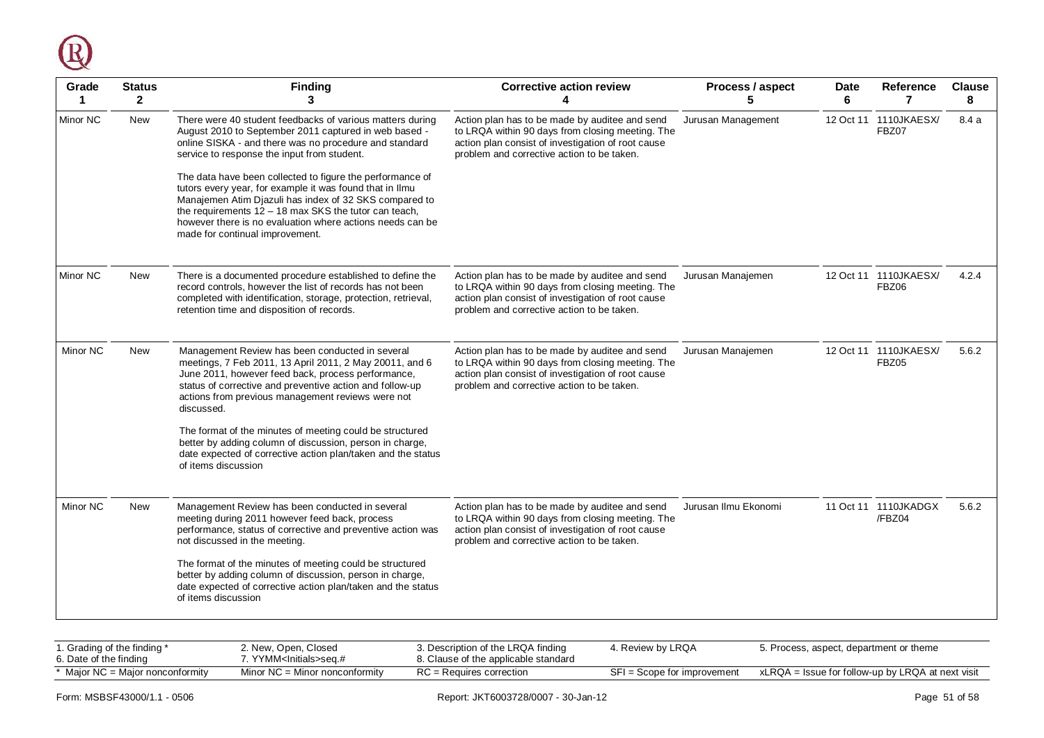| Grade 1 | Status 2 | Finding 3 | Corrective action review 4 | Process / aspect 5 | Date 6 | Reference 7 | Clause 8 |
|---|---|---|---|---|---|---|---|
| Minor NC | New | There were 40 student feedbacks of various matters during August 2010 to September 2011 captured in web based - online SISKA - and there was no procedure and standard service to response the input from student.<br><br>The data have been collected to figure the performance of tutors every year, for example it was found that in Ilmu Manajemen Atim Djazuli has index of 32 SKS compared to the requirements 12 – 18 max SKS the tutor can teach, however there is no evaluation where actions needs can be made for continual improvement. | Action plan has to be made by auditee and send to LRQA within 90 days from closing meeting. The action plan consist of investigation of root cause problem and corrective action to be taken. | Jurusan Management | 12 Oct 11 | 1110JKAESX/ FBZ07 | 8.4 a |
| Minor NC | New | There is a documented procedure established to define the record controls, however the list of records has not been completed with identification, storage, protection, retrieval, retention time and disposition of records. | Action plan has to be made by auditee and send to LRQA within 90 days from closing meeting. The action plan consist of investigation of root cause problem and corrective action to be taken. | Jurusan Manajemen | 12 Oct 11 | 1110JKAESX/ FBZ06 | 4.2.4 |
| Minor NC | New | Management Review has been conducted in several meetings, 7 Feb 2011, 13 April 2011, 2 May 20011, and 6 June 2011, however feed back, process performance, status of corrective and preventive action and follow-up actions from previous management reviews were not discussed.<br><br>The format of the minutes of meeting could be structured better by adding column of discussion, person in charge, date expected of corrective action plan/taken and the status of items discussion | Action plan has to be made by auditee and send to LRQA within 90 days from closing meeting. The action plan consist of investigation of root cause problem and corrective action to be taken. | Jurusan Manajemen | 12 Oct 11 | 1110JKAESX/ FBZ05 | 5.6.2 |
| Minor NC | New | Management Review has been conducted in several meeting during 2011 however feed back, process performance, status of corrective and preventive action was not discussed in the meeting.<br><br>The format of the minutes of meeting could be structured better by adding column of discussion, person in charge, date expected of corrective action plan/taken and the status of items discussion | Action plan has to be made by auditee and send to LRQA within 90 days from closing meeting. The action plan consist of investigation of root cause problem and corrective action to be taken. | Jurusan Ilmu Ekonomi | 11 Oct 11 | 1110JKADGX /FBZ04 | 5.6.2 |

| | | | | |
|---|---|---|---|---|
| 1. Grading of the finding *<br>6. Date of the finding | 2. New, Open, Closed<br>7. YYMM<Initials>seq.# | 3. Description of the LRQA finding<br>8. Clause of the applicable standard | 4. Review by LRQA | 5. Process, aspect, department or theme |
| * Major NC = Major nonconformity | Minor NC = Minor nonconformity | RC = Requires correction | SFI = Scope for improvement | xLRQA = Issue for follow-up by LRQA at next visit |

Form: MSBSF43000/1.1 - 0506 Report: JKT6003728/0007 - 30-Jan-12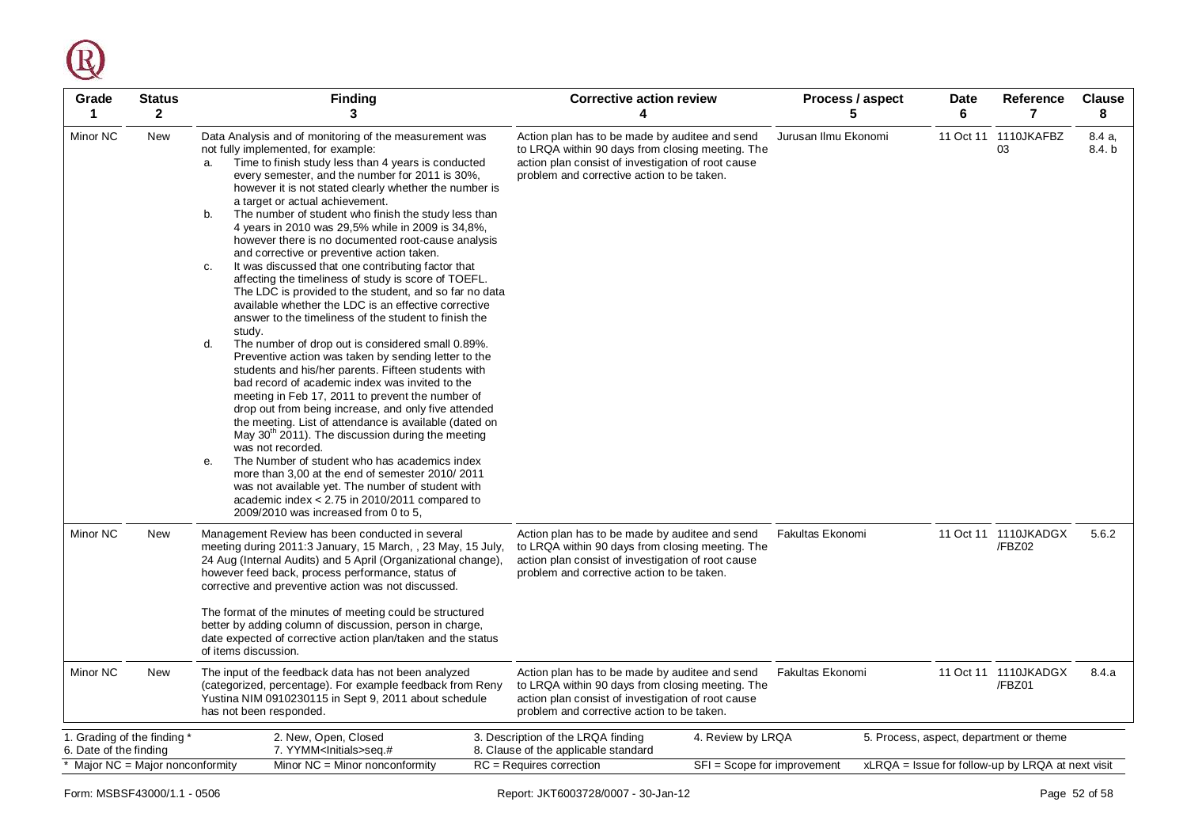| Grade 1 | Status 2 | Finding 3 | Corrective action review 4 | Process / aspect 5 | Date 6 | Reference 7 | Clause 8 |
|---|---|---|---|---|---|---|---|
| Minor NC | New | Data Analysis and of monitoring of the measurement was not fully implemented, for example:<br>a. Time to finish study less than 4 years is conducted every semester, and the number for 2011 is 30%, however it is not stated clearly whether the number is a target or actual achievement.<br>b. The number of student who finish the study less than 4 years in 2010 was 29,5% while in 2009 is 34,8%, however there is no documented root-cause analysis and corrective or preventive action taken.<br>c. It was discussed that one contributing factor that affecting the timeliness of study is score of TOEFL. The LDC is provided to the student, and so far no data available whether the LDC is an effective corrective answer to the timeliness of the student to finish the study.<br>d. The number of drop out is considered small 0.89%. Preventive action was taken by sending letter to the students and his/her parents. Fifteen students with bad record of academic index was invited to the meeting in Feb 17, 2011 to prevent the number of drop out from being increase, and only five attended the meeting. List of attendance is available (dated on May 30th 2011). The discussion during the meeting was not recorded.<br>e. The Number of student who has academics index more than 3,00 at the end of semester 2010/ 2011 was not available yet. The number of student with academic index < 2.75 in 2010/2011 compared to 2009/2010 was increased from 0 to 5, | Action plan has to be made by auditee and send to LRQA within 90 days from closing meeting. The action plan consist of investigation of root cause problem and corrective action to be taken. | Jurusan Ilmu Ekonomi | 11 Oct 11 | 1110JKAFBZ 03 | 8.4 a, 8.4. b |
| Minor NC | New | Management Review has been conducted in several meeting during 2011:3 January, 15 March, , 23 May, 15 July, 24 Aug (Internal Audits) and 5 April (Organizational change), however feed back, process performance, status of corrective and preventive action was not discussed.<br><br>The format of the minutes of meeting could be structured better by adding column of discussion, person in charge, date expected of corrective action plan/taken and the status of items discussion. | Action plan has to be made by auditee and send to LRQA within 90 days from closing meeting. The action plan consist of investigation of root cause problem and corrective action to be taken. | Fakultas Ekonomi | 11 Oct 11 | 1110JKADGX /FBZ02 | 5.6.2 |
| Minor NC | New | The input of the feedback data has not been analyzed (categorized, percentage). For example feedback from Reny Yustina NIM 0910230115 in Sept 9, 2011 about schedule has not been responded. | Action plan has to be made by auditee and send to LRQA within 90 days from closing meeting. The action plan consist of investigation of root cause problem and corrective action to be taken. | Fakultas Ekonomi | 11 Oct 11 | 1110JKADGX /FBZ01 | 8.4.a |

| | | | | |
|---|---|---|---|---|
| 1. Grading of the finding * | 2. New, Open, Closed | 3. Description of the LRQA finding | 4. Review by LRQA | 5. Process, aspect, department or theme |
| 6. Date of the finding | 7. YYMM<Initials>seq.# | 8. Clause of the applicable standard | | |
| * Major NC = Major nonconformity | Minor NC = Minor nonconformity | RC = Requires correction | SFI = Scope for improvement | xLRQA = Issue for follow-up by LRQA at next visit |

Form: MSBSF43000/1.1 - 0506 Report: JKT6003728/0007 - 30-Jan-12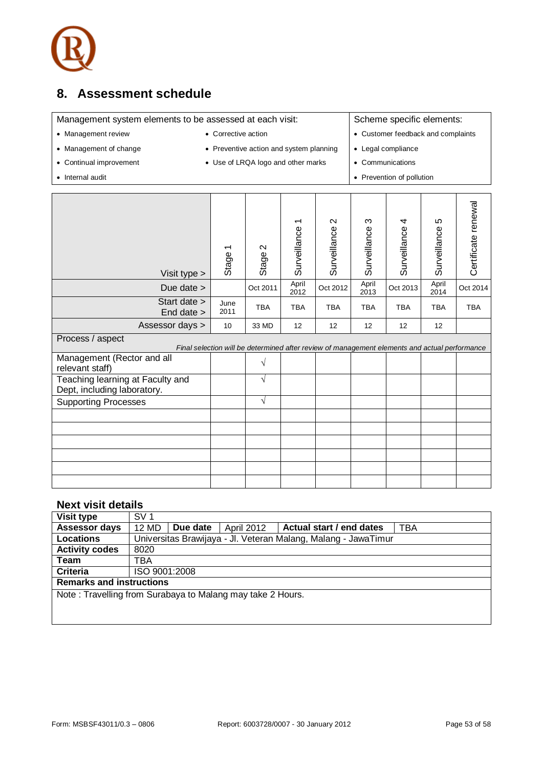## 8. Assessment schedule

| Management system elements to be assessed at each visit: | | Scheme specific elements: |
|---|---|---|
| • Management review | • Corrective action | • Customer feedback and complaints |
| • Management of change | • Preventive action and system planning | • Legal compliance |
| • Continual improvement | • Use of LRQA logo and other marks | • Communications |
| • Internal audit | | • Prevention of pollution |

| Visit type > | Stage 1 | Stage 2 | Surveillance 1 | Surveillance 2 | Surveillance 3 | Surveillance 4 | Surveillance 5 | Certificate renewal |
|---|---|---|---|---|---|---|---|---|
| Due date > | | Oct 2011 | April 2012 | Oct 2012 | April 2013 | Oct 2013 | April 2014 | Oct 2014 |
| Start date > End date > | June 2011 | TBA | TBA | TBA | TBA | TBA | TBA | TBA |
| Assessor days > | 10 | 33 MD | 12 | 12 | 12 | 12 | 12 | |
| Process / aspect *Final selection will be determined after review of management elements and actual performance* | | | | | | | | |
| Management (Rector and all relevant staff) | | √ | | | | | | |
| Teaching learning at Faculty and Dept, including laboratory. | | √ | | | | | | |
| Supporting Processes | | √ | | | | | | |
| | | | | | | | | |
| | | | | | | | | |
| | | | | | | | | |
| | | | | | | | | |
| | | | | | | | | |
| | | | | | | | | |

### Next visit details

| **Visit type** | SV 1 | | | | |
|---|---|---|---|---|---|
| **Assessor days** | 12 MD | **Due date** | April 2012 | **Actual start / end dates** | TBA |
| **Locations** | Universitas Brawijaya - Jl. Veteran Malang, Malang - JawaTimur | | | | |
| **Activity codes** | 8020 | | | | |
| **Team** | TBA | | | | |
| **Criteria** | ISO 9001:2008 | | | | |
| **Remarks and instructions** | | | | | |
| Note : Travelling from Surabaya to Malang may take 2 Hours. | | | | | |

Form: MSBSF43011/0.3 – 0806 Report: 6003728/0007 - 30 January 2012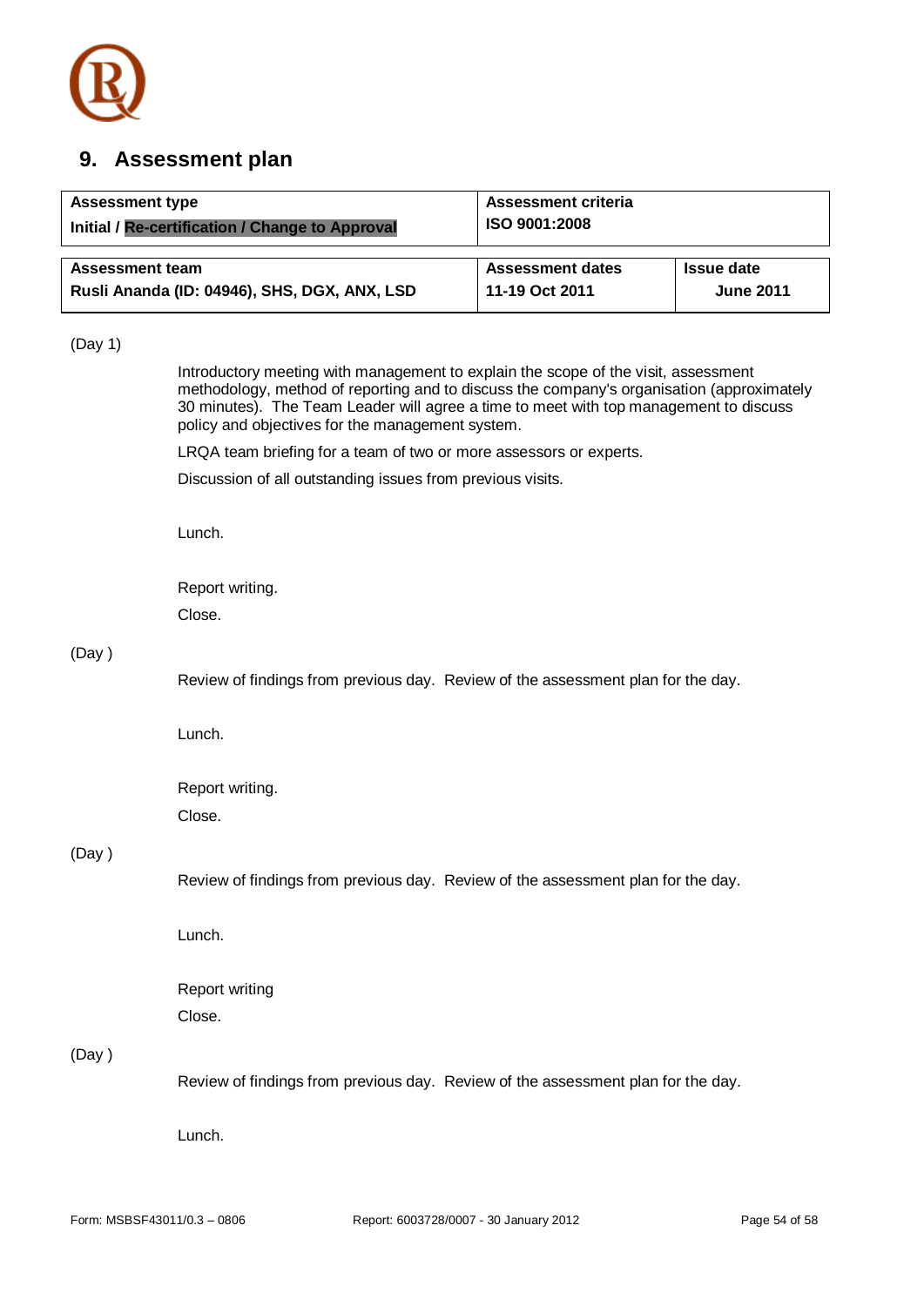## 9. Assessment plan

| **Assessment type** | **Assessment criteria** | |
|---|---|---|
| **Initial / Re-certification / Change to Approval** | **ISO 9001:2008** | |
| **Assessment team** | **Assessment dates** | **Issue date** |
| **Rusli Ananda (ID: 04946), SHS, DGX, ANX, LSD** | **11-19 Oct 2011** | **June 2011** |

(Day 1)

Introductory meeting with management to explain the scope of the visit, assessment methodology, method of reporting and to discuss the company's organisation (approximately 30 minutes). The Team Leader will agree a time to meet with top management to discuss policy and objectives for the management system.

LRQA team briefing for a team of two or more assessors or experts.

Discussion of all outstanding issues from previous visits.

Lunch.

Report writing.

Close.

(Day )

Review of findings from previous day. Review of the assessment plan for the day.

Lunch.

Report writing.

Close.

(Day )

Review of findings from previous day. Review of the assessment plan for the day.

Lunch.

Report writing

Close.

(Day )

Review of findings from previous day. Review of the assessment plan for the day.

Lunch.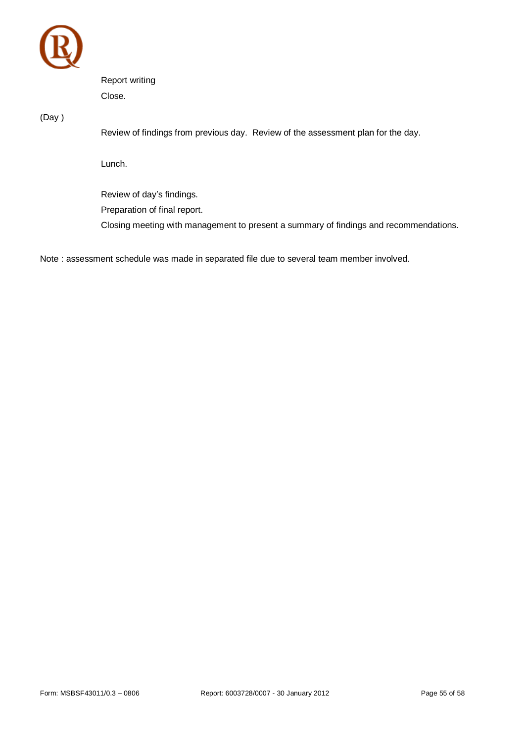Report writing

Close.

(Day )

Review of findings from previous day. Review of the assessment plan for the day.

Lunch.

Review of day's findings.

Preparation of final report.

Closing meeting with management to present a summary of findings and recommendations.

Note : assessment schedule was made in separated file due to several team member involved.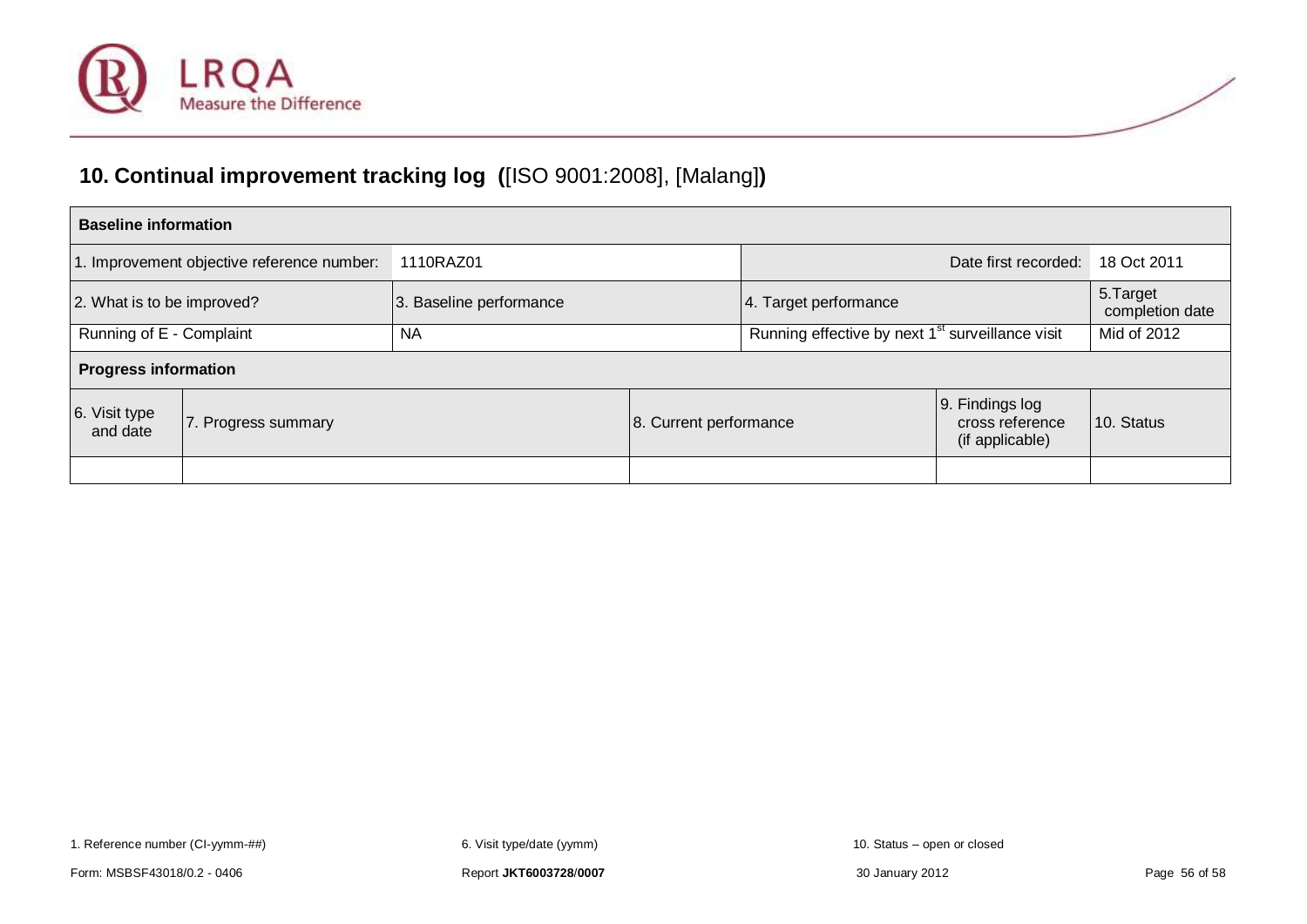## 10. Continual improvement tracking log ([ISO 9001:2008], [Malang])

| **Baseline information** | | | | | |
|---|---|---|---|---|---|
| 1. Improvement objective reference number: | | 1110RAZ01 | | Date first recorded: | 18 Oct 2011 |
| 2. What is to be improved? | | 3. Baseline performance | | 4. Target performance | 5. Target completion date |
| Running of E - Complaint | | NA | | Running effective by next 1st surveillance visit | Mid of 2012 |
| **Progress information** | | | | | |
| 6. Visit type and date | 7. Progress summary | | 8. Current performance | 9. Findings log cross reference (if applicable) | 10. Status |
| | | | | | |

1. Reference number (CI-yymm-##)  6. Visit type/date (yymm)  10. Status – open or closed

Form: MSBSF43018/0.2 - 0406  Report **JKT6003728/0007**  30 January 2012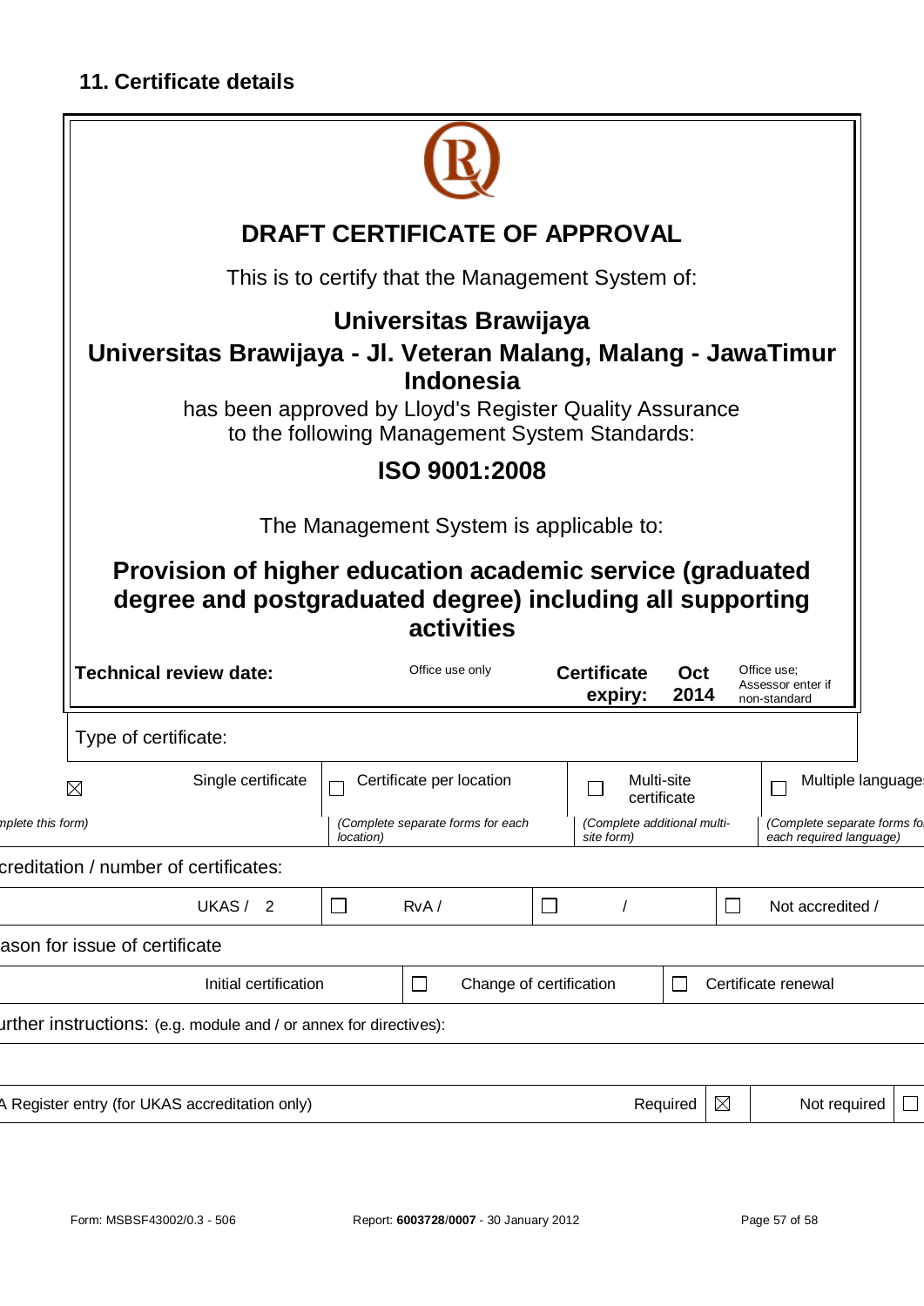## 11. Certificate details

**DRAFT CERTIFICATE OF APPROVAL**

This is to certify that the Management System of:

**Universitas Brawijaya**
**Universitas Brawijaya - Jl. Veteran Malang, Malang - JawaTimur Indonesia**

has been approved by Lloyd's Register Quality Assurance
to the following Management System Standards:

**ISO 9001:2008**

The Management System is applicable to:

**Provision of higher education academic service (graduated degree and postgraduated degree) including all supporting activities**

| **Technical review date:** | Office use only | **Certificate expiry:** | **Oct 2014** | Office use; Assessor enter if non-standard |
|---|---|---|---|---|

Type of certificate:

| ☒ Single certificate | ☐ Certificate per location | ☐ Multi-site certificate | ☐ Multiple language |
|---|---|---|---|
| *mplete this form)* | *(Complete separate forms for each location)* | *(Complete additional multi-site form)* | *(Complete separate forms fo each required language)* |

creditation / number of certificates:

| UKAS / 2 | ☐ RvA / | ☐ / | ☐ Not accredited / |
|---|---|---|---|

ason for issue of certificate

| Initial certification | ☐ Change of certification | ☐ Certificate renewal |
|---|---|---|

urther instructions: (e.g. module and / or annex for directives):

| A Register entry (for UKAS accreditation only) | Required ☒ | Not required ☐ |
|---|---|---|

Form: MSBSF43002/0.3 - 506 Report: **6003728/0007** - 30 January 2012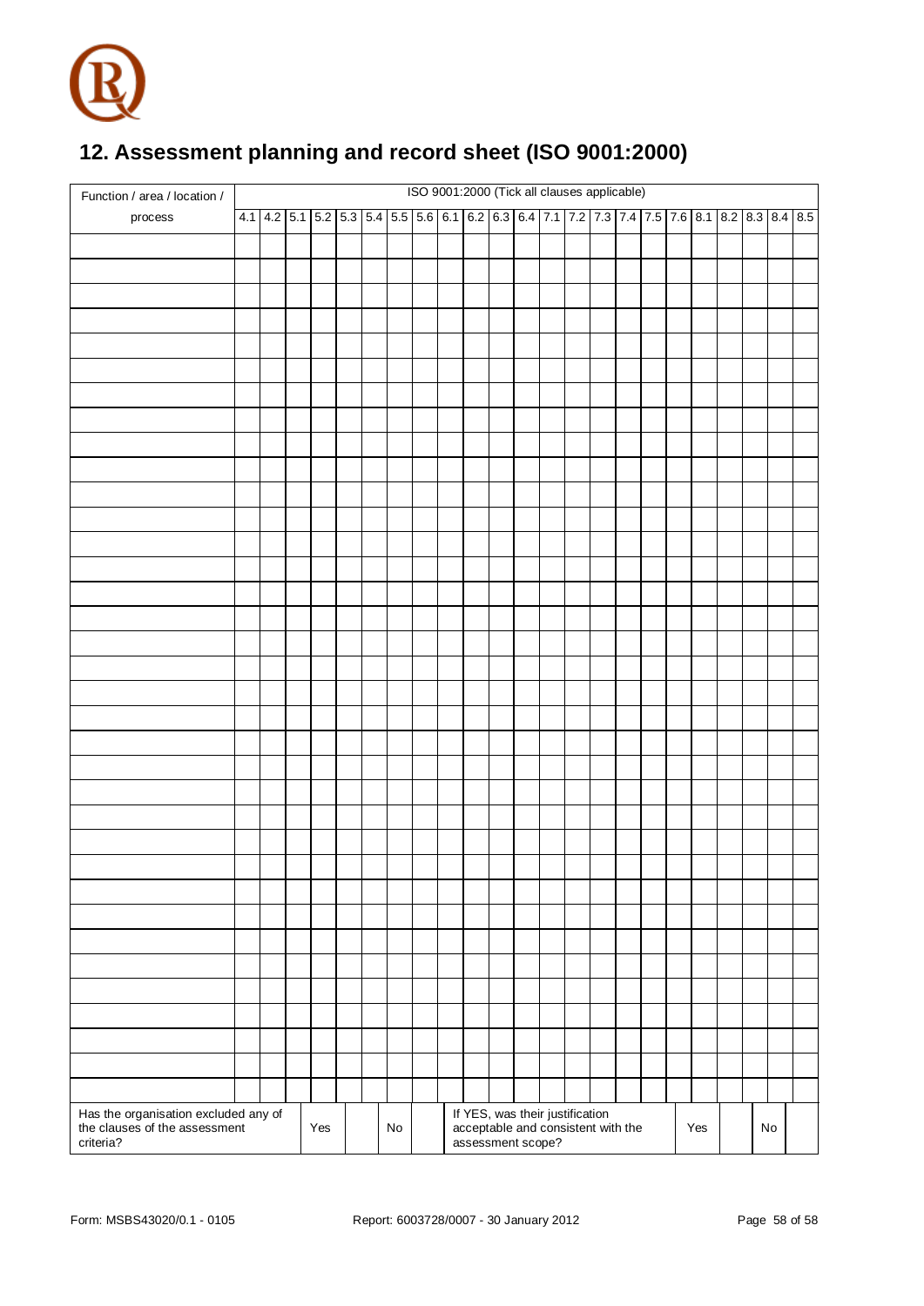## 12. Assessment planning and record sheet (ISO 9001:2000)

| Function / area / location / process | ISO 9001:2000 (Tick all clauses applicable) | | | | | | | | | | | | | | | | | | | | | | |
|---|---|---|---|---|---|---|---|---|---|---|---|---|---|---|---|---|---|---|---|---|---|---|---|
| | 4.1 | 4.2 | 5.1 | 5.2 | 5.3 | 5.4 | 5.5 | 5.6 | 6.1 | 6.2 | 6.3 | 6.4 | 7.1 | 7.2 | 7.3 | 7.4 | 7.5 | 7.6 | 8.1 | 8.2 | 8.3 | 8.4 | 8.5 |
| | | | | | | | | | | | | | | | | | | | | | | | |
| | | | | | | | | | | | | | | | | | | | | | | | |
| | | | | | | | | | | | | | | | | | | | | | | | |
| | | | | | | | | | | | | | | | | | | | | | | | |
| | | | | | | | | | | | | | | | | | | | | | | | |
| | | | | | | | | | | | | | | | | | | | | | | | |
| | | | | | | | | | | | | | | | | | | | | | | | |
| | | | | | | | | | | | | | | | | | | | | | | | |
| | | | | | | | | | | | | | | | | | | | | | | | |
| | | | | | | | | | | | | | | | | | | | | | | | |
| | | | | | | | | | | | | | | | | | | | | | | | |
| | | | | | | | | | | | | | | | | | | | | | | | |
| | | | | | | | | | | | | | | | | | | | | | | | |
| | | | | | | | | | | | | | | | | | | | | | | | |
| | | | | | | | | | | | | | | | | | | | | | | | |
| | | | | | | | | | | | | | | | | | | | | | | | |
| | | | | | | | | | | | | | | | | | | | | | | | |
| | | | | | | | | | | | | | | | | | | | | | | | |
| | | | | | | | | | | | | | | | | | | | | | | | |
| | | | | | | | | | | | | | | | | | | | | | | | |
| | | | | | | | | | | | | | | | | | | | | | | | |
| | | | | | | | | | | | | | | | | | | | | | | | |
| | | | | | | | | | | | | | | | | | | | | | | | |
| | | | | | | | | | | | | | | | | | | | | | | | |
| | | | | | | | | | | | | | | | | | | | | | | | |
| | | | | | | | | | | | | | | | | | | | | | | | |
| | | | | | | | | | | | | | | | | | | | | | | | |
| | | | | | | | | | | | | | | | | | | | | | | | |
| | | | | | | | | | | | | | | | | | | | | | | | |
| | | | | | | | | | | | | | | | | | | | | | | | |
| | | | | | | | | | | | | | | | | | | | | | | | |
| | | | | | | | | | | | | | | | | | | | | | | | |
| | | | | | | | | | | | | | | | | | | | | | | | |
| | | | | | | | | | | | | | | | | | | | | | | | |
| | | | | | | | | | | | | | | | | | | | | | | | |

| Has the organisation excluded any of the clauses of the assessment criteria? | Yes | | No | | If YES, was their justification acceptable and consistent with the assessment scope? | Yes | | No | |
|---|---|---|---|---|---|---|---|---|---|

Form: MSBS43020/0.1 - 0105 Report: 6003728/0007 - 30 January 2012